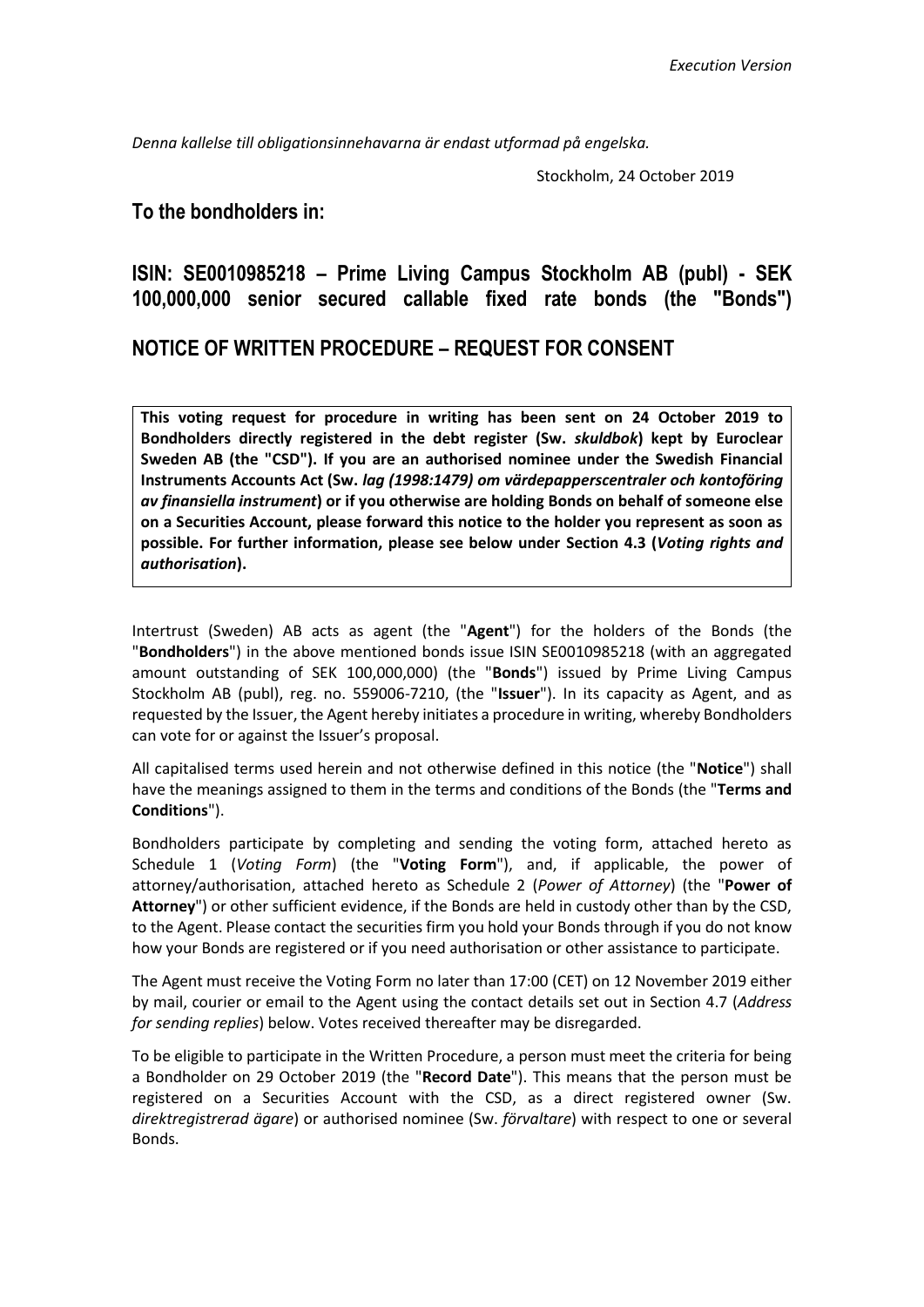*Execution Version*

*Denna kallelse till obligationsinnehavarna är endast utformad på engelska.*

Stockholm, 24 October 2019

## To the bondholders in:

## ISIN: SE0010985218 – Prime Living Campus Stockholm AB (publ) - SEK 100,000,000 senior secured callable fixed rate bonds (the "Bonds")

## NOTICE OF WRITTEN PROCEDURE – REQUEST FOR CONSENT

**This voting request for procedure in writing has been sent on 24 October 2019 to Bondholders directly registered in the debt register (Sw. *skuldbok*) kept by Euroclear Sweden AB (the "CSD"). If you are an authorised nominee under the Swedish Financial Instruments Accounts Act (Sw. *lag (1998:1479) om värdepapperscentraler och kontoföring av finansiella instrument*) or if you otherwise are holding Bonds on behalf of someone else on a Securities Account, please forward this notice to the holder you represent as soon as possible. For further information, please see below under Section 4.3 (*Voting rights and authorisation*).**

Intertrust (Sweden) AB acts as agent (the "**Agent**") for the holders of the Bonds (the "**Bondholders**") in the above mentioned bonds issue ISIN SE0010985218 (with an aggregated amount outstanding of SEK 100,000,000) (the "**Bonds**") issued by Prime Living Campus Stockholm AB (publ), reg. no. 559006-7210, (the "**Issuer**"). In its capacity as Agent, and as requested by the Issuer, the Agent hereby initiates a procedure in writing, whereby Bondholders can vote for or against the Issuer's proposal.

All capitalised terms used herein and not otherwise defined in this notice (the "**Notice**") shall have the meanings assigned to them in the terms and conditions of the Bonds (the "**Terms and Conditions**").

Bondholders participate by completing and sending the voting form, attached hereto as Schedule 1 (*Voting Form*) (the "**Voting Form**"), and, if applicable, the power of attorney/authorisation, attached hereto as Schedule 2 (*Power of Attorney*) (the "**Power of Attorney**") or other sufficient evidence, if the Bonds are held in custody other than by the CSD, to the Agent. Please contact the securities firm you hold your Bonds through if you do not know how your Bonds are registered or if you need authorisation or other assistance to participate.

The Agent must receive the Voting Form no later than 17:00 (CET) on 12 November 2019 either by mail, courier or email to the Agent using the contact details set out in Section 4.7 (*Address for sending replies*) below. Votes received thereafter may be disregarded.

To be eligible to participate in the Written Procedure, a person must meet the criteria for being a Bondholder on 29 October 2019 (the "**Record Date**"). This means that the person must be registered on a Securities Account with the CSD, as a direct registered owner (Sw. *direktregistrerad ägare*) or authorised nominee (Sw. *förvaltare*) with respect to one or several Bonds.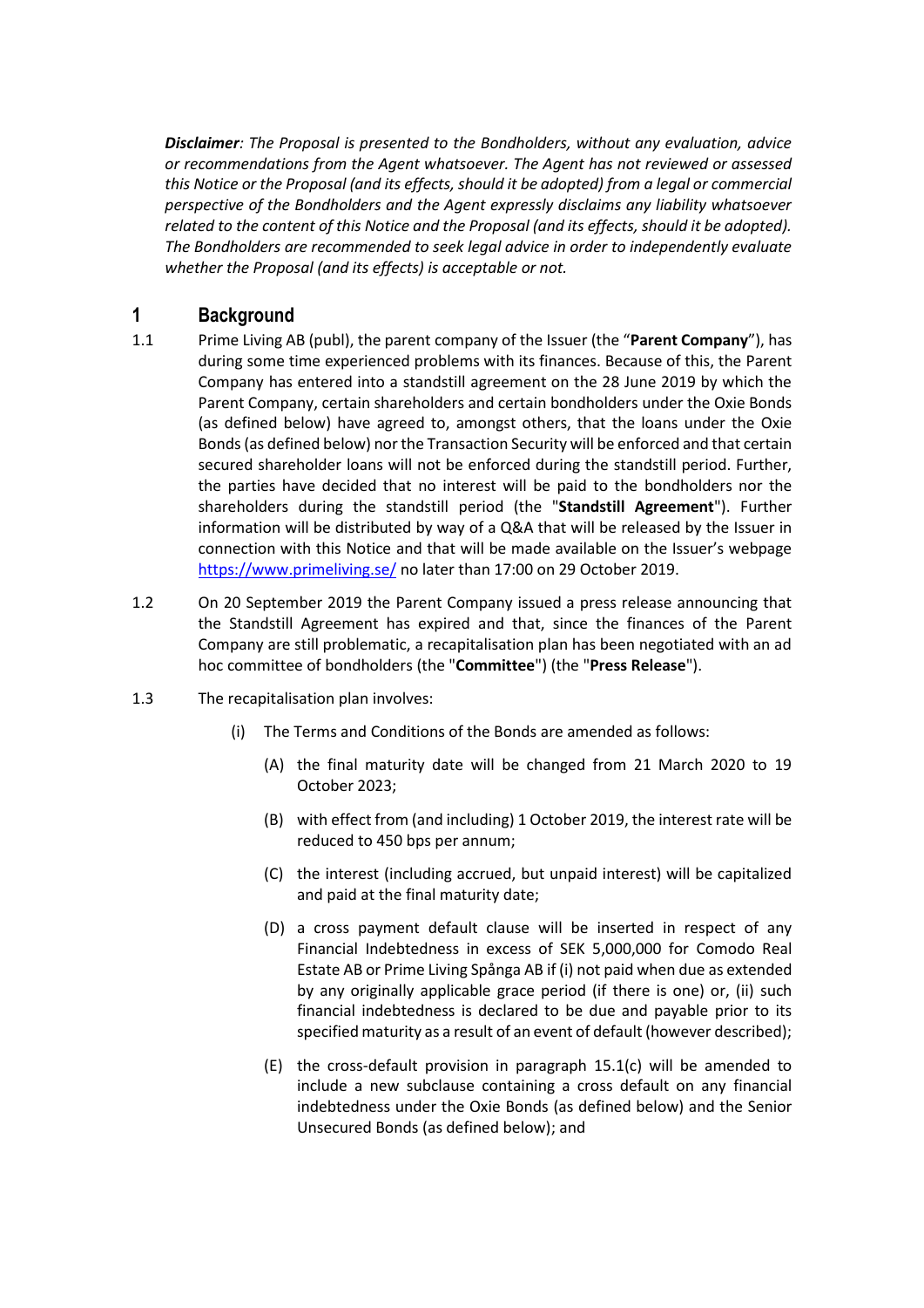***Disclaimer**: The Proposal is presented to the Bondholders, without any evaluation, advice or recommendations from the Agent whatsoever. The Agent has not reviewed or assessed this Notice or the Proposal (and its effects, should it be adopted) from a legal or commercial perspective of the Bondholders and the Agent expressly disclaims any liability whatsoever related to the content of this Notice and the Proposal (and its effects, should it be adopted). The Bondholders are recommended to seek legal advice in order to independently evaluate whether the Proposal (and its effects) is acceptable or not.*

# 1 Background

1.1 Prime Living AB (publ), the parent company of the Issuer (the "**Parent Company**"), has during some time experienced problems with its finances. Because of this, the Parent Company has entered into a standstill agreement on the 28 June 2019 by which the Parent Company, certain shareholders and certain bondholders under the Oxie Bonds (as defined below) have agreed to, amongst others, that the loans under the Oxie Bonds (as defined below) nor the Transaction Security will be enforced and that certain secured shareholder loans will not be enforced during the standstill period. Further, the parties have decided that no interest will be paid to the bondholders nor the shareholders during the standstill period (the "**Standstill Agreement**"). Further information will be distributed by way of a Q&A that will be released by the Issuer in connection with this Notice and that will be made available on the Issuer's webpage https://www.primeliving.se/ no later than 17:00 on 29 October 2019.

1.2 On 20 September 2019 the Parent Company issued a press release announcing that the Standstill Agreement has expired and that, since the finances of the Parent Company are still problematic, a recapitalisation plan has been negotiated with an ad hoc committee of bondholders (the "**Committee**") (the "**Press Release**").

1.3 The recapitalisation plan involves:

(i) The Terms and Conditions of the Bonds are amended as follows:

(A) the final maturity date will be changed from 21 March 2020 to 19 October 2023;

(B) with effect from (and including) 1 October 2019, the interest rate will be reduced to 450 bps per annum;

(C) the interest (including accrued, but unpaid interest) will be capitalized and paid at the final maturity date;

(D) a cross payment default clause will be inserted in respect of any Financial Indebtedness in excess of SEK 5,000,000 for Comodo Real Estate AB or Prime Living Spånga AB if (i) not paid when due as extended by any originally applicable grace period (if there is one) or, (ii) such financial indebtedness is declared to be due and payable prior to its specified maturity as a result of an event of default (however described);

(E) the cross-default provision in paragraph 15.1(c) will be amended to include a new subclause containing a cross default on any financial indebtedness under the Oxie Bonds (as defined below) and the Senior Unsecured Bonds (as defined below); and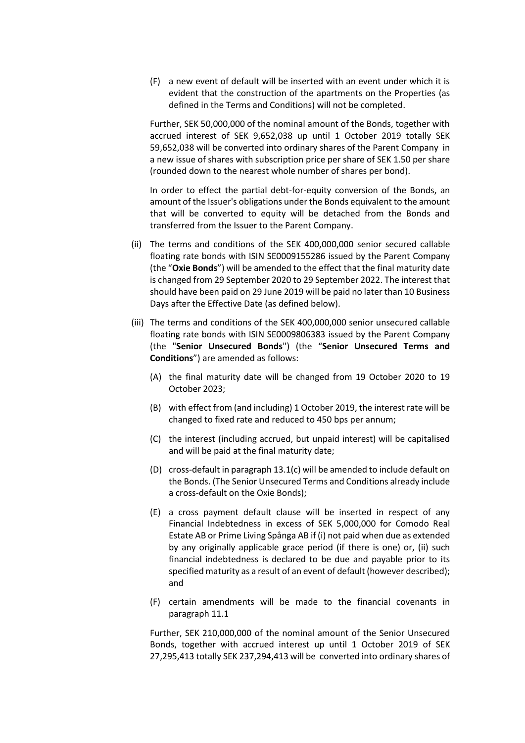(F) a new event of default will be inserted with an event under which it is evident that the construction of the apartments on the Properties (as defined in the Terms and Conditions) will not be completed.

Further, SEK 50,000,000 of the nominal amount of the Bonds, together with accrued interest of SEK 9,652,038 up until 1 October 2019 totally SEK 59,652,038 will be converted into ordinary shares of the Parent Company in a new issue of shares with subscription price per share of SEK 1.50 per share (rounded down to the nearest whole number of shares per bond).

In order to effect the partial debt-for-equity conversion of the Bonds, an amount of the Issuer's obligations under the Bonds equivalent to the amount that will be converted to equity will be detached from the Bonds and transferred from the Issuer to the Parent Company.

(ii) The terms and conditions of the SEK 400,000,000 senior secured callable floating rate bonds with ISIN SE0009155286 issued by the Parent Company (the "**Oxie Bonds**") will be amended to the effect that the final maturity date is changed from 29 September 2020 to 29 September 2022. The interest that should have been paid on 29 June 2019 will be paid no later than 10 Business Days after the Effective Date (as defined below).

(iii) The terms and conditions of the SEK 400,000,000 senior unsecured callable floating rate bonds with ISIN SE0009806383 issued by the Parent Company (the "**Senior Unsecured Bonds**") (the "**Senior Unsecured Terms and Conditions**") are amended as follows:

(A) the final maturity date will be changed from 19 October 2020 to 19 October 2023;

(B) with effect from (and including) 1 October 2019, the interest rate will be changed to fixed rate and reduced to 450 bps per annum;

(C) the interest (including accrued, but unpaid interest) will be capitalised and will be paid at the final maturity date;

(D) cross-default in paragraph 13.1(c) will be amended to include default on the Bonds. (The Senior Unsecured Terms and Conditions already include a cross-default on the Oxie Bonds);

(E) a cross payment default clause will be inserted in respect of any Financial Indebtedness in excess of SEK 5,000,000 for Comodo Real Estate AB or Prime Living Spånga AB if (i) not paid when due as extended by any originally applicable grace period (if there is one) or, (ii) such financial indebtedness is declared to be due and payable prior to its specified maturity as a result of an event of default (however described); and

(F) certain amendments will be made to the financial covenants in paragraph 11.1

Further, SEK 210,000,000 of the nominal amount of the Senior Unsecured Bonds, together with accrued interest up until 1 October 2019 of SEK 27,295,413 totally SEK 237,294,413 will be converted into ordinary shares of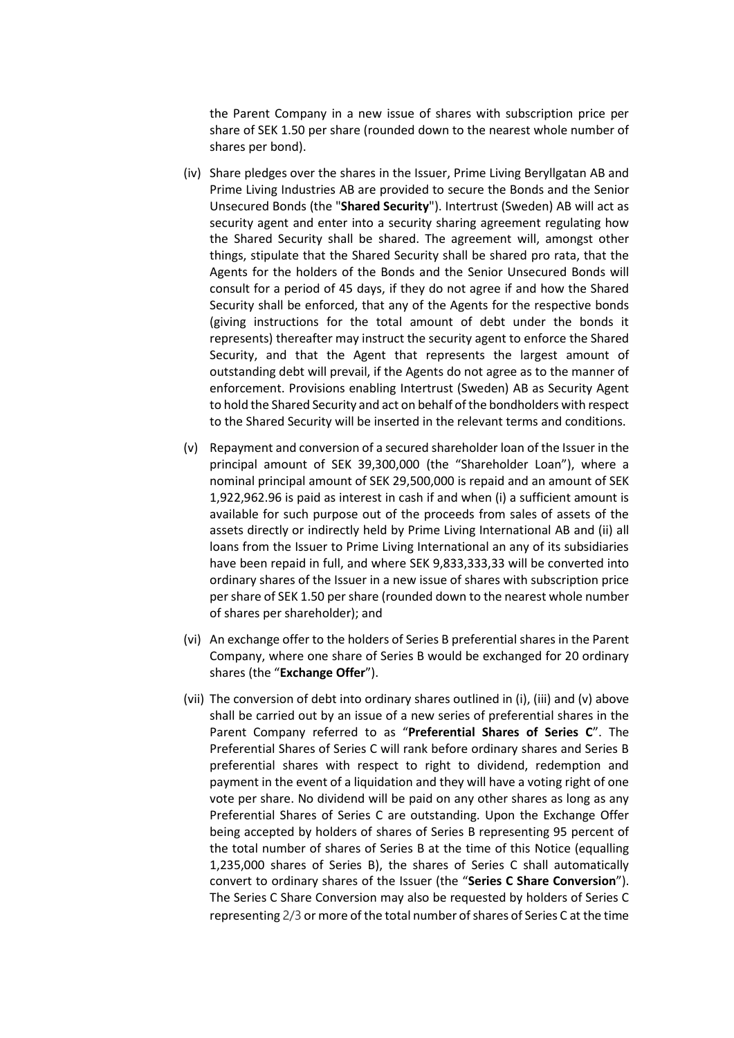the Parent Company in a new issue of shares with subscription price per share of SEK 1.50 per share (rounded down to the nearest whole number of shares per bond).

(iv) Share pledges over the shares in the Issuer, Prime Living Beryllgatan AB and Prime Living Industries AB are provided to secure the Bonds and the Senior Unsecured Bonds (the "**Shared Security**"). Intertrust (Sweden) AB will act as security agent and enter into a security sharing agreement regulating how the Shared Security shall be shared. The agreement will, amongst other things, stipulate that the Shared Security shall be shared pro rata, that the Agents for the holders of the Bonds and the Senior Unsecured Bonds will consult for a period of 45 days, if they do not agree if and how the Shared Security shall be enforced, that any of the Agents for the respective bonds (giving instructions for the total amount of debt under the bonds it represents) thereafter may instruct the security agent to enforce the Shared Security, and that the Agent that represents the largest amount of outstanding debt will prevail, if the Agents do not agree as to the manner of enforcement. Provisions enabling Intertrust (Sweden) AB as Security Agent to hold the Shared Security and act on behalf of the bondholders with respect to the Shared Security will be inserted in the relevant terms and conditions.

(v) Repayment and conversion of a secured shareholder loan of the Issuer in the principal amount of SEK 39,300,000 (the "Shareholder Loan"), where a nominal principal amount of SEK 29,500,000 is repaid and an amount of SEK 1,922,962.96 is paid as interest in cash if and when (i) a sufficient amount is available for such purpose out of the proceeds from sales of assets of the assets directly or indirectly held by Prime Living International AB and (ii) all loans from the Issuer to Prime Living International an any of its subsidiaries have been repaid in full, and where SEK 9,833,333,33 will be converted into ordinary shares of the Issuer in a new issue of shares with subscription price per share of SEK 1.50 per share (rounded down to the nearest whole number of shares per shareholder); and

(vi) An exchange offer to the holders of Series B preferential shares in the Parent Company, where one share of Series B would be exchanged for 20 ordinary shares (the "**Exchange Offer**").

(vii) The conversion of debt into ordinary shares outlined in (i), (iii) and (v) above shall be carried out by an issue of a new series of preferential shares in the Parent Company referred to as "**Preferential Shares of Series C**". The Preferential Shares of Series C will rank before ordinary shares and Series B preferential shares with respect to right to dividend, redemption and payment in the event of a liquidation and they will have a voting right of one vote per share. No dividend will be paid on any other shares as long as any Preferential Shares of Series C are outstanding. Upon the Exchange Offer being accepted by holders of shares of Series B representing 95 percent of the total number of shares of Series B at the time of this Notice (equalling 1,235,000 shares of Series B), the shares of Series C shall automatically convert to ordinary shares of the Issuer (the "**Series C Share Conversion**"). The Series C Share Conversion may also be requested by holders of Series C representing 2/3 or more of the total number of shares of Series C at the time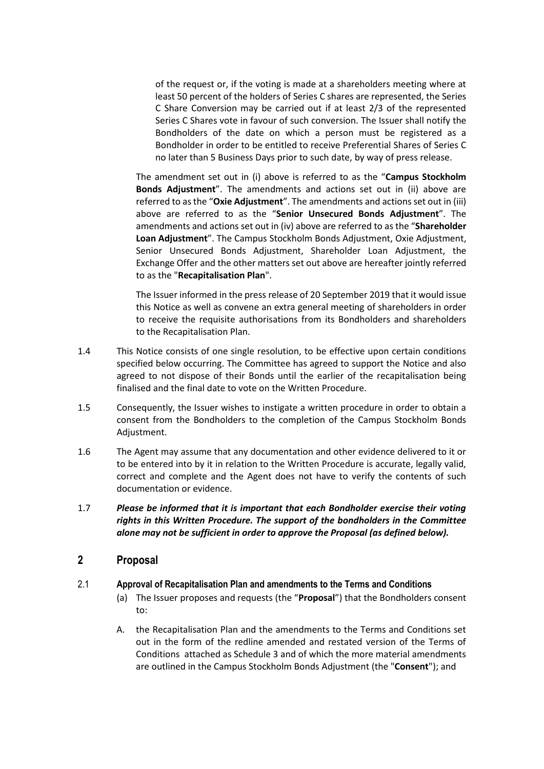of the request or, if the voting is made at a shareholders meeting where at least 50 percent of the holders of Series C shares are represented, the Series C Share Conversion may be carried out if at least 2/3 of the represented Series C Shares vote in favour of such conversion. The Issuer shall notify the Bondholders of the date on which a person must be registered as a Bondholder in order to be entitled to receive Preferential Shares of Series C no later than 5 Business Days prior to such date, by way of press release.

The amendment set out in (i) above is referred to as the "**Campus Stockholm Bonds Adjustment**". The amendments and actions set out in (ii) above are referred to as the "**Oxie Adjustment**". The amendments and actions set out in (iii) above are referred to as the "**Senior Unsecured Bonds Adjustment**". The amendments and actions set out in (iv) above are referred to as the "**Shareholder Loan Adjustment**". The Campus Stockholm Bonds Adjustment, Oxie Adjustment, Senior Unsecured Bonds Adjustment, Shareholder Loan Adjustment, the Exchange Offer and the other matters set out above are hereafter jointly referred to as the "**Recapitalisation Plan**".

The Issuer informed in the press release of 20 September 2019 that it would issue this Notice as well as convene an extra general meeting of shareholders in order to receive the requisite authorisations from its Bondholders and shareholders to the Recapitalisation Plan.

1.4 This Notice consists of one single resolution, to be effective upon certain conditions specified below occurring. The Committee has agreed to support the Notice and also agreed to not dispose of their Bonds until the earlier of the recapitalisation being finalised and the final date to vote on the Written Procedure.

1.5 Consequently, the Issuer wishes to instigate a written procedure in order to obtain a consent from the Bondholders to the completion of the Campus Stockholm Bonds Adjustment.

1.6 The Agent may assume that any documentation and other evidence delivered to it or to be entered into by it in relation to the Written Procedure is accurate, legally valid, correct and complete and the Agent does not have to verify the contents of such documentation or evidence.

1.7 ***Please be informed that it is important that each Bondholder exercise their voting rights in this Written Procedure. The support of the bondholders in the Committee alone may not be sufficient in order to approve the Proposal (as defined below).***

## 2 Proposal

### 2.1 Approval of Recapitalisation Plan and amendments to the Terms and Conditions

(a) The Issuer proposes and requests (the "**Proposal**") that the Bondholders consent to:

A. the Recapitalisation Plan and the amendments to the Terms and Conditions set out in the form of the redline amended and restated version of the Terms of Conditions attached as Schedule 3 and of which the more material amendments are outlined in the Campus Stockholm Bonds Adjustment (the "**Consent**"); and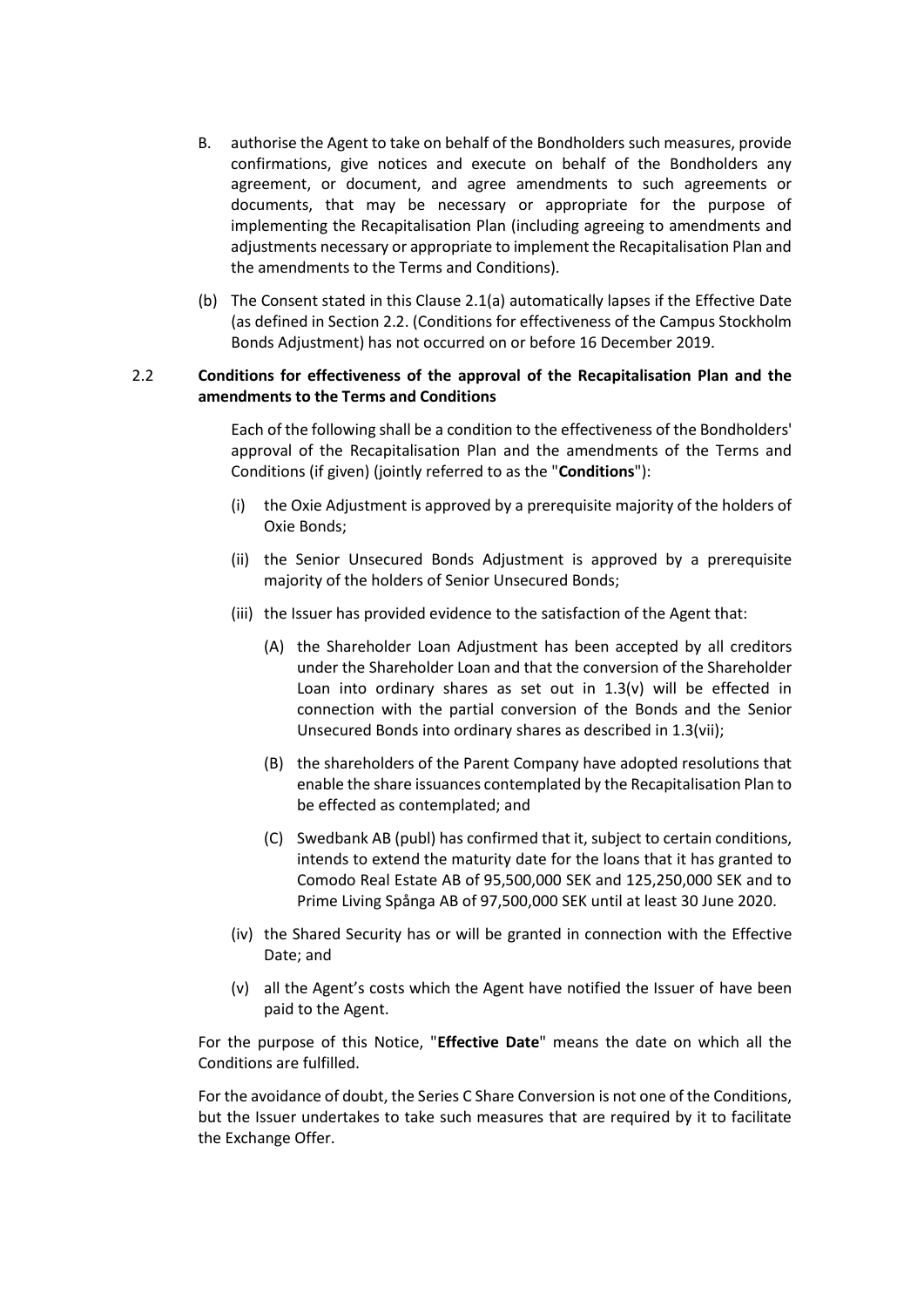B. authorise the Agent to take on behalf of the Bondholders such measures, provide confirmations, give notices and execute on behalf of the Bondholders any agreement, or document, and agree amendments to such agreements or documents, that may be necessary or appropriate for the purpose of implementing the Recapitalisation Plan (including agreeing to amendments and adjustments necessary or appropriate to implement the Recapitalisation Plan and the amendments to the Terms and Conditions).

(b) The Consent stated in this Clause 2.1(a) automatically lapses if the Effective Date (as defined in Section 2.2. (Conditions for effectiveness of the Campus Stockholm Bonds Adjustment) has not occurred on or before 16 December 2019.

### 2.2 Conditions for effectiveness of the approval of the Recapitalisation Plan and the amendments to the Terms and Conditions

Each of the following shall be a condition to the effectiveness of the Bondholders' approval of the Recapitalisation Plan and the amendments of the Terms and Conditions (if given) (jointly referred to as the "**Conditions**"):

(i) the Oxie Adjustment is approved by a prerequisite majority of the holders of Oxie Bonds;

(ii) the Senior Unsecured Bonds Adjustment is approved by a prerequisite majority of the holders of Senior Unsecured Bonds;

(iii) the Issuer has provided evidence to the satisfaction of the Agent that:

(A) the Shareholder Loan Adjustment has been accepted by all creditors under the Shareholder Loan and that the conversion of the Shareholder Loan into ordinary shares as set out in 1.3(v) will be effected in connection with the partial conversion of the Bonds and the Senior Unsecured Bonds into ordinary shares as described in 1.3(vii);

(B) the shareholders of the Parent Company have adopted resolutions that enable the share issuances contemplated by the Recapitalisation Plan to be effected as contemplated; and

(C) Swedbank AB (publ) has confirmed that it, subject to certain conditions, intends to extend the maturity date for the loans that it has granted to Comodo Real Estate AB of 95,500,000 SEK and 125,250,000 SEK and to Prime Living Spånga AB of 97,500,000 SEK until at least 30 June 2020.

(iv) the Shared Security has or will be granted in connection with the Effective Date; and

(v) all the Agent's costs which the Agent have notified the Issuer of have been paid to the Agent.

For the purpose of this Notice, "**Effective Date**" means the date on which all the Conditions are fulfilled.

For the avoidance of doubt, the Series C Share Conversion is not one of the Conditions, but the Issuer undertakes to take such measures that are required by it to facilitate the Exchange Offer.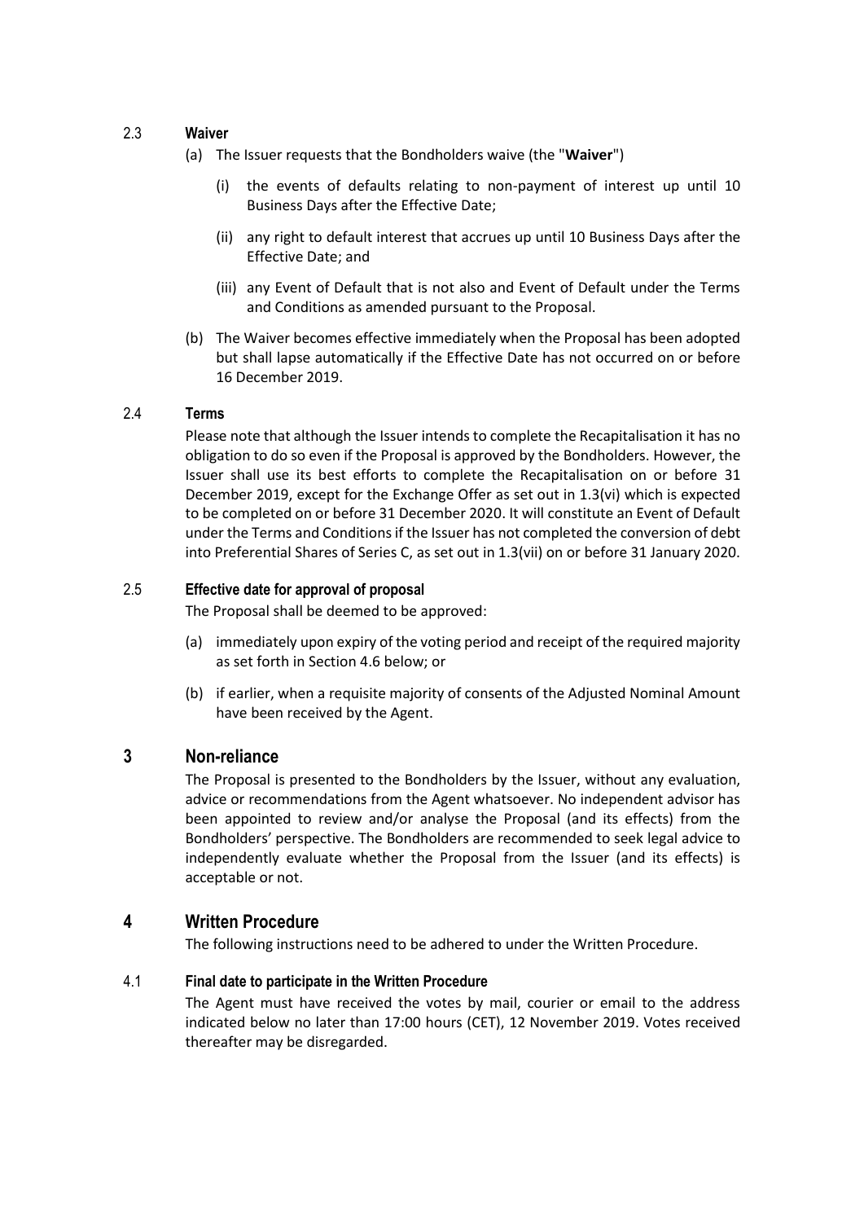### 2.3 Waiver

(a) The Issuer requests that the Bondholders waive (the "**Waiver**")

(i) the events of defaults relating to non-payment of interest up until 10 Business Days after the Effective Date;

(ii) any right to default interest that accrues up until 10 Business Days after the Effective Date; and

(iii) any Event of Default that is not also and Event of Default under the Terms and Conditions as amended pursuant to the Proposal.

(b) The Waiver becomes effective immediately when the Proposal has been adopted but shall lapse automatically if the Effective Date has not occurred on or before 16 December 2019.

### 2.4 Terms

Please note that although the Issuer intends to complete the Recapitalisation it has no obligation to do so even if the Proposal is approved by the Bondholders. However, the Issuer shall use its best efforts to complete the Recapitalisation on or before 31 December 2019, except for the Exchange Offer as set out in 1.3(vi) which is expected to be completed on or before 31 December 2020. It will constitute an Event of Default under the Terms and Conditions if the Issuer has not completed the conversion of debt into Preferential Shares of Series C, as set out in 1.3(vii) on or before 31 January 2020.

### 2.5 Effective date for approval of proposal

The Proposal shall be deemed to be approved:

(a) immediately upon expiry of the voting period and receipt of the required majority as set forth in Section 4.6 below; or

(b) if earlier, when a requisite majority of consents of the Adjusted Nominal Amount have been received by the Agent.

## 3 Non-reliance

The Proposal is presented to the Bondholders by the Issuer, without any evaluation, advice or recommendations from the Agent whatsoever. No independent advisor has been appointed to review and/or analyse the Proposal (and its effects) from the Bondholders' perspective. The Bondholders are recommended to seek legal advice to independently evaluate whether the Proposal from the Issuer (and its effects) is acceptable or not.

## 4 Written Procedure

The following instructions need to be adhered to under the Written Procedure.

### 4.1 Final date to participate in the Written Procedure

The Agent must have received the votes by mail, courier or email to the address indicated below no later than 17:00 hours (CET), 12 November 2019. Votes received thereafter may be disregarded.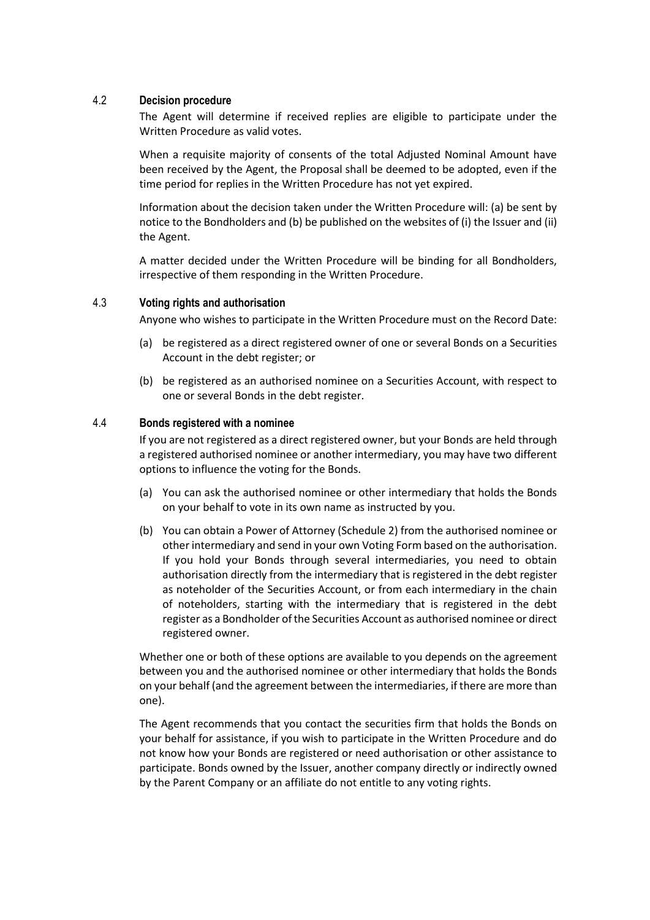### 4.2 Decision procedure

The Agent will determine if received replies are eligible to participate under the Written Procedure as valid votes.

When a requisite majority of consents of the total Adjusted Nominal Amount have been received by the Agent, the Proposal shall be deemed to be adopted, even if the time period for replies in the Written Procedure has not yet expired.

Information about the decision taken under the Written Procedure will: (a) be sent by notice to the Bondholders and (b) be published on the websites of (i) the Issuer and (ii) the Agent.

A matter decided under the Written Procedure will be binding for all Bondholders, irrespective of them responding in the Written Procedure.

### 4.3 Voting rights and authorisation

Anyone who wishes to participate in the Written Procedure must on the Record Date:

(a) be registered as a direct registered owner of one or several Bonds on a Securities Account in the debt register; or

(b) be registered as an authorised nominee on a Securities Account, with respect to one or several Bonds in the debt register.

### 4.4 Bonds registered with a nominee

If you are not registered as a direct registered owner, but your Bonds are held through a registered authorised nominee or another intermediary, you may have two different options to influence the voting for the Bonds.

(a) You can ask the authorised nominee or other intermediary that holds the Bonds on your behalf to vote in its own name as instructed by you.

(b) You can obtain a Power of Attorney (Schedule 2) from the authorised nominee or other intermediary and send in your own Voting Form based on the authorisation. If you hold your Bonds through several intermediaries, you need to obtain authorisation directly from the intermediary that is registered in the debt register as noteholder of the Securities Account, or from each intermediary in the chain of noteholders, starting with the intermediary that is registered in the debt register as a Bondholder of the Securities Account as authorised nominee or direct registered owner.

Whether one or both of these options are available to you depends on the agreement between you and the authorised nominee or other intermediary that holds the Bonds on your behalf (and the agreement between the intermediaries, if there are more than one).

The Agent recommends that you contact the securities firm that holds the Bonds on your behalf for assistance, if you wish to participate in the Written Procedure and do not know how your Bonds are registered or need authorisation or other assistance to participate. Bonds owned by the Issuer, another company directly or indirectly owned by the Parent Company or an affiliate do not entitle to any voting rights.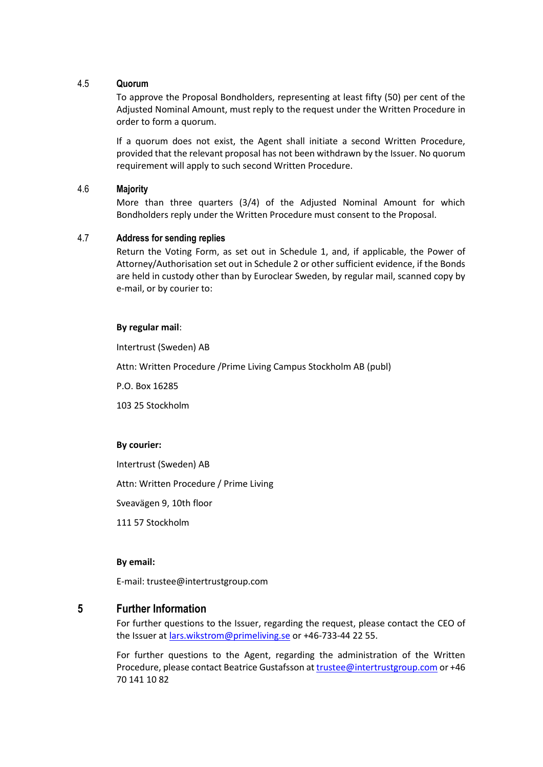### 4.5 Quorum

To approve the Proposal Bondholders, representing at least fifty (50) per cent of the Adjusted Nominal Amount, must reply to the request under the Written Procedure in order to form a quorum.

If a quorum does not exist, the Agent shall initiate a second Written Procedure, provided that the relevant proposal has not been withdrawn by the Issuer. No quorum requirement will apply to such second Written Procedure.

### 4.6 Majority

More than three quarters (3/4) of the Adjusted Nominal Amount for which Bondholders reply under the Written Procedure must consent to the Proposal.

### 4.7 Address for sending replies

Return the Voting Form, as set out in Schedule 1, and, if applicable, the Power of Attorney/Authorisation set out in Schedule 2 or other sufficient evidence, if the Bonds are held in custody other than by Euroclear Sweden, by regular mail, scanned copy by e-mail, or by courier to:

**By regular mail**:

Intertrust (Sweden) AB

Attn: Written Procedure /Prime Living Campus Stockholm AB (publ)

P.O. Box 16285

103 25 Stockholm

**By courier:**

Intertrust (Sweden) AB

Attn: Written Procedure / Prime Living

Sveavägen 9, 10th floor

111 57 Stockholm

**By email:**

E-mail: trustee@intertrustgroup.com

## 5 Further Information

For further questions to the Issuer, regarding the request, please contact the CEO of the Issuer at lars.wikstrom@primeliving.se or +46-733-44 22 55.

For further questions to the Agent, regarding the administration of the Written Procedure, please contact Beatrice Gustafsson at trustee@intertrustgroup.com or +46 70 141 10 82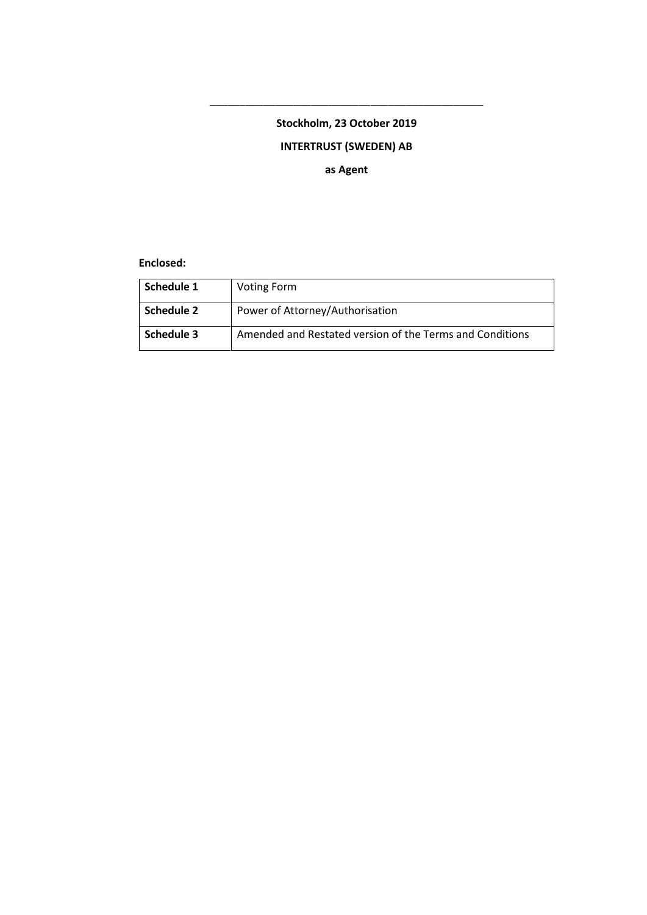\_\_\_\_\_\_\_\_\_\_\_\_\_\_\_\_\_\_\_\_\_\_\_\_\_\_\_\_\_\_\_\_\_\_\_\_\_\_\_\_\_\_\_\_\_\_\_\_

**Stockholm, 23 October 2019**

**INTERTRUST (SWEDEN) AB**

**as Agent**

**Enclosed:**

| | |
|---|---|
| **Schedule 1** | Voting Form |
| **Schedule 2** | Power of Attorney/Authorisation |
| **Schedule 3** | Amended and Restated version of the Terms and Conditions |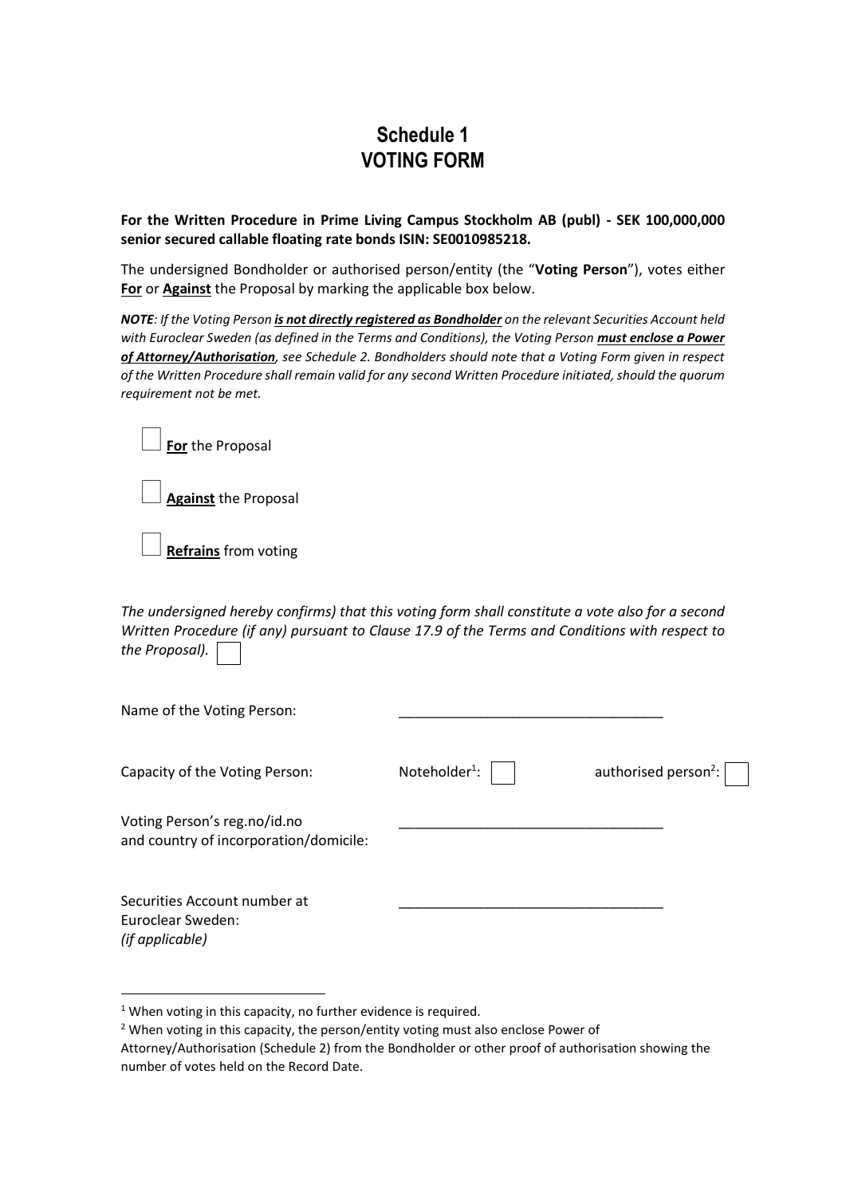# Schedule 1
# VOTING FORM

**For the Written Procedure in Prime Living Campus Stockholm AB (publ) - SEK 100,000,000 senior secured callable floating rate bonds ISIN: SE0010985218.**

The undersigned Bondholder or authorised person/entity (the "**Voting Person**"), votes either **For** or **Against** the Proposal by marking the applicable box below.

***NOTE****: If the Voting Person* ***is not directly registered as Bondholder*** *on the relevant Securities Account held with Euroclear Sweden (as defined in the Terms and Conditions), the Voting Person* ***must enclose a Power of Attorney/Authorisation****, see Schedule 2. Bondholders should note that a Voting Form given in respect of the Written Procedure shall remain valid for any second Written Procedure initiated, should the quorum requirement not be met.*

☐ **For** the Proposal

☐ **Against** the Proposal

☐ **Refrains** from voting

*The undersigned hereby confirms) that this voting form shall constitute a vote also for a second Written Procedure (if any) pursuant to Clause 17.9 of the Terms and Conditions with respect to the Proposal).* ☐

Name of the Voting Person: \_\_\_\_\_\_\_\_\_\_\_\_\_\_\_\_\_\_\_\_\_\_\_\_\_\_\_\_\_\_\_\_\_\_

Capacity of the Voting Person: Noteholder[1]: ☐ authorised person[2]: ☐

Voting Person's reg.no/id.no and country of incorporation/domicile: \_\_\_\_\_\_\_\_\_\_\_\_\_\_\_\_\_\_\_\_\_\_\_\_\_\_\_\_\_\_\_\_\_\_

Securities Account number at Euroclear Sweden: *(if applicable)* \_\_\_\_\_\_\_\_\_\_\_\_\_\_\_\_\_\_\_\_\_\_\_\_\_\_\_\_\_\_\_\_\_\_

---

[1] When voting in this capacity, no further evidence is required.

[2] When voting in this capacity, the person/entity voting must also enclose Power of Attorney/Authorisation (Schedule 2) from the Bondholder or other proof of authorisation showing the number of votes held on the Record Date.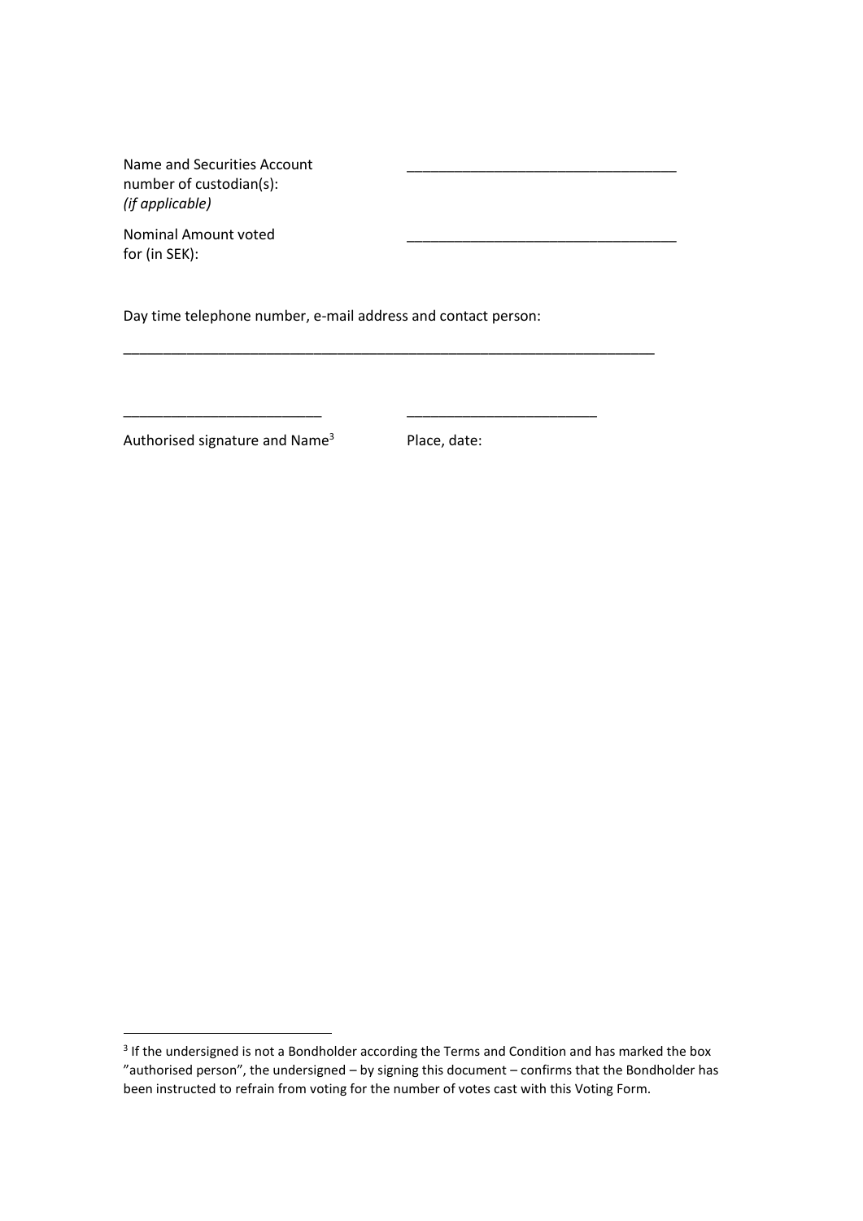Name and Securities Account number of custodian(s): *(if applicable)* \_\_\_\_\_\_\_\_\_\_\_\_\_\_\_\_\_\_\_\_\_\_\_\_\_\_\_\_\_\_\_\_\_\_

Nominal Amount voted for (in SEK): \_\_\_\_\_\_\_\_\_\_\_\_\_\_\_\_\_\_\_\_\_\_\_\_\_\_\_\_\_\_\_\_\_\_

Day time telephone number, e-mail address and contact person:

\_\_\_\_\_\_\_\_\_\_\_\_\_\_\_\_\_\_\_\_\_\_\_\_\_\_\_\_\_\_\_\_\_\_\_\_\_\_\_\_\_\_\_\_\_\_\_\_\_\_\_\_\_\_\_\_\_\_\_\_\_\_\_\_\_\_

\_\_\_\_\_\_\_\_\_\_\_\_\_\_\_\_\_\_\_\_\_\_\_\_\_\_ \_\_\_\_\_\_\_\_\_\_\_\_\_\_\_\_\_\_\_\_\_\_\_\_\_

Authorised signature and Name[3] Place, date:

[3] If the undersigned is not a Bondholder according the Terms and Condition and has marked the box "authorised person", the undersigned – by signing this document – confirms that the Bondholder has been instructed to refrain from voting for the number of votes cast with this Voting Form.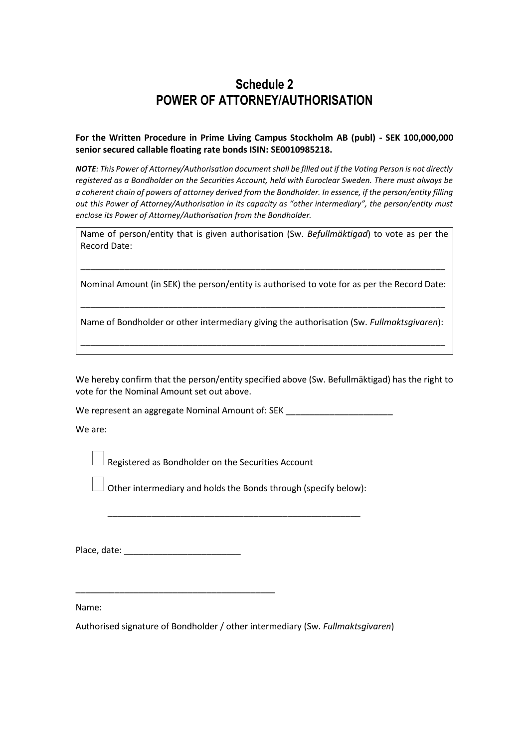# Schedule 2
# POWER OF ATTORNEY/AUTHORISATION

**For the Written Procedure in Prime Living Campus Stockholm AB (publ) - SEK 100,000,000 senior secured callable floating rate bonds ISIN: SE0010985218.**

***NOTE**: This Power of Attorney/Authorisation document shall be filled out if the Voting Person is not directly registered as a Bondholder on the Securities Account, held with Euroclear Sweden. There must always be a coherent chain of powers of attorney derived from the Bondholder. In essence, if the person/entity filling out this Power of Attorney/Authorisation in its capacity as "other intermediary", the person/entity must enclose its Power of Attorney/Authorisation from the Bondholder.*

Name of person/entity that is given authorisation (Sw. *Befullmäktigad*) to vote as per the Record Date:

_______________________________________________________________________________

Nominal Amount (in SEK) the person/entity is authorised to vote for as per the Record Date:

_______________________________________________________________________________

Name of Bondholder or other intermediary giving the authorisation (Sw. *Fullmaktsgivaren*):

_______________________________________________________________________________

We hereby confirm that the person/entity specified above (Sw. Befullmäktigad) has the right to vote for the Nominal Amount set out above.

We represent an aggregate Nominal Amount of: SEK ______________________

We are:

☐ Registered as Bondholder on the Securities Account

☐ Other intermediary and holds the Bonds through (specify below):

_____________________________________________________

Place, date: ________________________

__________________________________________

Name:

Authorised signature of Bondholder / other intermediary (Sw. *Fullmaktsgivaren*)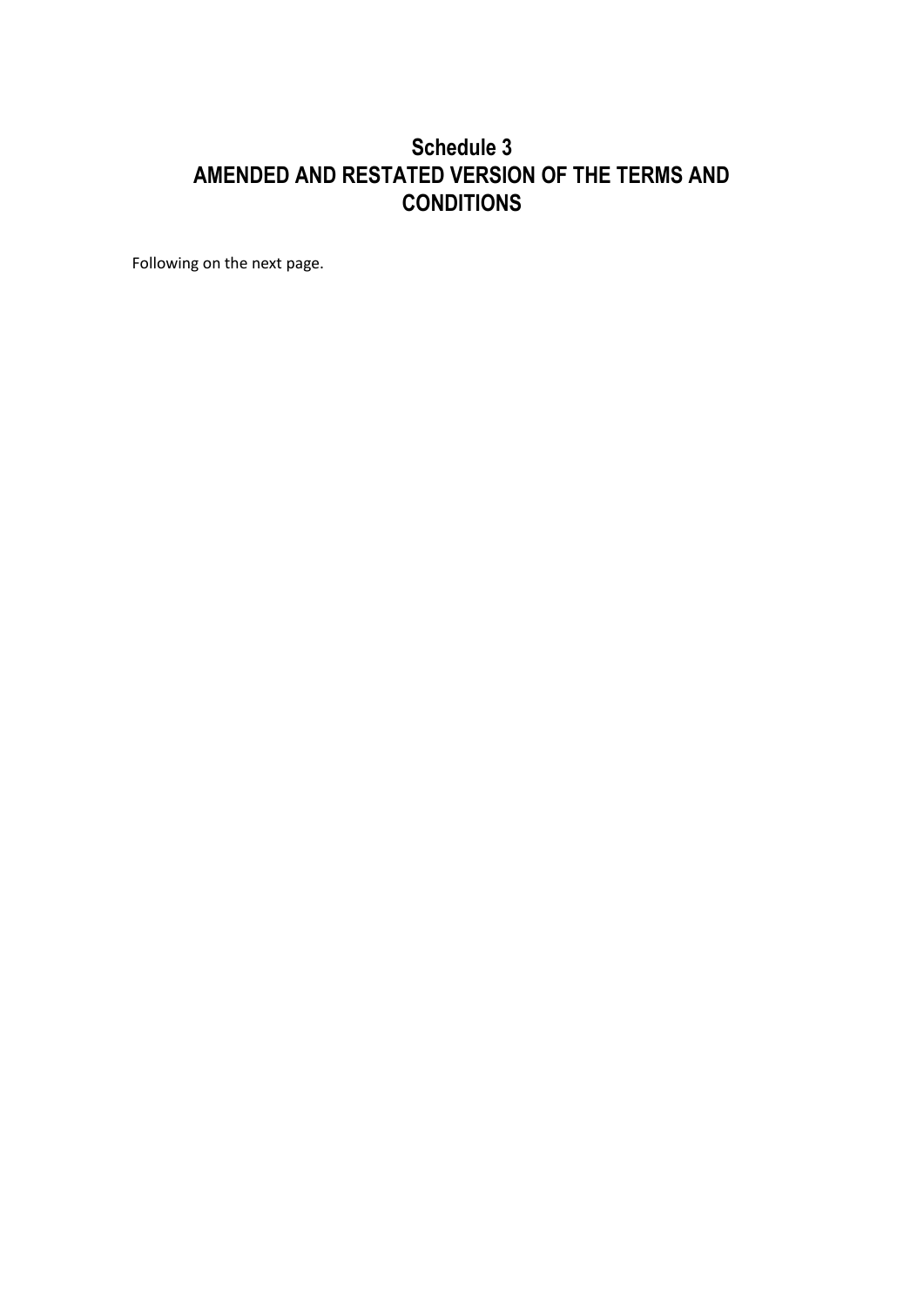# Schedule 3
# AMENDED AND RESTATED VERSION OF THE TERMS AND CONDITIONS

Following on the next page.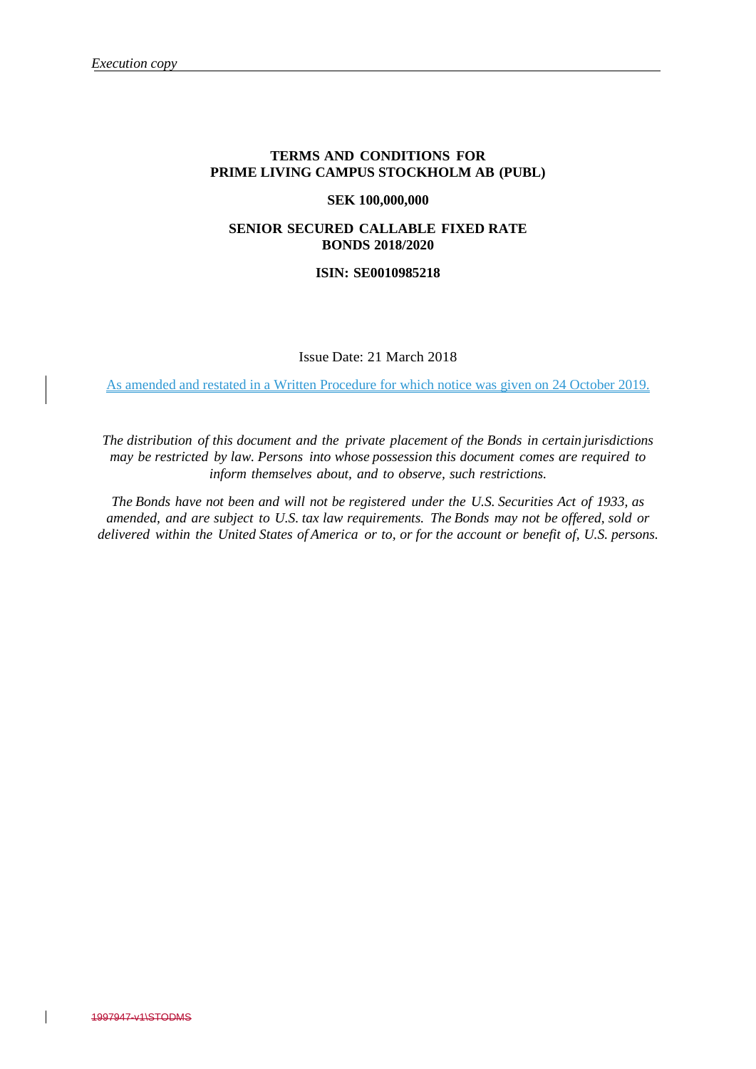*Execution copy*

**TERMS AND CONDITIONS FOR PRIME LIVING CAMPUS STOCKHOLM AB (PUBL)**

**SEK 100,000,000**

**SENIOR SECURED CALLABLE FIXED RATE BONDS 2018/2020**

**ISIN: SE0010985218**

Issue Date: 21 March 2018

As amended and restated in a Written Procedure for which notice was given on 24 October 2019.

*The distribution of this document and the private placement of the Bonds in certain jurisdictions may be restricted by law. Persons into whose possession this document comes are required to inform themselves about, and to observe, such restrictions.*

*The Bonds have not been and will not be registered under the U.S. Securities Act of 1933, as amended, and are subject to U.S. tax law requirements. The Bonds may not be offered, sold or delivered within the United States of America or to, or for the account or benefit of, U.S. persons.*

~~1997947-v1\STODMS~~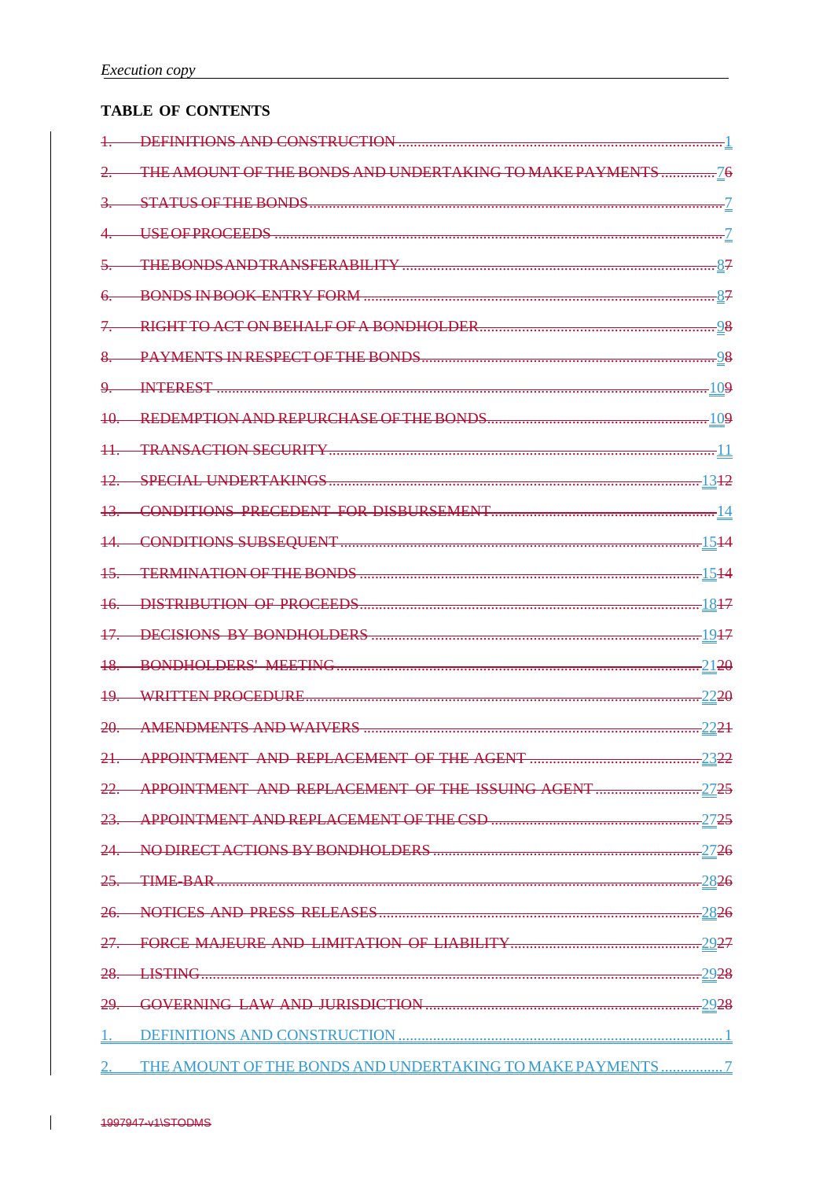**TABLE OF CONTENTS**

~~1. DEFINITIONS AND CONSTRUCTION~~ 1

~~2. THE AMOUNT OF THE BONDS AND UNDERTAKING TO MAKE PAYMENTS~~ 7~~6~~

~~3. STATUS OF THE BONDS~~ 7

~~4. USE OF PROCEEDS~~ 7

~~5. THE BONDS AND TRANSFERABILITY~~ 8~~7~~

~~6. BONDS IN BOOK-ENTRY FORM~~ 8~~7~~

~~7. RIGHT TO ACT ON BEHALF OF A BONDHOLDER~~ 9~~8~~

~~8. PAYMENTS IN RESPECT OF THE BONDS~~ 9~~8~~

~~9. INTEREST~~ 10~~9~~

~~10. REDEMPTION AND REPURCHASE OF THE BONDS~~ 10~~9~~

~~11. TRANSACTION SECURITY~~ 11

~~12. SPECIAL UNDERTAKINGS~~ 13~~12~~

~~13. CONDITIONS PRECEDENT FOR DISBURSEMENT~~ 14

~~14. CONDITIONS SUBSEQUENT~~ 15~~14~~

~~15. TERMINATION OF THE BONDS~~ 15~~14~~

~~16. DISTRIBUTION OF PROCEEDS~~ 18~~17~~

~~17. DECISIONS BY BONDHOLDERS~~ 19~~17~~

~~18. BONDHOLDERS' MEETING~~ 21~~20~~

~~19. WRITTEN PROCEDURE~~ 22~~20~~

~~20. AMENDMENTS AND WAIVERS~~ 22~~21~~

~~21. APPOINTMENT AND REPLACEMENT OF THE AGENT~~ 23~~22~~

~~22. APPOINTMENT AND REPLACEMENT OF THE ISSUING AGENT~~ 27~~25~~

~~23. APPOINTMENT AND REPLACEMENT OF THE CSD~~ 27~~25~~

~~24. NO DIRECT ACTIONS BY BONDHOLDERS~~ 27~~26~~

~~25. TIME-BAR~~ 28~~26~~

~~26. NOTICES AND PRESS RELEASES~~ 28~~26~~

~~27. FORCE MAJEURE AND LIMITATION OF LIABILITY~~ 29~~27~~

~~28. LISTING~~ 29~~28~~

~~29. GOVERNING LAW AND JURISDICTION~~ 29~~28~~

1. DEFINITIONS AND CONSTRUCTION 1

2. THE AMOUNT OF THE BONDS AND UNDERTAKING TO MAKE PAYMENTS 7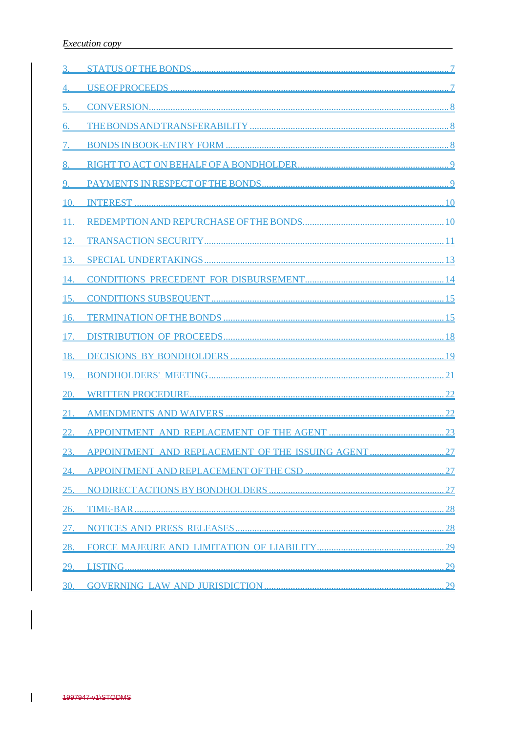3. STATUS OF THE BONDS ........ 7
4. USE OF PROCEEDS ........ 7
5. CONVERSION ........ 8
6. THE BONDS AND TRANSFERABILITY ........ 8
7. BONDS IN BOOK-ENTRY FORM ........ 8
8. RIGHT TO ACT ON BEHALF OF A BONDHOLDER ........ 9
9. PAYMENTS IN RESPECT OF THE BONDS ........ 9
10. INTEREST ........ 10
11. REDEMPTION AND REPURCHASE OF THE BONDS ........ 10
12. TRANSACTION SECURITY ........ 11
13. SPECIAL UNDERTAKINGS ........ 13
14. CONDITIONS PRECEDENT FOR DISBURSEMENT ........ 14
15. CONDITIONS SUBSEQUENT ........ 15
16. TERMINATION OF THE BONDS ........ 15
17. DISTRIBUTION OF PROCEEDS ........ 18
18. DECISIONS BY BONDHOLDERS ........ 19
19. BONDHOLDERS' MEETING ........ 21
20. WRITTEN PROCEDURE ........ 22
21. AMENDMENTS AND WAIVERS ........ 22
22. APPOINTMENT AND REPLACEMENT OF THE AGENT ........ 23
23. APPOINTMENT AND REPLACEMENT OF THE ISSUING AGENT ........ 27
24. APPOINTMENT AND REPLACEMENT OF THE CSD ........ 27
25. NO DIRECT ACTIONS BY BONDHOLDERS ........ 27
26. TIME-BAR ........ 28
27. NOTICES AND PRESS RELEASES ........ 28
28. FORCE MAJEURE AND LIMITATION OF LIABILITY ........ 29
29. LISTING ........ 29
30. GOVERNING LAW AND JURISDICTION ........ 29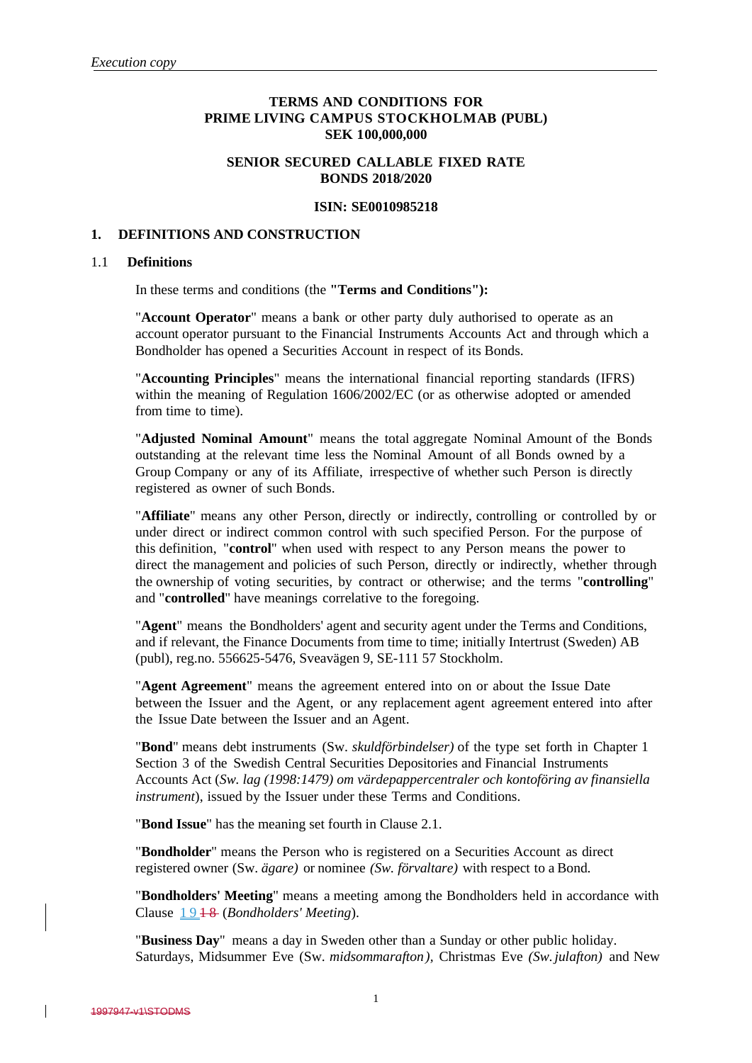*Execution copy*

**TERMS AND CONDITIONS FOR**
**PRIME LIVING CAMPUS STOCKHOLMAB (PUBL)**
**SEK 100,000,000**

**SENIOR SECURED CALLABLE FIXED RATE**
**BONDS 2018/2020**

**ISIN: SE0010985218**

## 1. DEFINITIONS AND CONSTRUCTION

### 1.1 Definitions

In these terms and conditions (the **"Terms and Conditions"):**

"**Account Operator**" means a bank or other party duly authorised to operate as an account operator pursuant to the Financial Instruments Accounts Act and through which a Bondholder has opened a Securities Account in respect of its Bonds.

"**Accounting Principles**" means the international financial reporting standards (IFRS) within the meaning of Regulation 1606/2002/EC (or as otherwise adopted or amended from time to time).

"**Adjusted Nominal Amount**" means the total aggregate Nominal Amount of the Bonds outstanding at the relevant time less the Nominal Amount of all Bonds owned by a Group Company or any of its Affiliate, irrespective of whether such Person is directly registered as owner of such Bonds.

"**Affiliate**" means any other Person, directly or indirectly, controlling or controlled by or under direct or indirect common control with such specified Person. For the purpose of this definition, "**control**" when used with respect to any Person means the power to direct the management and policies of such Person, directly or indirectly, whether through the ownership of voting securities, by contract or otherwise; and the terms "**controlling**" and "**controlled**" have meanings correlative to the foregoing.

"**Agent**" means the Bondholders' agent and security agent under the Terms and Conditions, and if relevant, the Finance Documents from time to time; initially Intertrust (Sweden) AB (publ), reg.no. 556625-5476, Sveavägen 9, SE-111 57 Stockholm.

"**Agent Agreement**" means the agreement entered into on or about the Issue Date between the Issuer and the Agent, or any replacement agent agreement entered into after the Issue Date between the Issuer and an Agent.

"**Bond**" means debt instruments (Sw. *skuldförbindelser)* of the type set forth in Chapter 1 Section 3 of the Swedish Central Securities Depositories and Financial Instruments Accounts Act (*Sw. lag (1998:1479) om värdepappercentraler och kontoföring av finansiella instrument*), issued by the Issuer under these Terms and Conditions.

"**Bond Issue**" has the meaning set fourth in Clause 2.1.

"**Bondholder**" means the Person who is registered on a Securities Account as direct registered owner (Sw. *ägare)* or nominee *(Sw. förvaltare)* with respect to a Bond.

"**Bondholders' Meeting**" means a meeting among the Bondholders held in accordance with Clause 19 ~~18~~ (*Bondholders' Meeting*).

"**Business Day**" means a day in Sweden other than a Sunday or other public holiday. Saturdays, Midsummer Eve (Sw. *midsommarafton)*, Christmas Eve *(Sw. julafton)* and New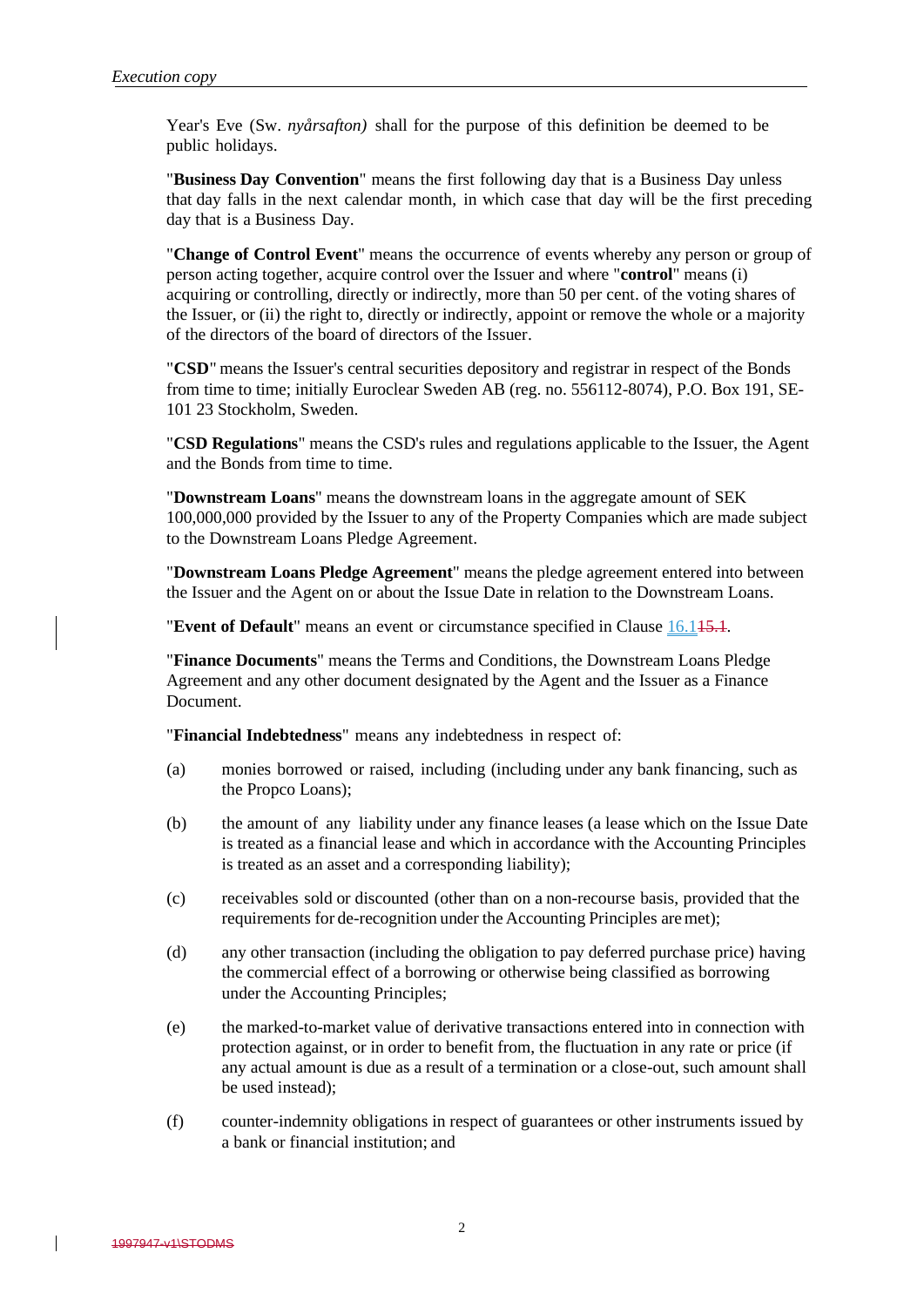Year's Eve (Sw. *nyårsafton)* shall for the purpose of this definition be deemed to be public holidays.

"**Business Day Convention**" means the first following day that is a Business Day unless that day falls in the next calendar month, in which case that day will be the first preceding day that is a Business Day.

"**Change of Control Event**" means the occurrence of events whereby any person or group of person acting together, acquire control over the Issuer and where "**control**" means (i) acquiring or controlling, directly or indirectly, more than 50 per cent. of the voting shares of the Issuer, or (ii) the right to, directly or indirectly, appoint or remove the whole or a majority of the directors of the board of directors of the Issuer.

"**CSD**" means the Issuer's central securities depository and registrar in respect of the Bonds from time to time; initially Euroclear Sweden AB (reg. no. 556112-8074), P.O. Box 191, SE-101 23 Stockholm, Sweden.

"**CSD Regulations**" means the CSD's rules and regulations applicable to the Issuer, the Agent and the Bonds from time to time.

"**Downstream Loans**" means the downstream loans in the aggregate amount of SEK 100,000,000 provided by the Issuer to any of the Property Companies which are made subject to the Downstream Loans Pledge Agreement.

"**Downstream Loans Pledge Agreement**" means the pledge agreement entered into between the Issuer and the Agent on or about the Issue Date in relation to the Downstream Loans.

"**Event of Default**" means an event or circumstance specified in Clause 16.1~~15.1~~.

"**Finance Documents**" means the Terms and Conditions, the Downstream Loans Pledge Agreement and any other document designated by the Agent and the Issuer as a Finance Document.

"**Financial Indebtedness**" means any indebtedness in respect of:

(a) monies borrowed or raised, including (including under any bank financing, such as the Propco Loans);

(b) the amount of any liability under any finance leases (a lease which on the Issue Date is treated as a financial lease and which in accordance with the Accounting Principles is treated as an asset and a corresponding liability);

(c) receivables sold or discounted (other than on a non-recourse basis, provided that the requirements for de-recognition under the Accounting Principles are met);

(d) any other transaction (including the obligation to pay deferred purchase price) having the commercial effect of a borrowing or otherwise being classified as borrowing under the Accounting Principles;

(e) the marked-to-market value of derivative transactions entered into in connection with protection against, or in order to benefit from, the fluctuation in any rate or price (if any actual amount is due as a result of a termination or a close-out, such amount shall be used instead);

(f) counter-indemnity obligations in respect of guarantees or other instruments issued by a bank or financial institution; and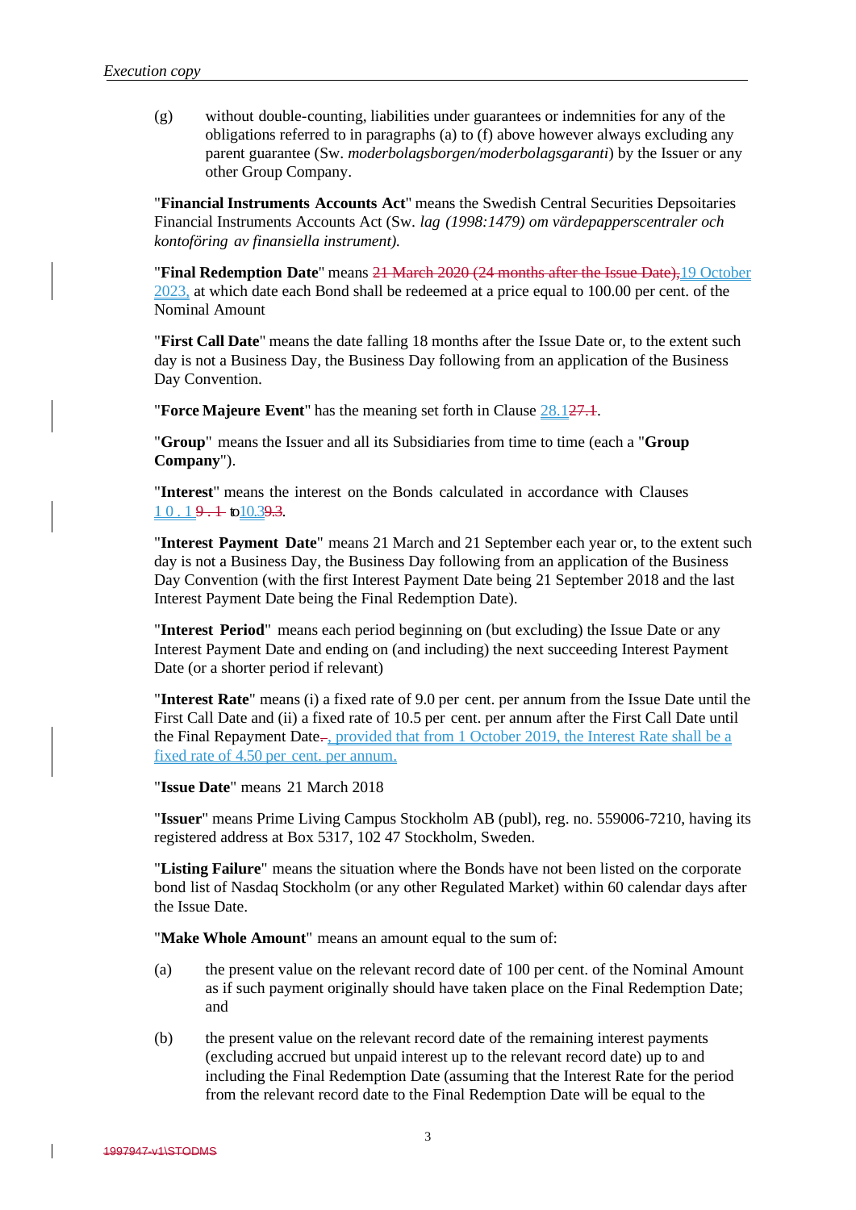(g) without double-counting, liabilities under guarantees or indemnities for any of the obligations referred to in paragraphs (a) to (f) above however always excluding any parent guarantee (Sw. *moderbolagsborgen/moderbolagsgaranti*) by the Issuer or any other Group Company.

"**Financial Instruments Accounts Act**" means the Swedish Central Securities Depsoitaries Financial Instruments Accounts Act (Sw. *lag (1998:1479) om värdepapperscentraler och kontoföring av finansiella instrument).*

"**Final Redemption Date**" means ~~21 March 2020 (24 months after the Issue Date),~~19 October 2023, at which date each Bond shall be redeemed at a price equal to 100.00 per cent. of the Nominal Amount

"**First Call Date**" means the date falling 18 months after the Issue Date or, to the extent such day is not a Business Day, the Business Day following from an application of the Business Day Convention.

"**Force Majeure Event**" has the meaning set forth in Clause 28.1~~27.1~~.

"**Group**" means the Issuer and all its Subsidiaries from time to time (each a "**Group Company**").

"**Interest**" means the interest on the Bonds calculated in accordance with Clauses 10.1~~9.1~~ to 10.3~~9.3~~.

"**Interest Payment Date**" means 21 March and 21 September each year or, to the extent such day is not a Business Day, the Business Day following from an application of the Business Day Convention (with the first Interest Payment Date being 21 September 2018 and the last Interest Payment Date being the Final Redemption Date).

"**Interest Period**" means each period beginning on (but excluding) the Issue Date or any Interest Payment Date and ending on (and including) the next succeeding Interest Payment Date (or a shorter period if relevant)

"**Interest Rate**" means (i) a fixed rate of 9.0 per cent. per annum from the Issue Date until the First Call Date and (ii) a fixed rate of 10.5 per cent. per annum after the First Call Date until the Final Repayment Date~~.~~, provided that from 1 October 2019, the Interest Rate shall be a fixed rate of 4.50 per cent. per annum.

"**Issue Date**" means 21 March 2018

"**Issuer**" means Prime Living Campus Stockholm AB (publ), reg. no. 559006-7210, having its registered address at Box 5317, 102 47 Stockholm, Sweden.

"**Listing Failure**" means the situation where the Bonds have not been listed on the corporate bond list of Nasdaq Stockholm (or any other Regulated Market) within 60 calendar days after the Issue Date.

"**Make Whole Amount**" means an amount equal to the sum of:

(a) the present value on the relevant record date of 100 per cent. of the Nominal Amount as if such payment originally should have taken place on the Final Redemption Date; and

(b) the present value on the relevant record date of the remaining interest payments (excluding accrued but unpaid interest up to the relevant record date) up to and including the Final Redemption Date (assuming that the Interest Rate for the period from the relevant record date to the Final Redemption Date will be equal to the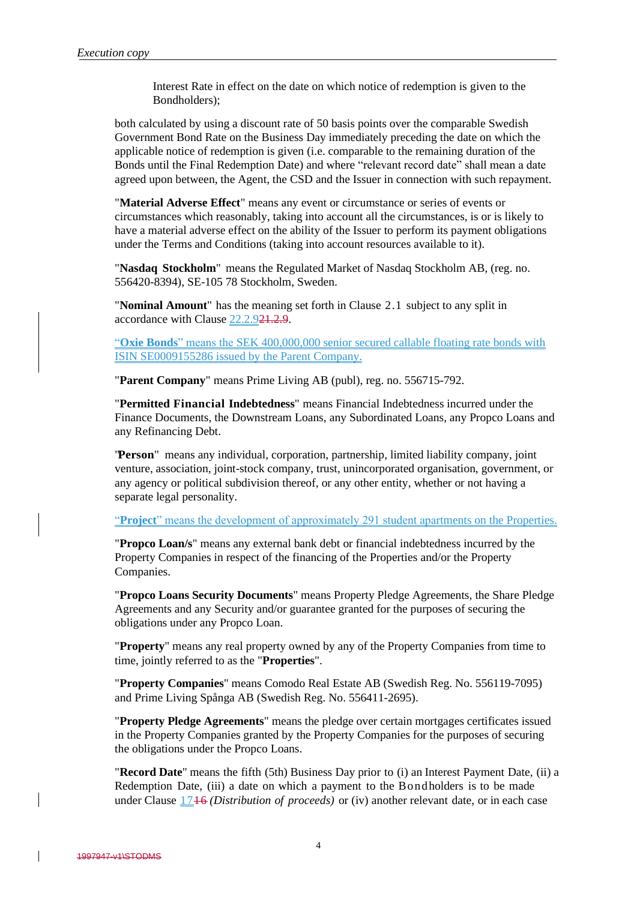Interest Rate in effect on the date on which notice of redemption is given to the Bondholders);

both calculated by using a discount rate of 50 basis points over the comparable Swedish Government Bond Rate on the Business Day immediately preceding the date on which the applicable notice of redemption is given (i.e. comparable to the remaining duration of the Bonds until the Final Redemption Date) and where "relevant record date" shall mean a date agreed upon between, the Agent, the CSD and the Issuer in connection with such repayment.

"**Material Adverse Effect**" means any event or circumstance or series of events or circumstances which reasonably, taking into account all the circumstances, is or is likely to have a material adverse effect on the ability of the Issuer to perform its payment obligations under the Terms and Conditions (taking into account resources available to it).

"**Nasdaq Stockholm**" means the Regulated Market of Nasdaq Stockholm AB, (reg. no. 556420-8394), SE-105 78 Stockholm, Sweden.

"**Nominal Amount**" has the meaning set forth in Clause 2.1 subject to any split in accordance with Clause 22.2.9~~21.2.9~~.

"**Oxie Bonds**" means the SEK 400,000,000 senior secured callable floating rate bonds with ISIN SE0009155286 issued by the Parent Company.

"**Parent Company**" means Prime Living AB (publ), reg. no. 556715-792.

"**Permitted Financial Indebtedness**" means Financial Indebtedness incurred under the Finance Documents, the Downstream Loans, any Subordinated Loans, any Propco Loans and any Refinancing Debt.

"**Person**" means any individual, corporation, partnership, limited liability company, joint venture, association, joint-stock company, trust, unincorporated organisation, government, or any agency or political subdivision thereof, or any other entity, whether or not having a separate legal personality.

"**Project**" means the development of approximately 291 student apartments on the Properties.

"**Propco Loan/s**" means any external bank debt or financial indebtedness incurred by the Property Companies in respect of the financing of the Properties and/or the Property Companies.

"**Propco Loans Security Documents**" means Property Pledge Agreements, the Share Pledge Agreements and any Security and/or guarantee granted for the purposes of securing the obligations under any Propco Loan.

"**Property**" means any real property owned by any of the Property Companies from time to time, jointly referred to as the "**Properties**".

"**Property Companies**" means Comodo Real Estate AB (Swedish Reg. No. 556119-7095) and Prime Living Spånga AB (Swedish Reg. No. 556411-2695).

"**Property Pledge Agreements**" means the pledge over certain mortgages certificates issued in the Property Companies granted by the Property Companies for the purposes of securing the obligations under the Propco Loans.

"**Record Date**" means the fifth (5th) Business Day prior to (i) an Interest Payment Date, (ii) a Redemption Date, (iii) a date on which a payment to the Bondholders is to be made under Clause 17~~16~~ *(Distribution of proceeds)* or (iv) another relevant date, or in each case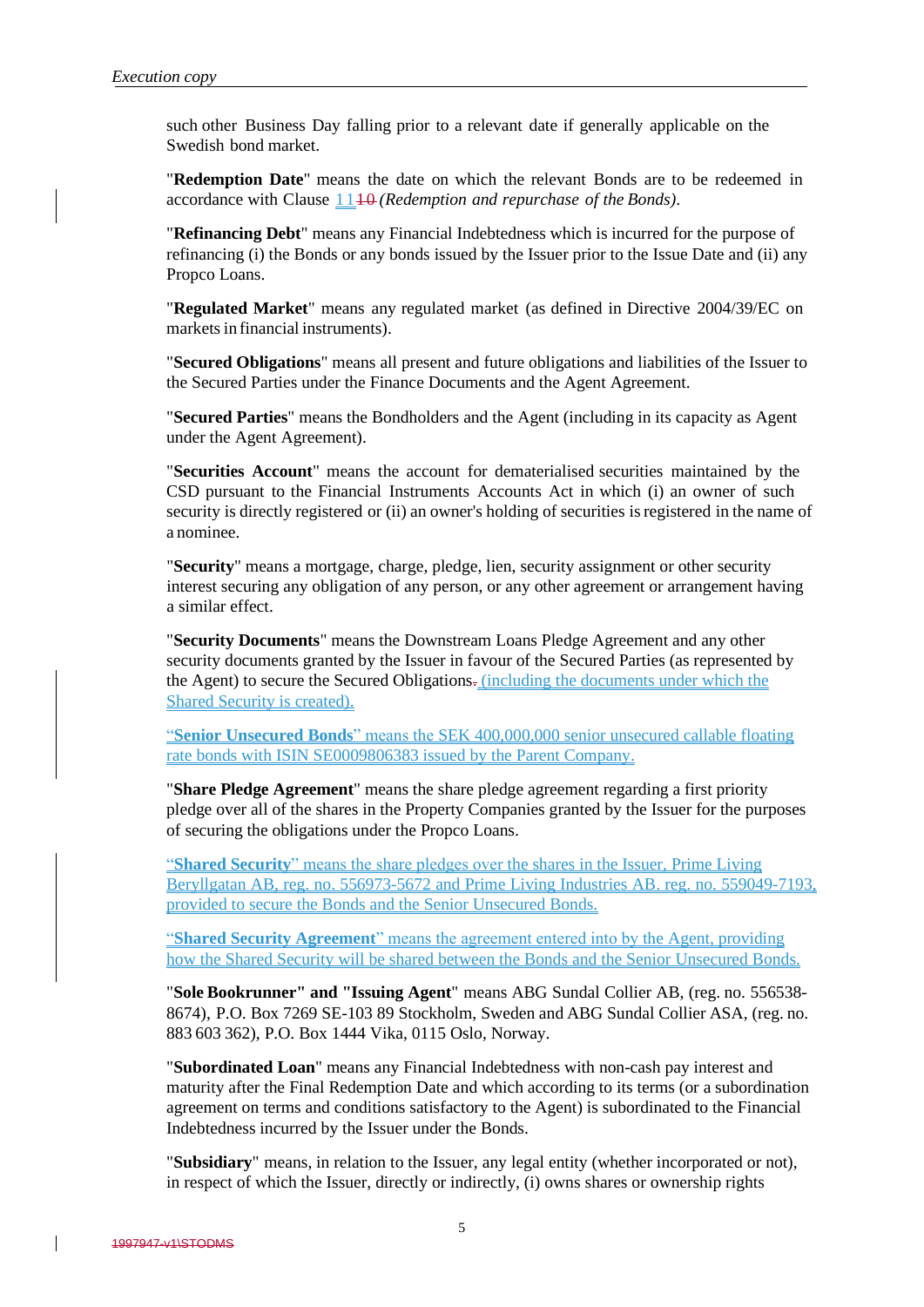such other Business Day falling prior to a relevant date if generally applicable on the Swedish bond market.

"**Redemption Date**" means the date on which the relevant Bonds are to be redeemed in accordance with Clause 11~~10~~ *(Redemption and repurchase of the Bonds)*.

"**Refinancing Debt**" means any Financial Indebtedness which is incurred for the purpose of refinancing (i) the Bonds or any bonds issued by the Issuer prior to the Issue Date and (ii) any Propco Loans.

"**Regulated Market**" means any regulated market (as defined in Directive 2004/39/EC on markets in financial instruments).

"**Secured Obligations**" means all present and future obligations and liabilities of the Issuer to the Secured Parties under the Finance Documents and the Agent Agreement.

"**Secured Parties**" means the Bondholders and the Agent (including in its capacity as Agent under the Agent Agreement).

"**Securities Account**" means the account for dematerialised securities maintained by the CSD pursuant to the Financial Instruments Accounts Act in which (i) an owner of such security is directly registered or (ii) an owner's holding of securities is registered in the name of a nominee.

"**Security**" means a mortgage, charge, pledge, lien, security assignment or other security interest securing any obligation of any person, or any other agreement or arrangement having a similar effect.

"**Security Documents**" means the Downstream Loans Pledge Agreement and any other security documents granted by the Issuer in favour of the Secured Parties (as represented by the Agent) to secure the Secured Obligations~~.~~ (including the documents under which the Shared Security is created).

"**Senior Unsecured Bonds**" means the SEK 400,000,000 senior unsecured callable floating rate bonds with ISIN SE0009806383 issued by the Parent Company.

"**Share Pledge Agreement**" means the share pledge agreement regarding a first priority pledge over all of the shares in the Property Companies granted by the Issuer for the purposes of securing the obligations under the Propco Loans.

"**Shared Security**" means the share pledges over the shares in the Issuer, Prime Living Beryllgatan AB, reg. no. 556973-5672 and Prime Living Industries AB, reg. no. 559049-7193, provided to secure the Bonds and the Senior Unsecured Bonds.

"**Shared Security Agreement**" means the agreement entered into by the Agent, providing how the Shared Security will be shared between the Bonds and the Senior Unsecured Bonds.

"**Sole Bookrunner" and "Issuing Agent**" means ABG Sundal Collier AB, (reg. no. 556538-8674), P.O. Box 7269 SE-103 89 Stockholm, Sweden and ABG Sundal Collier ASA, (reg. no. 883 603 362), P.O. Box 1444 Vika, 0115 Oslo, Norway.

"**Subordinated Loan**" means any Financial Indebtedness with non-cash pay interest and maturity after the Final Redemption Date and which according to its terms (or a subordination agreement on terms and conditions satisfactory to the Agent) is subordinated to the Financial Indebtedness incurred by the Issuer under the Bonds.

"**Subsidiary**" means, in relation to the Issuer, any legal entity (whether incorporated or not), in respect of which the Issuer, directly or indirectly, (i) owns shares or ownership rights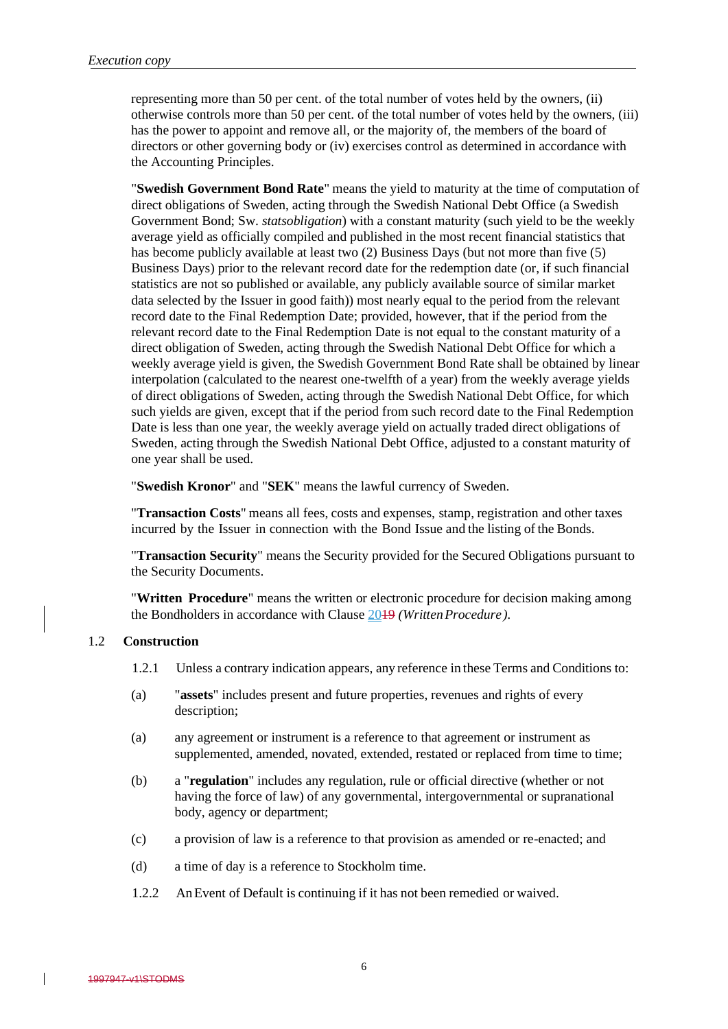representing more than 50 per cent. of the total number of votes held by the owners, (ii) otherwise controls more than 50 per cent. of the total number of votes held by the owners, (iii) has the power to appoint and remove all, or the majority of, the members of the board of directors or other governing body or (iv) exercises control as determined in accordance with the Accounting Principles.

"**Swedish Government Bond Rate**" means the yield to maturity at the time of computation of direct obligations of Sweden, acting through the Swedish National Debt Office (a Swedish Government Bond; Sw. *statsobligation*) with a constant maturity (such yield to be the weekly average yield as officially compiled and published in the most recent financial statistics that has become publicly available at least two (2) Business Days (but not more than five (5) Business Days) prior to the relevant record date for the redemption date (or, if such financial statistics are not so published or available, any publicly available source of similar market data selected by the Issuer in good faith)) most nearly equal to the period from the relevant record date to the Final Redemption Date; provided, however, that if the period from the relevant record date to the Final Redemption Date is not equal to the constant maturity of a direct obligation of Sweden, acting through the Swedish National Debt Office for which a weekly average yield is given, the Swedish Government Bond Rate shall be obtained by linear interpolation (calculated to the nearest one-twelfth of a year) from the weekly average yields of direct obligations of Sweden, acting through the Swedish National Debt Office, for which such yields are given, except that if the period from such record date to the Final Redemption Date is less than one year, the weekly average yield on actually traded direct obligations of Sweden, acting through the Swedish National Debt Office, adjusted to a constant maturity of one year shall be used.

"**Swedish Kronor**" and "**SEK**" means the lawful currency of Sweden.

"**Transaction Costs**" means all fees, costs and expenses, stamp, registration and other taxes incurred by the Issuer in connection with the Bond Issue and the listing of the Bonds.

"**Transaction Security**" means the Security provided for the Secured Obligations pursuant to the Security Documents.

"**Written Procedure**" means the written or electronic procedure for decision making among the Bondholders in accordance with Clause 2019 *(Written Procedure)*.

### 1.2 Construction

1.2.1 Unless a contrary indication appears, any reference in these Terms and Conditions to:

(a) "**assets**" includes present and future properties, revenues and rights of every description;

(a) any agreement or instrument is a reference to that agreement or instrument as supplemented, amended, novated, extended, restated or replaced from time to time;

(b) a "**regulation**" includes any regulation, rule or official directive (whether or not having the force of law) of any governmental, intergovernmental or supranational body, agency or department;

(c) a provision of law is a reference to that provision as amended or re-enacted; and

(d) a time of day is a reference to Stockholm time.

1.2.2 An Event of Default is continuing if it has not been remedied or waived.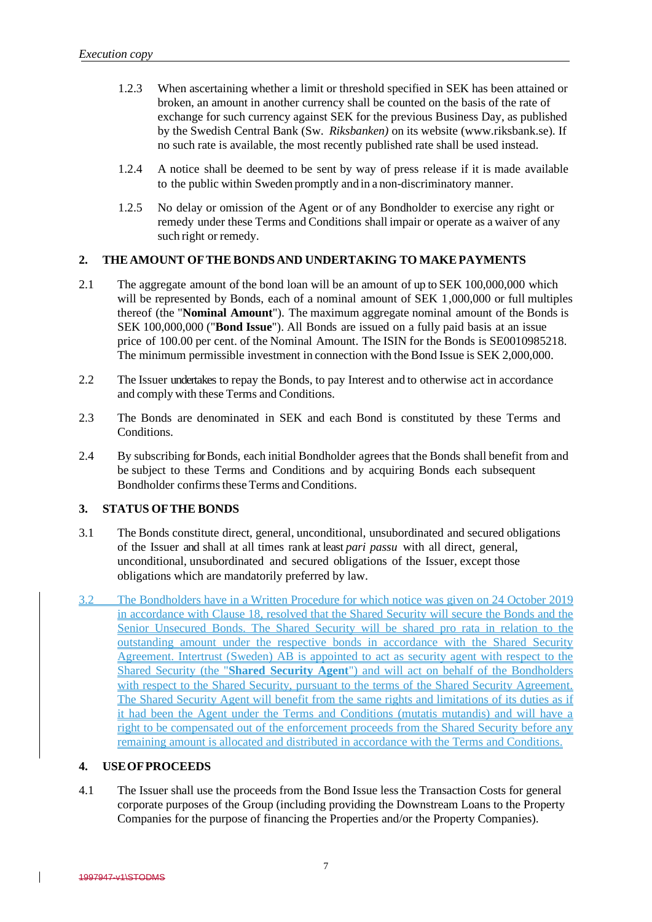1.2.3 When ascertaining whether a limit or threshold specified in SEK has been attained or broken, an amount in another currency shall be counted on the basis of the rate of exchange for such currency against SEK for the previous Business Day, as published by the Swedish Central Bank (Sw. *Riksbanken)* on its website (www.riksbank.se). If no such rate is available, the most recently published rate shall be used instead.

1.2.4 A notice shall be deemed to be sent by way of press release if it is made available to the public within Sweden promptly and in a non-discriminatory manner.

1.2.5 No delay or omission of the Agent or of any Bondholder to exercise any right or remedy under these Terms and Conditions shall impair or operate as a waiver of any such right or remedy.

## 2. THE AMOUNT OF THE BONDS AND UNDERTAKING TO MAKE PAYMENTS

2.1 The aggregate amount of the bond loan will be an amount of up to SEK 100,000,000 which will be represented by Bonds, each of a nominal amount of SEK 1,000,000 or full multiples thereof (the "**Nominal Amount**"). The maximum aggregate nominal amount of the Bonds is SEK 100,000,000 ("**Bond Issue**"). All Bonds are issued on a fully paid basis at an issue price of 100.00 per cent. of the Nominal Amount. The ISIN for the Bonds is SE0010985218. The minimum permissible investment in connection with the Bond Issue is SEK 2,000,000.

2.2 The Issuer undertakes to repay the Bonds, to pay Interest and to otherwise act in accordance and comply with these Terms and Conditions.

2.3 The Bonds are denominated in SEK and each Bond is constituted by these Terms and Conditions.

2.4 By subscribing for Bonds, each initial Bondholder agrees that the Bonds shall benefit from and be subject to these Terms and Conditions and by acquiring Bonds each subsequent Bondholder confirms these Terms and Conditions.

## 3. STATUS OF THE BONDS

3.1 The Bonds constitute direct, general, unconditional, unsubordinated and secured obligations of the Issuer and shall at all times rank at least *pari passu* with all direct, general, unconditional, unsubordinated and secured obligations of the Issuer, except those obligations which are mandatorily preferred by law.

3.2 The Bondholders have in a Written Procedure for which notice was given on 24 October 2019 in accordance with Clause 18, resolved that the Shared Security will secure the Bonds and the Senior Unsecured Bonds. The Shared Security will be shared pro rata in relation to the outstanding amount under the respective bonds in accordance with the Shared Security Agreement. Intertrust (Sweden) AB is appointed to act as security agent with respect to the Shared Security (the "**Shared Security Agent**") and will act on behalf of the Bondholders with respect to the Shared Security, pursuant to the terms of the Shared Security Agreement. The Shared Security Agent will benefit from the same rights and limitations of its duties as if it had been the Agent under the Terms and Conditions (mutatis mutandis) and will have a right to be compensated out of the enforcement proceeds from the Shared Security before any remaining amount is allocated and distributed in accordance with the Terms and Conditions.

## 4. USE OF PROCEEDS

4.1 The Issuer shall use the proceeds from the Bond Issue less the Transaction Costs for general corporate purposes of the Group (including providing the Downstream Loans to the Property Companies for the purpose of financing the Properties and/or the Property Companies).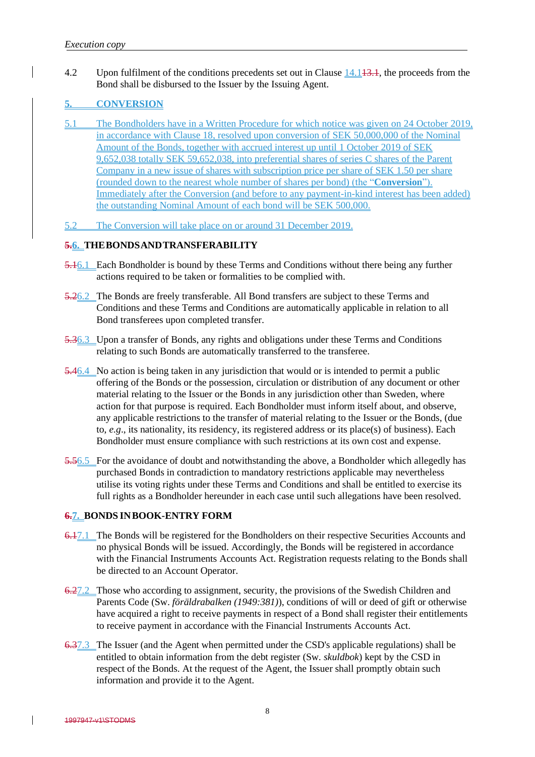4.2 Upon fulfilment of the conditions precedents set out in Clause 14.1~~13.1~~, the proceeds from the Bond shall be disbursed to the Issuer by the Issuing Agent.

## 5. CONVERSION

5.1 The Bondholders have in a Written Procedure for which notice was given on 24 October 2019, in accordance with Clause 18, resolved upon conversion of SEK 50,000,000 of the Nominal Amount of the Bonds, together with accrued interest up until 1 October 2019 of SEK 9,652,038 totally SEK 59,652,038, into preferential shares of series C shares of the Parent Company in a new issue of shares with subscription price per share of SEK 1.50 per share (rounded down to the nearest whole number of shares per bond) (the "**Conversion**"). Immediately after the Conversion (and before to any payment-in-kind interest has been added) the outstanding Nominal Amount of each bond will be SEK 500,000.

5.2 The Conversion will take place on or around 31 December 2019.

## ~~5.~~6. THE BONDS AND TRANSFERABILITY

~~5.1~~6.1 Each Bondholder is bound by these Terms and Conditions without there being any further actions required to be taken or formalities to be complied with.

~~5.2~~6.2 The Bonds are freely transferable. All Bond transfers are subject to these Terms and Conditions and these Terms and Conditions are automatically applicable in relation to all Bond transferees upon completed transfer.

~~5.3~~6.3 Upon a transfer of Bonds, any rights and obligations under these Terms and Conditions relating to such Bonds are automatically transferred to the transferee.

~~5.4~~6.4 No action is being taken in any jurisdiction that would or is intended to permit a public offering of the Bonds or the possession, circulation or distribution of any document or other material relating to the Issuer or the Bonds in any jurisdiction other than Sweden, where action for that purpose is required. Each Bondholder must inform itself about, and observe, any applicable restrictions to the transfer of material relating to the Issuer or the Bonds, (due to, *e.g.*, its nationality, its residency, its registered address or its place(s) of business). Each Bondholder must ensure compliance with such restrictions at its own cost and expense.

~~5.5~~6.5 For the avoidance of doubt and notwithstanding the above, a Bondholder which allegedly has purchased Bonds in contradiction to mandatory restrictions applicable may nevertheless utilise its voting rights under these Terms and Conditions and shall be entitled to exercise its full rights as a Bondholder hereunder in each case until such allegations have been resolved.

## ~~6.~~7. BONDS IN BOOK-ENTRY FORM

~~6.1~~7.1 The Bonds will be registered for the Bondholders on their respective Securities Accounts and no physical Bonds will be issued. Accordingly, the Bonds will be registered in accordance with the Financial Instruments Accounts Act. Registration requests relating to the Bonds shall be directed to an Account Operator.

~~6.2~~7.2 Those who according to assignment, security, the provisions of the Swedish Children and Parents Code (Sw. *föräldrabalken (1949:381)*), conditions of will or deed of gift or otherwise have acquired a right to receive payments in respect of a Bond shall register their entitlements to receive payment in accordance with the Financial Instruments Accounts Act.

~~6.3~~7.3 The Issuer (and the Agent when permitted under the CSD's applicable regulations) shall be entitled to obtain information from the debt register (Sw. *skuldbok*) kept by the CSD in respect of the Bonds. At the request of the Agent, the Issuer shall promptly obtain such information and provide it to the Agent.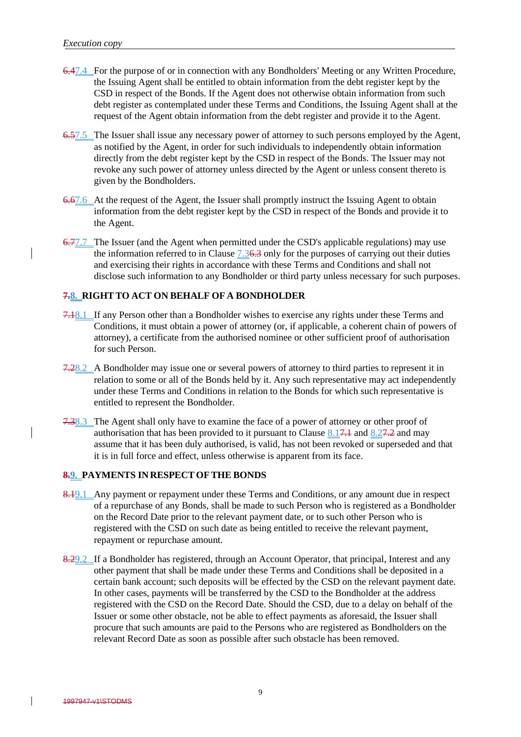6.47.4 For the purpose of or in connection with any Bondholders' Meeting or any Written Procedure, the Issuing Agent shall be entitled to obtain information from the debt register kept by the CSD in respect of the Bonds. If the Agent does not otherwise obtain information from such debt register as contemplated under these Terms and Conditions, the Issuing Agent shall at the request of the Agent obtain information from the debt register and provide it to the Agent.

6.57.5 The Issuer shall issue any necessary power of attorney to such persons employed by the Agent, as notified by the Agent, in order for such individuals to independently obtain information directly from the debt register kept by the CSD in respect of the Bonds. The Issuer may not revoke any such power of attorney unless directed by the Agent or unless consent thereto is given by the Bondholders.

6.67.6 At the request of the Agent, the Issuer shall promptly instruct the Issuing Agent to obtain information from the debt register kept by the CSD in respect of the Bonds and provide it to the Agent.

6.77.7 The Issuer (and the Agent when permitted under the CSD's applicable regulations) may use the information referred to in Clause 7.36.3 only for the purposes of carrying out their duties and exercising their rights in accordance with these Terms and Conditions and shall not disclose such information to any Bondholder or third party unless necessary for such purposes.

## 7.8. RIGHT TO ACT ON BEHALF OF A BONDHOLDER

7.18.1 If any Person other than a Bondholder wishes to exercise any rights under these Terms and Conditions, it must obtain a power of attorney (or, if applicable, a coherent chain of powers of attorney), a certificate from the authorised nominee or other sufficient proof of authorisation for such Person.

7.28.2 A Bondholder may issue one or several powers of attorney to third parties to represent it in relation to some or all of the Bonds held by it. Any such representative may act independently under these Terms and Conditions in relation to the Bonds for which such representative is entitled to represent the Bondholder.

7.38.3 The Agent shall only have to examine the face of a power of attorney or other proof of authorisation that has been provided to it pursuant to Clause 8.17.1 and 8.27.2 and may assume that it has been duly authorised, is valid, has not been revoked or superseded and that it is in full force and effect, unless otherwise is apparent from its face.

## 8.9. PAYMENTS IN RESPECT OF THE BONDS

8.19.1 Any payment or repayment under these Terms and Conditions, or any amount due in respect of a repurchase of any Bonds, shall be made to such Person who is registered as a Bondholder on the Record Date prior to the relevant payment date, or to such other Person who is registered with the CSD on such date as being entitled to receive the relevant payment, repayment or repurchase amount.

8.29.2 If a Bondholder has registered, through an Account Operator, that principal, Interest and any other payment that shall be made under these Terms and Conditions shall be deposited in a certain bank account; such deposits will be effected by the CSD on the relevant payment date. In other cases, payments will be transferred by the CSD to the Bondholder at the address registered with the CSD on the Record Date. Should the CSD, due to a delay on behalf of the Issuer or some other obstacle, not be able to effect payments as aforesaid, the Issuer shall procure that such amounts are paid to the Persons who are registered as Bondholders on the relevant Record Date as soon as possible after such obstacle has been removed.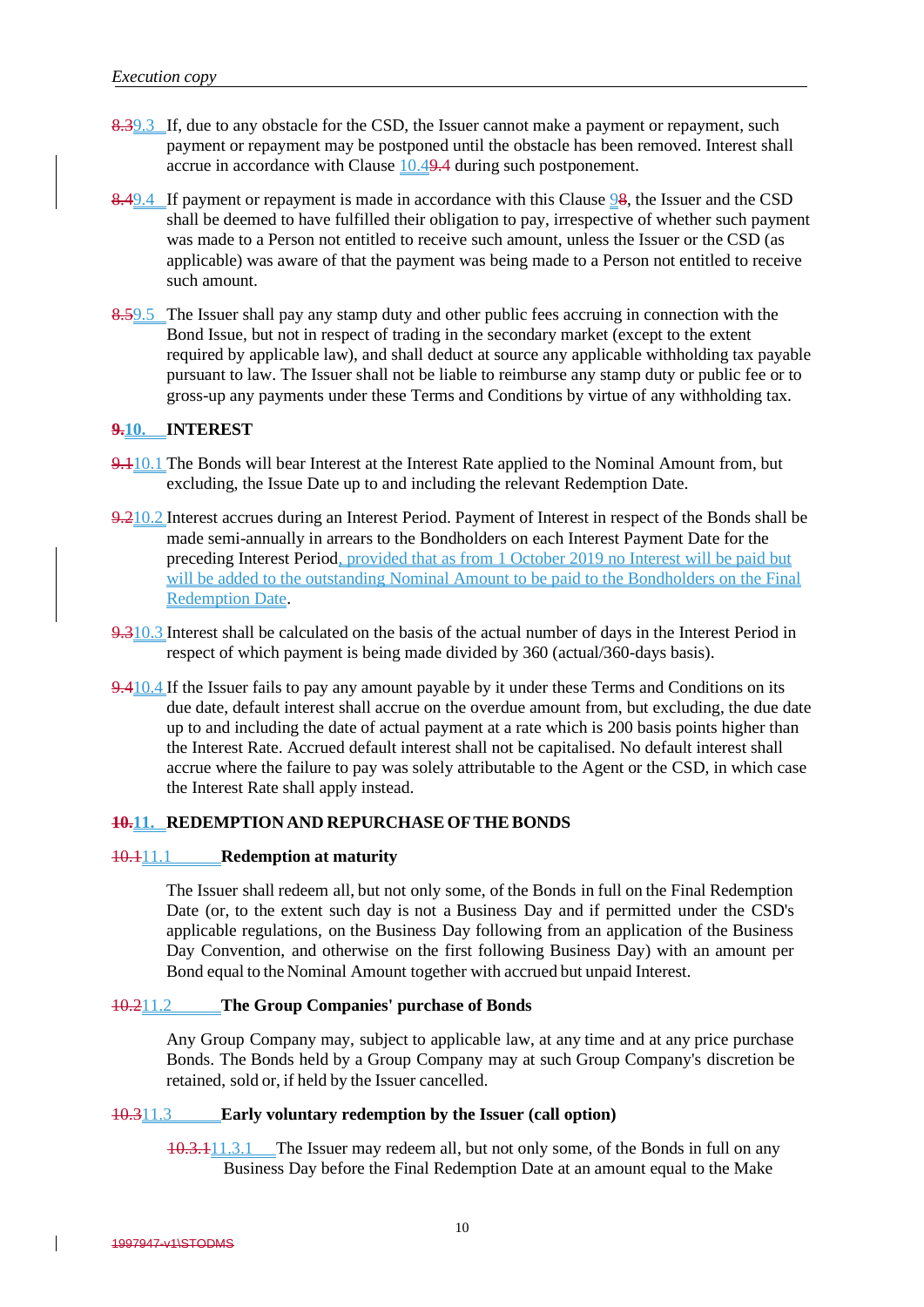8.39.3 If, due to any obstacle for the CSD, the Issuer cannot make a payment or repayment, such payment or repayment may be postponed until the obstacle has been removed. Interest shall accrue in accordance with Clause 10.49.4 during such postponement.

8.49.4 If payment or repayment is made in accordance with this Clause 98, the Issuer and the CSD shall be deemed to have fulfilled their obligation to pay, irrespective of whether such payment was made to a Person not entitled to receive such amount, unless the Issuer or the CSD (as applicable) was aware of that the payment was being made to a Person not entitled to receive such amount.

8.59.5 The Issuer shall pay any stamp duty and other public fees accruing in connection with the Bond Issue, but not in respect of trading in the secondary market (except to the extent required by applicable law), and shall deduct at source any applicable withholding tax payable pursuant to law. The Issuer shall not be liable to reimburse any stamp duty or public fee or to gross-up any payments under these Terms and Conditions by virtue of any withholding tax.

## 9.10. INTEREST

9.110.1 The Bonds will bear Interest at the Interest Rate applied to the Nominal Amount from, but excluding, the Issue Date up to and including the relevant Redemption Date.

9.210.2 Interest accrues during an Interest Period. Payment of Interest in respect of the Bonds shall be made semi-annually in arrears to the Bondholders on each Interest Payment Date for the preceding Interest Period, provided that as from 1 October 2019 no Interest will be paid but will be added to the outstanding Nominal Amount to be paid to the Bondholders on the Final Redemption Date.

9.310.3 Interest shall be calculated on the basis of the actual number of days in the Interest Period in respect of which payment is being made divided by 360 (actual/360-days basis).

9.410.4 If the Issuer fails to pay any amount payable by it under these Terms and Conditions on its due date, default interest shall accrue on the overdue amount from, but excluding, the due date up to and including the date of actual payment at a rate which is 200 basis points higher than the Interest Rate. Accrued default interest shall not be capitalised. No default interest shall accrue where the failure to pay was solely attributable to the Agent or the CSD, in which case the Interest Rate shall apply instead.

## 10.11. REDEMPTION AND REPURCHASE OF THE BONDS

### 10.111.1 Redemption at maturity

The Issuer shall redeem all, but not only some, of the Bonds in full on the Final Redemption Date (or, to the extent such day is not a Business Day and if permitted under the CSD's applicable regulations, on the Business Day following from an application of the Business Day Convention, and otherwise on the first following Business Day) with an amount per Bond equal to the Nominal Amount together with accrued but unpaid Interest.

### 10.211.2 The Group Companies' purchase of Bonds

Any Group Company may, subject to applicable law, at any time and at any price purchase Bonds. The Bonds held by a Group Company may at such Group Company's discretion be retained, sold or, if held by the Issuer cancelled.

### 10.311.3 Early voluntary redemption by the Issuer (call option)

10.3.111.3.1 The Issuer may redeem all, but not only some, of the Bonds in full on any Business Day before the Final Redemption Date at an amount equal to the Make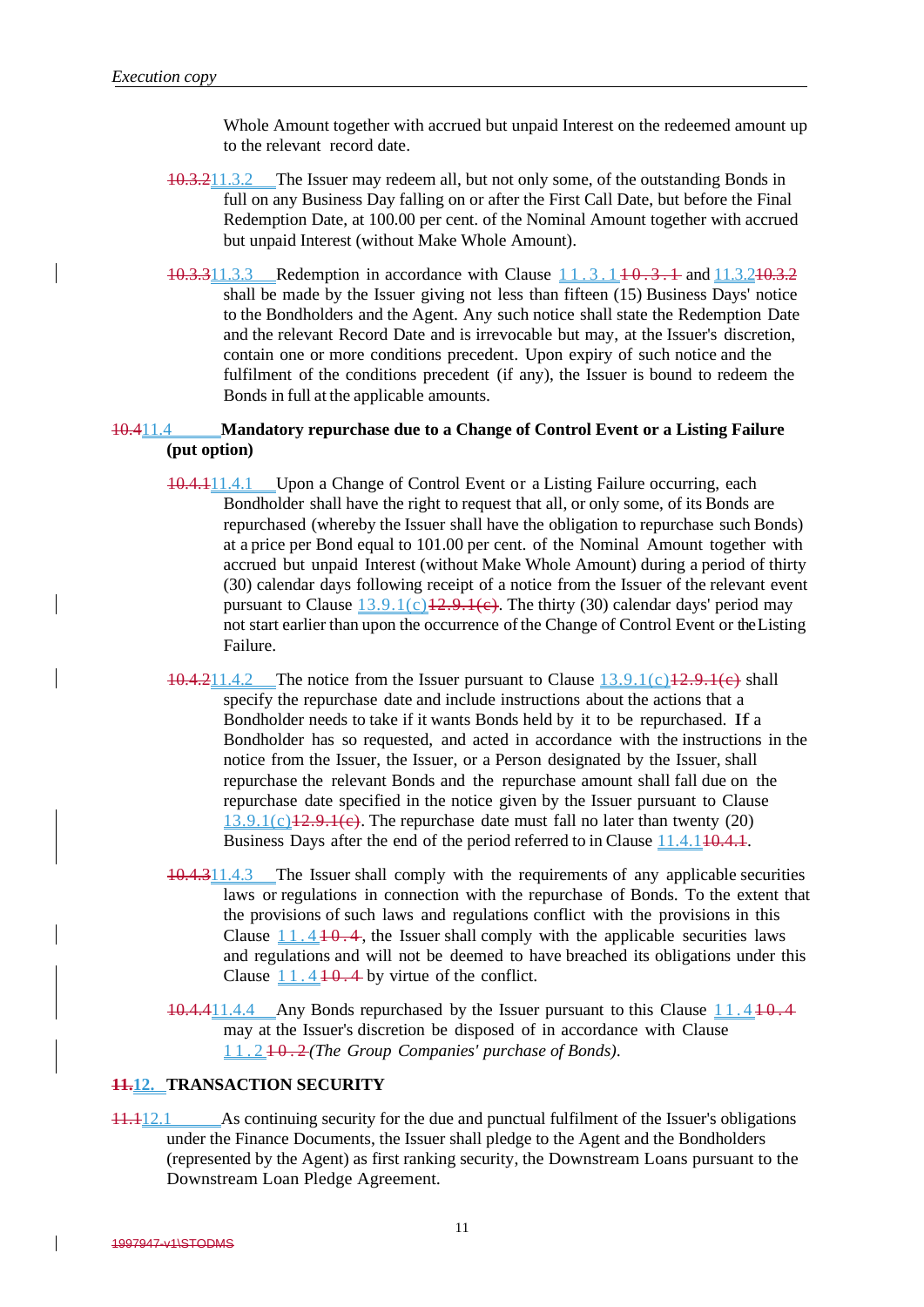Whole Amount together with accrued but unpaid Interest on the redeemed amount up to the relevant record date.

~~10.3.2~~11.3.2 The Issuer may redeem all, but not only some, of the outstanding Bonds in full on any Business Day falling on or after the First Call Date, but before the Final Redemption Date, at 100.00 per cent. of the Nominal Amount together with accrued but unpaid Interest (without Make Whole Amount).

~~10.3.3~~11.3.3 Redemption in accordance with Clause 11.3.1~~10.3.1~~ and 11.3.2~~10.3.2~~ shall be made by the Issuer giving not less than fifteen (15) Business Days' notice to the Bondholders and the Agent. Any such notice shall state the Redemption Date and the relevant Record Date and is irrevocable but may, at the Issuer's discretion, contain one or more conditions precedent. Upon expiry of such notice and the fulfilment of the conditions precedent (if any), the Issuer is bound to redeem the Bonds in full at the applicable amounts.

### ~~10.4~~11.4 Mandatory repurchase due to a Change of Control Event or a Listing Failure (put option)

~~10.4.1~~11.4.1 Upon a Change of Control Event or a Listing Failure occurring, each Bondholder shall have the right to request that all, or only some, of its Bonds are repurchased (whereby the Issuer shall have the obligation to repurchase such Bonds) at a price per Bond equal to 101.00 per cent. of the Nominal Amount together with accrued but unpaid Interest (without Make Whole Amount) during a period of thirty (30) calendar days following receipt of a notice from the Issuer of the relevant event pursuant to Clause 13.9.1(c)~~12.9.1(c)~~. The thirty (30) calendar days' period may not start earlier than upon the occurrence of the Change of Control Event or the Listing Failure.

~~10.4.2~~11.4.2 The notice from the Issuer pursuant to Clause 13.9.1(c)~~12.9.1(c)~~ shall specify the repurchase date and include instructions about the actions that a Bondholder needs to take if it wants Bonds held by it to be repurchased. If a Bondholder has so requested, and acted in accordance with the instructions in the notice from the Issuer, the Issuer, or a Person designated by the Issuer, shall repurchase the relevant Bonds and the repurchase amount shall fall due on the repurchase date specified in the notice given by the Issuer pursuant to Clause 13.9.1(c)~~12.9.1(c)~~. The repurchase date must fall no later than twenty (20) Business Days after the end of the period referred to in Clause 11.4.1~~10.4.1~~.

~~10.4.3~~11.4.3 The Issuer shall comply with the requirements of any applicable securities laws or regulations in connection with the repurchase of Bonds. To the extent that the provisions of such laws and regulations conflict with the provisions in this Clause 11.4~~10.4~~, the Issuer shall comply with the applicable securities laws and regulations and will not be deemed to have breached its obligations under this Clause 11.4~~10.4~~ by virtue of the conflict.

~~10.4.4~~11.4.4 Any Bonds repurchased by the Issuer pursuant to this Clause 11.4~~10.4~~ may at the Issuer's discretion be disposed of in accordance with Clause 11.2~~10.2~~ *(The Group Companies' purchase of Bonds)*.

## ~~11.~~12. TRANSACTION SECURITY

~~11.1~~12.1 As continuing security for the due and punctual fulfilment of the Issuer's obligations under the Finance Documents, the Issuer shall pledge to the Agent and the Bondholders (represented by the Agent) as first ranking security, the Downstream Loans pursuant to the Downstream Loan Pledge Agreement.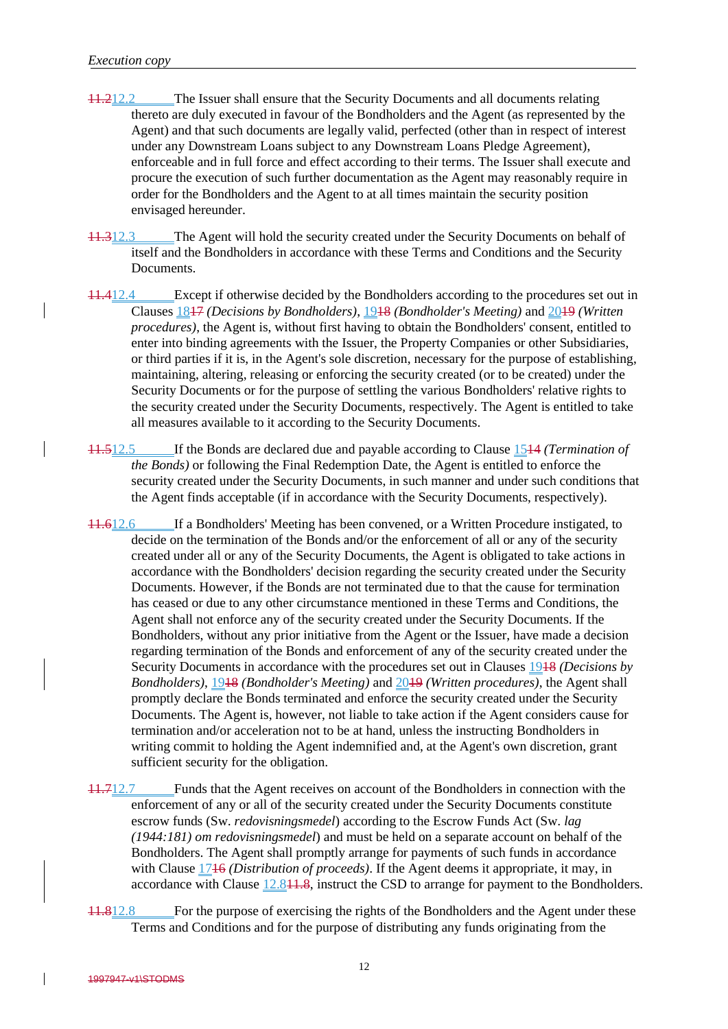~~11.2~~12.2 The Issuer shall ensure that the Security Documents and all documents relating thereto are duly executed in favour of the Bondholders and the Agent (as represented by the Agent) and that such documents are legally valid, perfected (other than in respect of interest under any Downstream Loans subject to any Downstream Loans Pledge Agreement), enforceable and in full force and effect according to their terms. The Issuer shall execute and procure the execution of such further documentation as the Agent may reasonably require in order for the Bondholders and the Agent to at all times maintain the security position envisaged hereunder.

~~11.3~~12.3 The Agent will hold the security created under the Security Documents on behalf of itself and the Bondholders in accordance with these Terms and Conditions and the Security Documents.

~~11.4~~12.4 Except if otherwise decided by the Bondholders according to the procedures set out in Clauses 18~~17~~ *(Decisions by Bondholders)*, 19~~18~~ *(Bondholder's Meeting)* and 20~~19~~ *(Written procedures)*, the Agent is, without first having to obtain the Bondholders' consent, entitled to enter into binding agreements with the Issuer, the Property Companies or other Subsidiaries, or third parties if it is, in the Agent's sole discretion, necessary for the purpose of establishing, maintaining, altering, releasing or enforcing the security created (or to be created) under the Security Documents or for the purpose of settling the various Bondholders' relative rights to the security created under the Security Documents, respectively. The Agent is entitled to take all measures available to it according to the Security Documents.

~~11.5~~12.5 If the Bonds are declared due and payable according to Clause 15~~14~~ *(Termination of the Bonds)* or following the Final Redemption Date, the Agent is entitled to enforce the security created under the Security Documents, in such manner and under such conditions that the Agent finds acceptable (if in accordance with the Security Documents, respectively).

~~11.6~~12.6 If a Bondholders' Meeting has been convened, or a Written Procedure instigated, to decide on the termination of the Bonds and/or the enforcement of all or any of the security created under all or any of the Security Documents, the Agent is obligated to take actions in accordance with the Bondholders' decision regarding the security created under the Security Documents. However, if the Bonds are not terminated due to that the cause for termination has ceased or due to any other circumstance mentioned in these Terms and Conditions, the Agent shall not enforce any of the security created under the Security Documents. If the Bondholders, without any prior initiative from the Agent or the Issuer, have made a decision regarding termination of the Bonds and enforcement of any of the security created under the Security Documents in accordance with the procedures set out in Clauses 19~~18~~ *(Decisions by Bondholders)*, 19~~18~~ *(Bondholder's Meeting)* and 20~~19~~ *(Written procedures)*, the Agent shall promptly declare the Bonds terminated and enforce the security created under the Security Documents. The Agent is, however, not liable to take action if the Agent considers cause for termination and/or acceleration not to be at hand, unless the instructing Bondholders in writing commit to holding the Agent indemnified and, at the Agent's own discretion, grant sufficient security for the obligation.

~~11.7~~12.7 Funds that the Agent receives on account of the Bondholders in connection with the enforcement of any or all of the security created under the Security Documents constitute escrow funds (Sw. *redovisningsmedel*) according to the Escrow Funds Act (Sw. *lag (1944:181) om redovisningsmedel*) and must be held on a separate account on behalf of the Bondholders. The Agent shall promptly arrange for payments of such funds in accordance with Clause 17~~16~~ *(Distribution of proceeds)*. If the Agent deems it appropriate, it may, in accordance with Clause 12.8~~11.8~~, instruct the CSD to arrange for payment to the Bondholders.

~~11.8~~12.8 For the purpose of exercising the rights of the Bondholders and the Agent under these Terms and Conditions and for the purpose of distributing any funds originating from the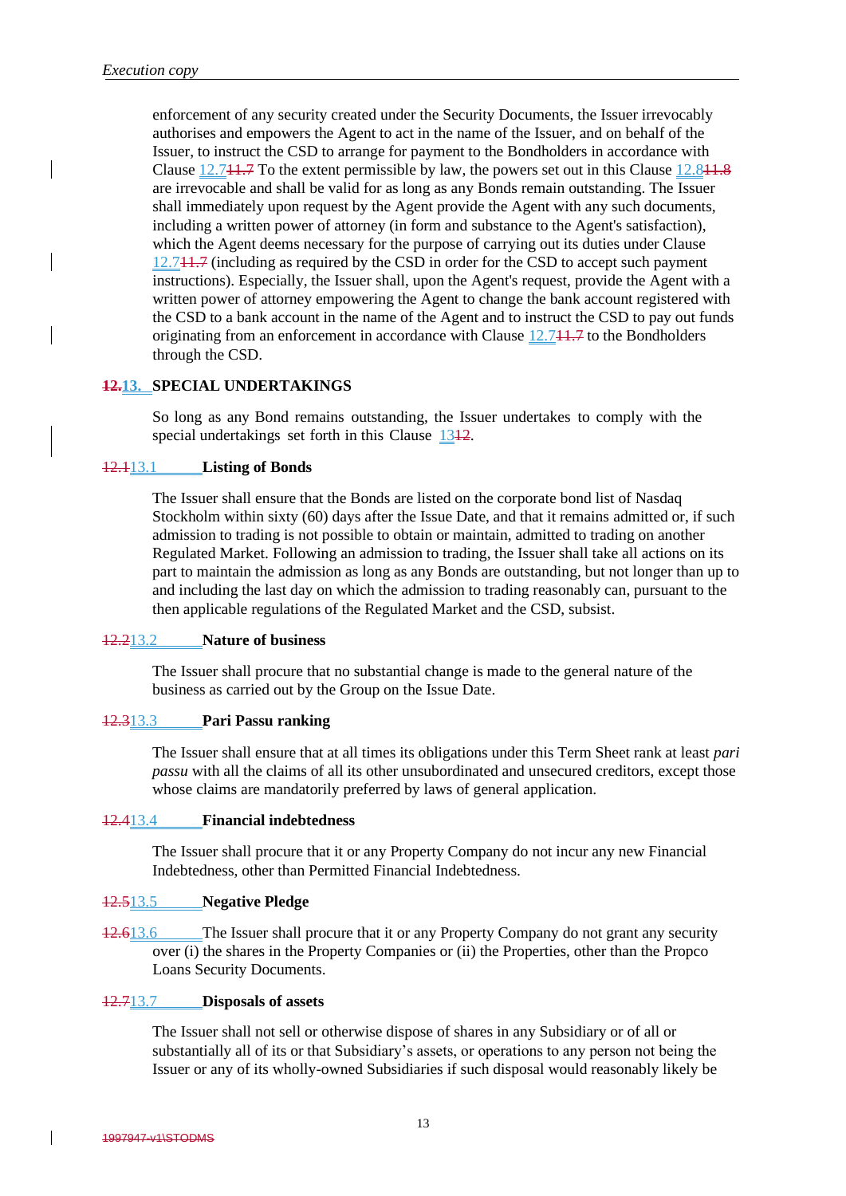enforcement of any security created under the Security Documents, the Issuer irrevocably authorises and empowers the Agent to act in the name of the Issuer, and on behalf of the Issuer, to instruct the CSD to arrange for payment to the Bondholders in accordance with Clause 12.7~~11.7~~ To the extent permissible by law, the powers set out in this Clause 12.8~~11.8~~ are irrevocable and shall be valid for as long as any Bonds remain outstanding. The Issuer shall immediately upon request by the Agent provide the Agent with any such documents, including a written power of attorney (in form and substance to the Agent's satisfaction), which the Agent deems necessary for the purpose of carrying out its duties under Clause 12.7~~11.7~~ (including as required by the CSD in order for the CSD to accept such payment instructions). Especially, the Issuer shall, upon the Agent's request, provide the Agent with a written power of attorney empowering the Agent to change the bank account registered with the CSD to a bank account in the name of the Agent and to instruct the CSD to pay out funds originating from an enforcement in accordance with Clause 12.7~~11.7~~ to the Bondholders through the CSD.

## ~~12.~~13. SPECIAL UNDERTAKINGS

So long as any Bond remains outstanding, the Issuer undertakes to comply with the special undertakings set forth in this Clause 13~~12~~.

### ~~12.1~~13.1 Listing of Bonds

The Issuer shall ensure that the Bonds are listed on the corporate bond list of Nasdaq Stockholm within sixty (60) days after the Issue Date, and that it remains admitted or, if such admission to trading is not possible to obtain or maintain, admitted to trading on another Regulated Market. Following an admission to trading, the Issuer shall take all actions on its part to maintain the admission as long as any Bonds are outstanding, but not longer than up to and including the last day on which the admission to trading reasonably can, pursuant to the then applicable regulations of the Regulated Market and the CSD, subsist.

### ~~12.2~~13.2 Nature of business

The Issuer shall procure that no substantial change is made to the general nature of the business as carried out by the Group on the Issue Date.

### ~~12.3~~13.3 Pari Passu ranking

The Issuer shall ensure that at all times its obligations under this Term Sheet rank at least *pari passu* with all the claims of all its other unsubordinated and unsecured creditors, except those whose claims are mandatorily preferred by laws of general application.

### ~~12.4~~13.4 Financial indebtedness

The Issuer shall procure that it or any Property Company do not incur any new Financial Indebtedness, other than Permitted Financial Indebtedness.

### ~~12.5~~13.5 Negative Pledge

~~12.6~~13.6 The Issuer shall procure that it or any Property Company do not grant any security over (i) the shares in the Property Companies or (ii) the Properties, other than the Propco Loans Security Documents.

### ~~12.7~~13.7 Disposals of assets

The Issuer shall not sell or otherwise dispose of shares in any Subsidiary or of all or substantially all of its or that Subsidiary's assets, or operations to any person not being the Issuer or any of its wholly-owned Subsidiaries if such disposal would reasonably likely be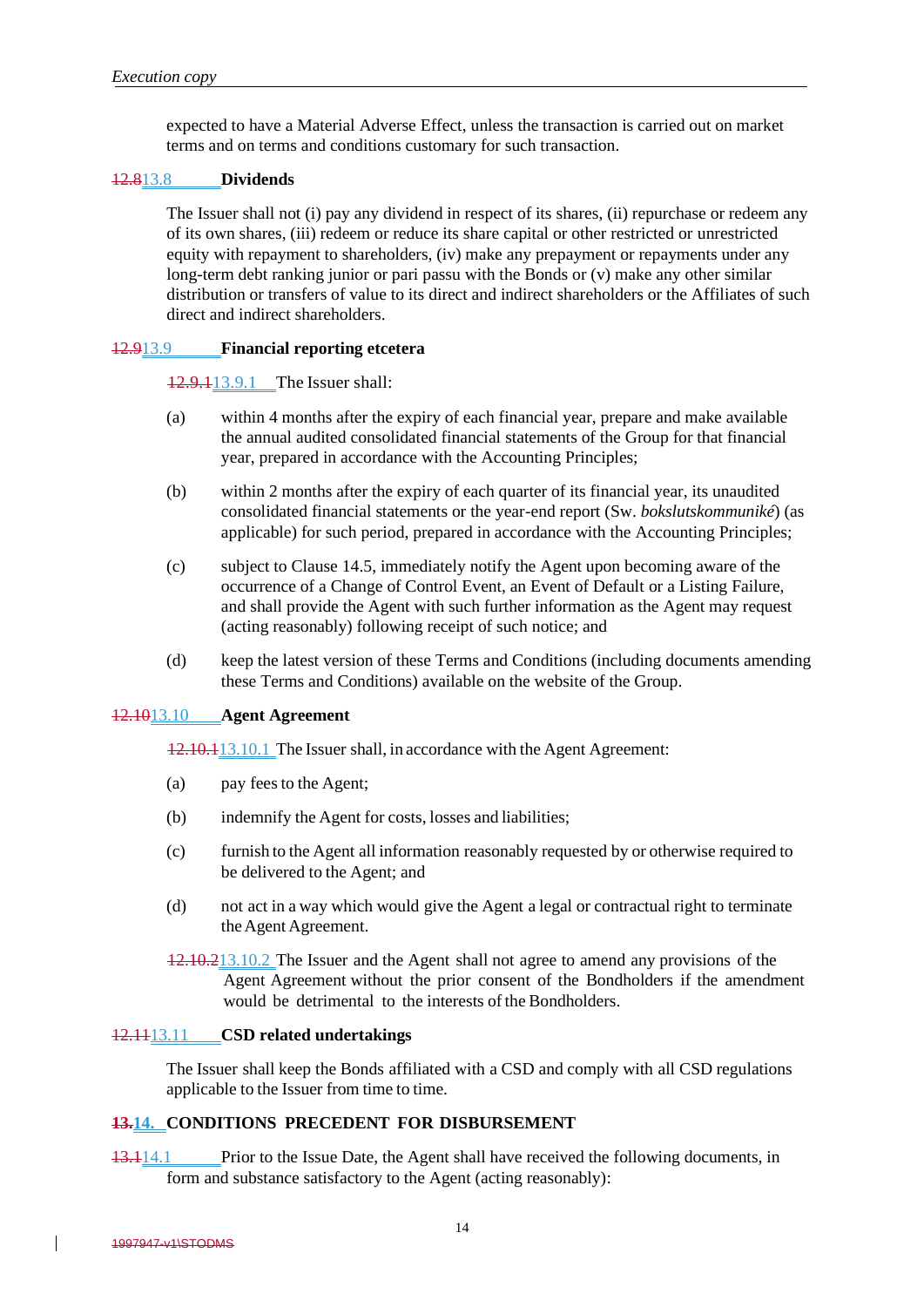expected to have a Material Adverse Effect, unless the transaction is carried out on market terms and on terms and conditions customary for such transaction.

### ~~12.8~~13.8 Dividends

The Issuer shall not (i) pay any dividend in respect of its shares, (ii) repurchase or redeem any of its own shares, (iii) redeem or reduce its share capital or other restricted or unrestricted equity with repayment to shareholders, (iv) make any prepayment or repayments under any long-term debt ranking junior or pari passu with the Bonds or (v) make any other similar distribution or transfers of value to its direct and indirect shareholders or the Affiliates of such direct and indirect shareholders.

### ~~12.9~~13.9 Financial reporting etcetera

~~12.9.1~~13.9.1 The Issuer shall:

(a) within 4 months after the expiry of each financial year, prepare and make available the annual audited consolidated financial statements of the Group for that financial year, prepared in accordance with the Accounting Principles;

(b) within 2 months after the expiry of each quarter of its financial year, its unaudited consolidated financial statements or the year-end report (Sw. *bokslutskommuniké*) (as applicable) for such period, prepared in accordance with the Accounting Principles;

(c) subject to Clause 14.5, immediately notify the Agent upon becoming aware of the occurrence of a Change of Control Event, an Event of Default or a Listing Failure, and shall provide the Agent with such further information as the Agent may request (acting reasonably) following receipt of such notice; and

(d) keep the latest version of these Terms and Conditions (including documents amending these Terms and Conditions) available on the website of the Group.

### ~~12.10~~13.10 Agent Agreement

~~12.10.1~~13.10.1 The Issuer shall, in accordance with the Agent Agreement:

(a) pay fees to the Agent;

(b) indemnify the Agent for costs, losses and liabilities;

(c) furnish to the Agent all information reasonably requested by or otherwise required to be delivered to the Agent; and

(d) not act in a way which would give the Agent a legal or contractual right to terminate the Agent Agreement.

~~12.10.2~~13.10.2 The Issuer and the Agent shall not agree to amend any provisions of the Agent Agreement without the prior consent of the Bondholders if the amendment would be detrimental to the interests of the Bondholders.

### ~~12.11~~13.11 CSD related undertakings

The Issuer shall keep the Bonds affiliated with a CSD and comply with all CSD regulations applicable to the Issuer from time to time.

## ~~13.~~14. CONDITIONS PRECEDENT FOR DISBURSEMENT

~~13.1~~14.1 Prior to the Issue Date, the Agent shall have received the following documents, in form and substance satisfactory to the Agent (acting reasonably):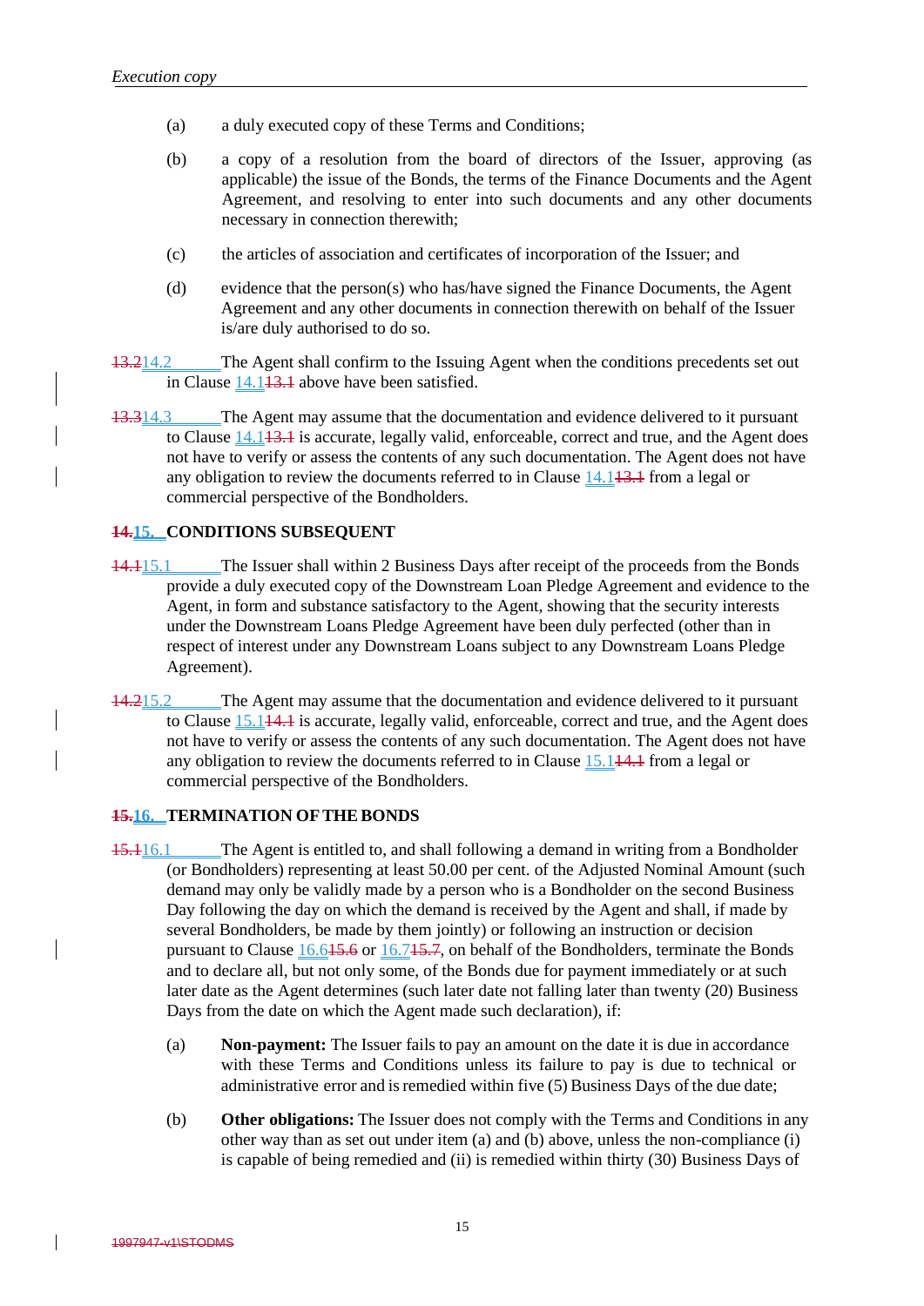(a) a duly executed copy of these Terms and Conditions;

(b) a copy of a resolution from the board of directors of the Issuer, approving (as applicable) the issue of the Bonds, the terms of the Finance Documents and the Agent Agreement, and resolving to enter into such documents and any other documents necessary in connection therewith;

(c) the articles of association and certificates of incorporation of the Issuer; and

(d) evidence that the person(s) who has/have signed the Finance Documents, the Agent Agreement and any other documents in connection therewith on behalf of the Issuer is/are duly authorised to do so.

~~13.2~~14.2 The Agent shall confirm to the Issuing Agent when the conditions precedents set out in Clause 14.1~~13.1~~ above have been satisfied.

~~13.3~~14.3 The Agent may assume that the documentation and evidence delivered to it pursuant to Clause 14.1~~13.1~~ is accurate, legally valid, enforceable, correct and true, and the Agent does not have to verify or assess the contents of any such documentation. The Agent does not have any obligation to review the documents referred to in Clause 14.1~~13.1~~ from a legal or commercial perspective of the Bondholders.

## ~~14.~~15. CONDITIONS SUBSEQUENT

~~14.1~~15.1 The Issuer shall within 2 Business Days after receipt of the proceeds from the Bonds provide a duly executed copy of the Downstream Loan Pledge Agreement and evidence to the Agent, in form and substance satisfactory to the Agent, showing that the security interests under the Downstream Loans Pledge Agreement have been duly perfected (other than in respect of interest under any Downstream Loans subject to any Downstream Loans Pledge Agreement).

~~14.2~~15.2 The Agent may assume that the documentation and evidence delivered to it pursuant to Clause 15.1~~14.1~~ is accurate, legally valid, enforceable, correct and true, and the Agent does not have to verify or assess the contents of any such documentation. The Agent does not have any obligation to review the documents referred to in Clause 15.1~~14.1~~ from a legal or commercial perspective of the Bondholders.

## ~~15.~~16. TERMINATION OF THE BONDS

~~15.1~~16.1 The Agent is entitled to, and shall following a demand in writing from a Bondholder (or Bondholders) representing at least 50.00 per cent. of the Adjusted Nominal Amount (such demand may only be validly made by a person who is a Bondholder on the second Business Day following the day on which the demand is received by the Agent and shall, if made by several Bondholders, be made by them jointly) or following an instruction or decision pursuant to Clause 16.6~~15.6~~ or 16.7~~15.7~~, on behalf of the Bondholders, terminate the Bonds and to declare all, but not only some, of the Bonds due for payment immediately or at such later date as the Agent determines (such later date not falling later than twenty (20) Business Days from the date on which the Agent made such declaration), if:

(a) **Non-payment:** The Issuer fails to pay an amount on the date it is due in accordance with these Terms and Conditions unless its failure to pay is due to technical or administrative error and is remedied within five (5) Business Days of the due date;

(b) **Other obligations:** The Issuer does not comply with the Terms and Conditions in any other way than as set out under item (a) and (b) above, unless the non-compliance (i) is capable of being remedied and (ii) is remedied within thirty (30) Business Days of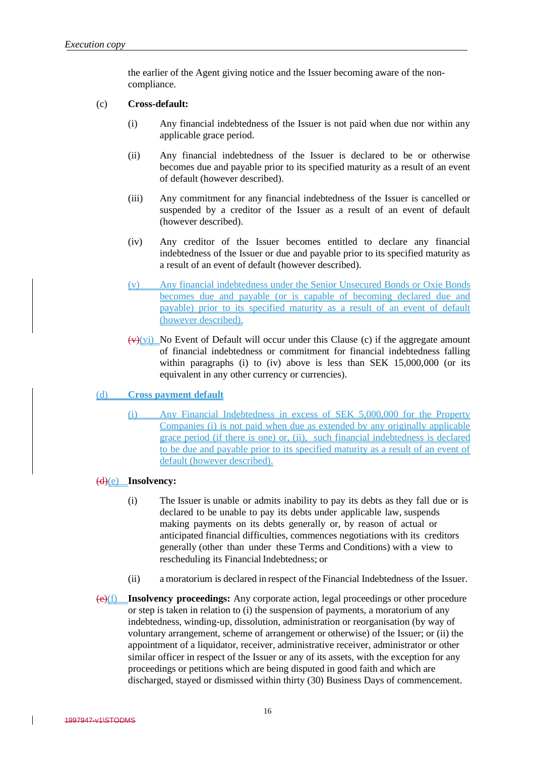the earlier of the Agent giving notice and the Issuer becoming aware of the non-compliance.

(c) **Cross-default:**

(i) Any financial indebtedness of the Issuer is not paid when due nor within any applicable grace period.

(ii) Any financial indebtedness of the Issuer is declared to be or otherwise becomes due and payable prior to its specified maturity as a result of an event of default (however described).

(iii) Any commitment for any financial indebtedness of the Issuer is cancelled or suspended by a creditor of the Issuer as a result of an event of default (however described).

(iv) Any creditor of the Issuer becomes entitled to declare any financial indebtedness of the Issuer or due and payable prior to its specified maturity as a result of an event of default (however described).

(v) Any financial indebtedness under the Senior Unsecured Bonds or Oxie Bonds becomes due and payable (or is capable of becoming declared due and payable) prior to its specified maturity as a result of an event of default (however described).

~~(v)~~(vi) No Event of Default will occur under this Clause (c) if the aggregate amount of financial indebtedness or commitment for financial indebtedness falling within paragraphs (i) to (iv) above is less than SEK 15,000,000 (or its equivalent in any other currency or currencies).

(d) **Cross payment default**

(i) Any Financial Indebtedness in excess of SEK 5,000,000 for the Property Companies (i) is not paid when due as extended by any originally applicable grace period (if there is one) or, (ii), such financial indebtedness is declared to be due and payable prior to its specified maturity as a result of an event of default (however described).

~~(d)~~(e) **Insolvency:**

(i) The Issuer is unable or admits inability to pay its debts as they fall due or is declared to be unable to pay its debts under applicable law, suspends making payments on its debts generally or, by reason of actual or anticipated financial difficulties, commences negotiations with its creditors generally (other than under these Terms and Conditions) with a view to rescheduling its Financial Indebtedness; or

(ii) a moratorium is declared in respect of the Financial Indebtedness of the Issuer.

~~(e)~~(f) **Insolvency proceedings:** Any corporate action, legal proceedings or other procedure or step is taken in relation to (i) the suspension of payments, a moratorium of any indebtedness, winding-up, dissolution, administration or reorganisation (by way of voluntary arrangement, scheme of arrangement or otherwise) of the Issuer; or (ii) the appointment of a liquidator, receiver, administrative receiver, administrator or other similar officer in respect of the Issuer or any of its assets, with the exception for any proceedings or petitions which are being disputed in good faith and which are discharged, stayed or dismissed within thirty (30) Business Days of commencement.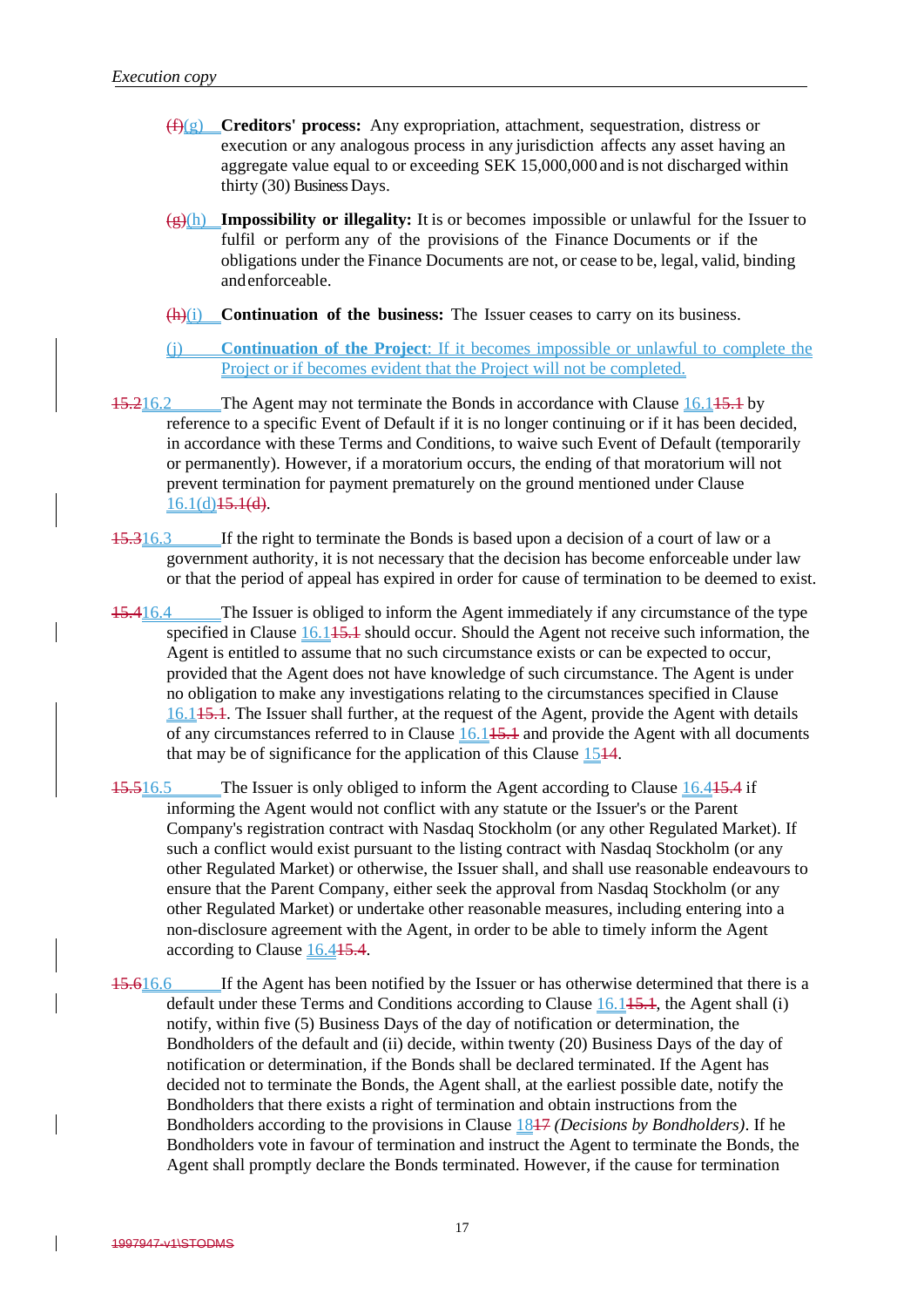(f)(g) **Creditors' process:** Any expropriation, attachment, sequestration, distress or execution or any analogous process in any jurisdiction affects any asset having an aggregate value equal to or exceeding SEK 15,000,000 and is not discharged within thirty (30) Business Days.

(g)(h) **Impossibility or illegality:** It is or becomes impossible or unlawful for the Issuer to fulfil or perform any of the provisions of the Finance Documents or if the obligations under the Finance Documents are not, or cease to be, legal, valid, binding and enforceable.

(h)(i) **Continuation of the business:** The Issuer ceases to carry on its business.

(j) **Continuation of the Project**: If it becomes impossible or unlawful to complete the Project or if becomes evident that the Project will not be completed.

15.216.2 The Agent may not terminate the Bonds in accordance with Clause 16.115.1 by reference to a specific Event of Default if it is no longer continuing or if it has been decided, in accordance with these Terms and Conditions, to waive such Event of Default (temporarily or permanently). However, if a moratorium occurs, the ending of that moratorium will not prevent termination for payment prematurely on the ground mentioned under Clause 16.1(d)15.1(d).

15.316.3 If the right to terminate the Bonds is based upon a decision of a court of law or a government authority, it is not necessary that the decision has become enforceable under law or that the period of appeal has expired in order for cause of termination to be deemed to exist.

15.416.4 The Issuer is obliged to inform the Agent immediately if any circumstance of the type specified in Clause 16.115.1 should occur. Should the Agent not receive such information, the Agent is entitled to assume that no such circumstance exists or can be expected to occur, provided that the Agent does not have knowledge of such circumstance. The Agent is under no obligation to make any investigations relating to the circumstances specified in Clause 16.115.1. The Issuer shall further, at the request of the Agent, provide the Agent with details of any circumstances referred to in Clause 16.115.1 and provide the Agent with all documents that may be of significance for the application of this Clause 1514.

15.516.5 The Issuer is only obliged to inform the Agent according to Clause 16.415.4 if informing the Agent would not conflict with any statute or the Issuer's or the Parent Company's registration contract with Nasdaq Stockholm (or any other Regulated Market). If such a conflict would exist pursuant to the listing contract with Nasdaq Stockholm (or any other Regulated Market) or otherwise, the Issuer shall, and shall use reasonable endeavours to ensure that the Parent Company, either seek the approval from Nasdaq Stockholm (or any other Regulated Market) or undertake other reasonable measures, including entering into a non-disclosure agreement with the Agent, in order to be able to timely inform the Agent according to Clause 16.415.4.

15.616.6 If the Agent has been notified by the Issuer or has otherwise determined that there is a default under these Terms and Conditions according to Clause 16.115.1, the Agent shall (i) notify, within five (5) Business Days of the day of notification or determination, the Bondholders of the default and (ii) decide, within twenty (20) Business Days of the day of notification or determination, if the Bonds shall be declared terminated. If the Agent has decided not to terminate the Bonds, the Agent shall, at the earliest possible date, notify the Bondholders that there exists a right of termination and obtain instructions from the Bondholders according to the provisions in Clause 1817 *(Decisions by Bondholders)*. If he Bondholders vote in favour of termination and instruct the Agent to terminate the Bonds, the Agent shall promptly declare the Bonds terminated. However, if the cause for termination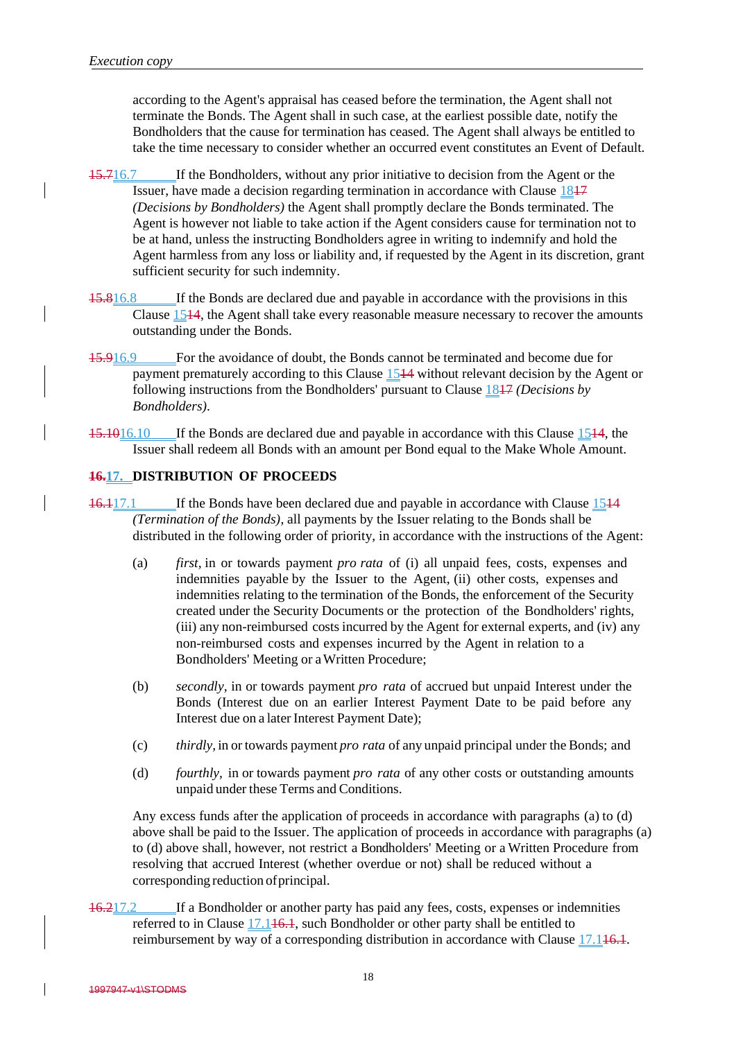according to the Agent's appraisal has ceased before the termination, the Agent shall not terminate the Bonds. The Agent shall in such case, at the earliest possible date, notify the Bondholders that the cause for termination has ceased. The Agent shall always be entitled to take the time necessary to consider whether an occurred event constitutes an Event of Default.

~~15.7~~16.7 If the Bondholders, without any prior initiative to decision from the Agent or the Issuer, have made a decision regarding termination in accordance with Clause 18~~17~~ *(Decisions by Bondholders)* the Agent shall promptly declare the Bonds terminated. The Agent is however not liable to take action if the Agent considers cause for termination not to be at hand, unless the instructing Bondholders agree in writing to indemnify and hold the Agent harmless from any loss or liability and, if requested by the Agent in its discretion, grant sufficient security for such indemnity.

~~15.8~~16.8 If the Bonds are declared due and payable in accordance with the provisions in this Clause 15~~14~~, the Agent shall take every reasonable measure necessary to recover the amounts outstanding under the Bonds.

~~15.9~~16.9 For the avoidance of doubt, the Bonds cannot be terminated and become due for payment prematurely according to this Clause 15~~14~~ without relevant decision by the Agent or following instructions from the Bondholders' pursuant to Clause 18~~17~~ *(Decisions by Bondholders)*.

~~15.10~~16.10 If the Bonds are declared due and payable in accordance with this Clause 15~~14~~, the Issuer shall redeem all Bonds with an amount per Bond equal to the Make Whole Amount.

## ~~16.~~17. DISTRIBUTION OF PROCEEDS

~~16.1~~17.1 If the Bonds have been declared due and payable in accordance with Clause 15~~14~~ *(Termination of the Bonds)*, all payments by the Issuer relating to the Bonds shall be distributed in the following order of priority, in accordance with the instructions of the Agent:

(a) *first*, in or towards payment *pro rata* of (i) all unpaid fees, costs, expenses and indemnities payable by the Issuer to the Agent, (ii) other costs, expenses and indemnities relating to the termination of the Bonds, the enforcement of the Security created under the Security Documents or the protection of the Bondholders' rights, (iii) any non-reimbursed costs incurred by the Agent for external experts, and (iv) any non-reimbursed costs and expenses incurred by the Agent in relation to a Bondholders' Meeting or a Written Procedure;

(b) *secondly*, in or towards payment *pro rata* of accrued but unpaid Interest under the Bonds (Interest due on an earlier Interest Payment Date to be paid before any Interest due on a later Interest Payment Date);

(c) *thirdly*, in or towards payment *pro rata* of any unpaid principal under the Bonds; and

(d) *fourthly*, in or towards payment *pro rata* of any other costs or outstanding amounts unpaid under these Terms and Conditions.

Any excess funds after the application of proceeds in accordance with paragraphs (a) to (d) above shall be paid to the Issuer. The application of proceeds in accordance with paragraphs (a) to (d) above shall, however, not restrict a Bondholders' Meeting or a Written Procedure from resolving that accrued Interest (whether overdue or not) shall be reduced without a corresponding reduction of principal.

~~16.2~~17.2 If a Bondholder or another party has paid any fees, costs, expenses or indemnities referred to in Clause 17.1~~16.1~~, such Bondholder or other party shall be entitled to reimbursement by way of a corresponding distribution in accordance with Clause 17.1~~16.1~~.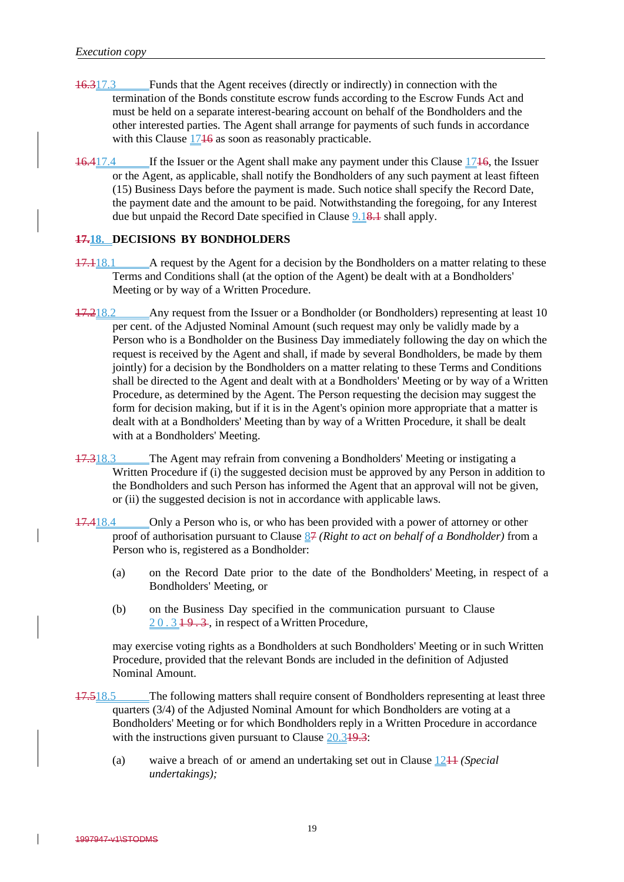16.317.3 Funds that the Agent receives (directly or indirectly) in connection with the termination of the Bonds constitute escrow funds according to the Escrow Funds Act and must be held on a separate interest-bearing account on behalf of the Bondholders and the other interested parties. The Agent shall arrange for payments of such funds in accordance with this Clause 1716 as soon as reasonably practicable.

16.417.4 If the Issuer or the Agent shall make any payment under this Clause 1716, the Issuer or the Agent, as applicable, shall notify the Bondholders of any such payment at least fifteen (15) Business Days before the payment is made. Such notice shall specify the Record Date, the payment date and the amount to be paid. Notwithstanding the foregoing, for any Interest due but unpaid the Record Date specified in Clause 9.18.1 shall apply.

## 17.18. DECISIONS BY BONDHOLDERS

17.118.1 A request by the Agent for a decision by the Bondholders on a matter relating to these Terms and Conditions shall (at the option of the Agent) be dealt with at a Bondholders' Meeting or by way of a Written Procedure.

17.218.2 Any request from the Issuer or a Bondholder (or Bondholders) representing at least 10 per cent. of the Adjusted Nominal Amount (such request may only be validly made by a Person who is a Bondholder on the Business Day immediately following the day on which the request is received by the Agent and shall, if made by several Bondholders, be made by them jointly) for a decision by the Bondholders on a matter relating to these Terms and Conditions shall be directed to the Agent and dealt with at a Bondholders' Meeting or by way of a Written Procedure, as determined by the Agent. The Person requesting the decision may suggest the form for decision making, but if it is in the Agent's opinion more appropriate that a matter is dealt with at a Bondholders' Meeting than by way of a Written Procedure, it shall be dealt with at a Bondholders' Meeting.

17.318.3 The Agent may refrain from convening a Bondholders' Meeting or instigating a Written Procedure if (i) the suggested decision must be approved by any Person in addition to the Bondholders and such Person has informed the Agent that an approval will not be given, or (ii) the suggested decision is not in accordance with applicable laws.

17.418.4 Only a Person who is, or who has been provided with a power of attorney or other proof of authorisation pursuant to Clause 87 *(Right to act on behalf of a Bondholder)* from a Person who is, registered as a Bondholder:

(a) on the Record Date prior to the date of the Bondholders' Meeting, in respect of a Bondholders' Meeting, or

(b) on the Business Day specified in the communication pursuant to Clause 20.319.3, in respect of a Written Procedure,

may exercise voting rights as a Bondholders at such Bondholders' Meeting or in such Written Procedure, provided that the relevant Bonds are included in the definition of Adjusted Nominal Amount.

17.518.5 The following matters shall require consent of Bondholders representing at least three quarters (3/4) of the Adjusted Nominal Amount for which Bondholders are voting at a Bondholders' Meeting or for which Bondholders reply in a Written Procedure in accordance with the instructions given pursuant to Clause 20.319.3:

(a) waive a breach of or amend an undertaking set out in Clause 1211 *(Special undertakings);*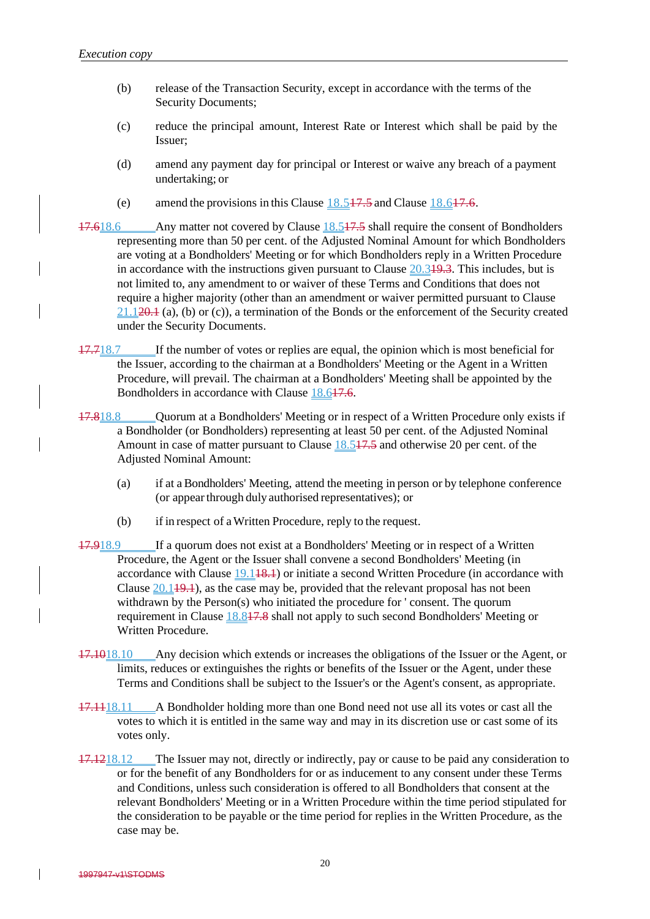(b) release of the Transaction Security, except in accordance with the terms of the Security Documents;

(c) reduce the principal amount, Interest Rate or Interest which shall be paid by the Issuer;

(d) amend any payment day for principal or Interest or waive any breach of a payment undertaking; or

(e) amend the provisions in this Clause 18.5~~17.5~~ and Clause 18.6~~17.6~~.

~~17.6~~18.6 Any matter not covered by Clause 18.5~~17.5~~ shall require the consent of Bondholders representing more than 50 per cent. of the Adjusted Nominal Amount for which Bondholders are voting at a Bondholders' Meeting or for which Bondholders reply in a Written Procedure in accordance with the instructions given pursuant to Clause 20.3~~19.3~~. This includes, but is not limited to, any amendment to or waiver of these Terms and Conditions that does not require a higher majority (other than an amendment or waiver permitted pursuant to Clause 21.1~~20.1~~ (a), (b) or (c)), a termination of the Bonds or the enforcement of the Security created under the Security Documents.

~~17.7~~18.7 If the number of votes or replies are equal, the opinion which is most beneficial for the Issuer, according to the chairman at a Bondholders' Meeting or the Agent in a Written Procedure, will prevail. The chairman at a Bondholders' Meeting shall be appointed by the Bondholders in accordance with Clause 18.6~~17.6~~.

~~17.8~~18.8 Quorum at a Bondholders' Meeting or in respect of a Written Procedure only exists if a Bondholder (or Bondholders) representing at least 50 per cent. of the Adjusted Nominal Amount in case of matter pursuant to Clause 18.5~~17.5~~ and otherwise 20 per cent. of the Adjusted Nominal Amount:

(a) if at a Bondholders' Meeting, attend the meeting in person or by telephone conference (or appear through duly authorised representatives); or

(b) if in respect of a Written Procedure, reply to the request.

~~17.9~~18.9 If a quorum does not exist at a Bondholders' Meeting or in respect of a Written Procedure, the Agent or the Issuer shall convene a second Bondholders' Meeting (in accordance with Clause 19.1~~18.1~~) or initiate a second Written Procedure (in accordance with Clause 20.1~~19.1~~), as the case may be, provided that the relevant proposal has not been withdrawn by the Person(s) who initiated the procedure for ' consent. The quorum requirement in Clause 18.8~~17.8~~ shall not apply to such second Bondholders' Meeting or Written Procedure.

~~17.10~~18.10 Any decision which extends or increases the obligations of the Issuer or the Agent, or limits, reduces or extinguishes the rights or benefits of the Issuer or the Agent, under these Terms and Conditions shall be subject to the Issuer's or the Agent's consent, as appropriate.

~~17.11~~18.11 A Bondholder holding more than one Bond need not use all its votes or cast all the votes to which it is entitled in the same way and may in its discretion use or cast some of its votes only.

~~17.12~~18.12 The Issuer may not, directly or indirectly, pay or cause to be paid any consideration to or for the benefit of any Bondholders for or as inducement to any consent under these Terms and Conditions, unless such consideration is offered to all Bondholders that consent at the relevant Bondholders' Meeting or in a Written Procedure within the time period stipulated for the consideration to be payable or the time period for replies in the Written Procedure, as the case may be.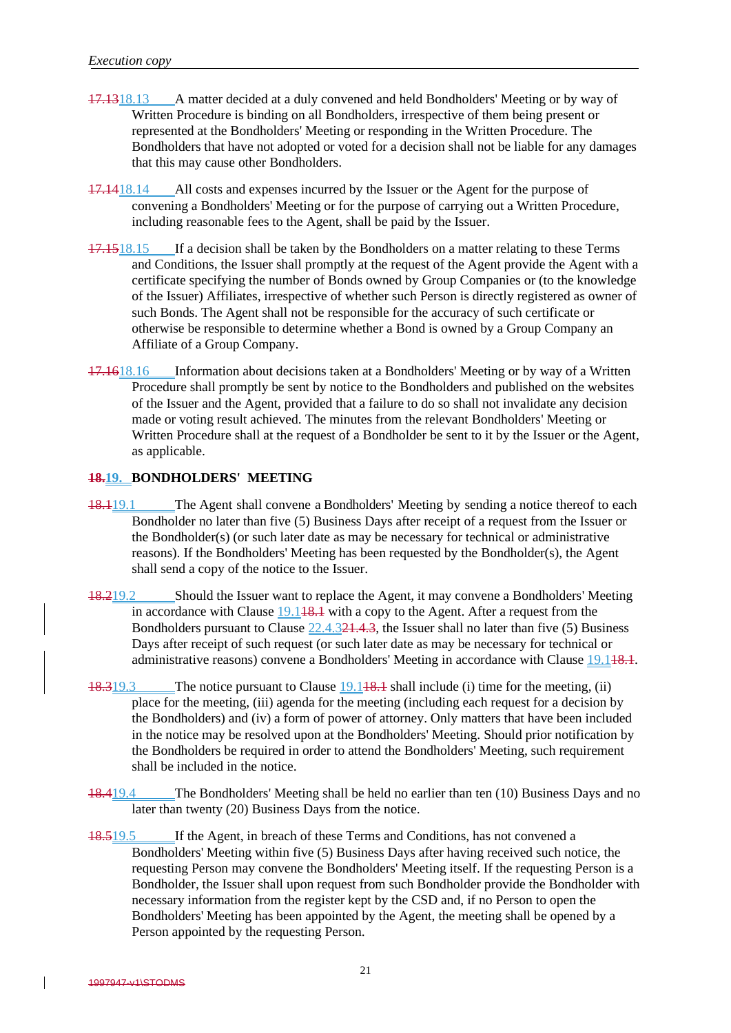~~17.13~~18.13 A matter decided at a duly convened and held Bondholders' Meeting or by way of Written Procedure is binding on all Bondholders, irrespective of them being present or represented at the Bondholders' Meeting or responding in the Written Procedure. The Bondholders that have not adopted or voted for a decision shall not be liable for any damages that this may cause other Bondholders.

~~17.14~~18.14 All costs and expenses incurred by the Issuer or the Agent for the purpose of convening a Bondholders' Meeting or for the purpose of carrying out a Written Procedure, including reasonable fees to the Agent, shall be paid by the Issuer.

~~17.15~~18.15 If a decision shall be taken by the Bondholders on a matter relating to these Terms and Conditions, the Issuer shall promptly at the request of the Agent provide the Agent with a certificate specifying the number of Bonds owned by Group Companies or (to the knowledge of the Issuer) Affiliates, irrespective of whether such Person is directly registered as owner of such Bonds. The Agent shall not be responsible for the accuracy of such certificate or otherwise be responsible to determine whether a Bond is owned by a Group Company an Affiliate of a Group Company.

~~17.16~~18.16 Information about decisions taken at a Bondholders' Meeting or by way of a Written Procedure shall promptly be sent by notice to the Bondholders and published on the websites of the Issuer and the Agent, provided that a failure to do so shall not invalidate any decision made or voting result achieved. The minutes from the relevant Bondholders' Meeting or Written Procedure shall at the request of a Bondholder be sent to it by the Issuer or the Agent, as applicable.

## ~~18.~~19. BONDHOLDERS' MEETING

~~18.1~~19.1 The Agent shall convene a Bondholders' Meeting by sending a notice thereof to each Bondholder no later than five (5) Business Days after receipt of a request from the Issuer or the Bondholder(s) (or such later date as may be necessary for technical or administrative reasons). If the Bondholders' Meeting has been requested by the Bondholder(s), the Agent shall send a copy of the notice to the Issuer.

~~18.2~~19.2 Should the Issuer want to replace the Agent, it may convene a Bondholders' Meeting in accordance with Clause 19.1~~18.1~~ with a copy to the Agent. After a request from the Bondholders pursuant to Clause 22.4.3~~21.4.3~~, the Issuer shall no later than five (5) Business Days after receipt of such request (or such later date as may be necessary for technical or administrative reasons) convene a Bondholders' Meeting in accordance with Clause 19.1~~18.1~~.

~~18.3~~19.3 The notice pursuant to Clause 19.1~~18.1~~ shall include (i) time for the meeting, (ii) place for the meeting, (iii) agenda for the meeting (including each request for a decision by the Bondholders) and (iv) a form of power of attorney. Only matters that have been included in the notice may be resolved upon at the Bondholders' Meeting. Should prior notification by the Bondholders be required in order to attend the Bondholders' Meeting, such requirement shall be included in the notice.

~~18.4~~19.4 The Bondholders' Meeting shall be held no earlier than ten (10) Business Days and no later than twenty (20) Business Days from the notice.

~~18.5~~19.5 If the Agent, in breach of these Terms and Conditions, has not convened a Bondholders' Meeting within five (5) Business Days after having received such notice, the requesting Person may convene the Bondholders' Meeting itself. If the requesting Person is a Bondholder, the Issuer shall upon request from such Bondholder provide the Bondholder with necessary information from the register kept by the CSD and, if no Person to open the Bondholders' Meeting has been appointed by the Agent, the meeting shall be opened by a Person appointed by the requesting Person.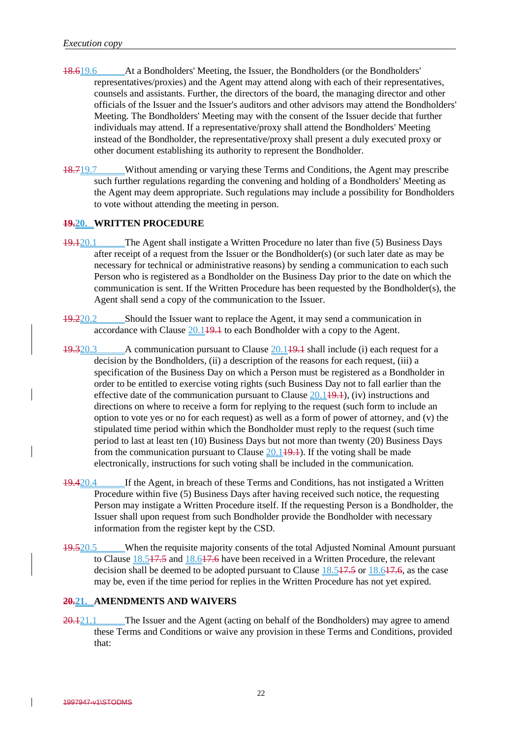18.619.6 At a Bondholders' Meeting, the Issuer, the Bondholders (or the Bondholders' representatives/proxies) and the Agent may attend along with each of their representatives, counsels and assistants. Further, the directors of the board, the managing director and other officials of the Issuer and the Issuer's auditors and other advisors may attend the Bondholders' Meeting. The Bondholders' Meeting may with the consent of the Issuer decide that further individuals may attend. If a representative/proxy shall attend the Bondholders' Meeting instead of the Bondholder, the representative/proxy shall present a duly executed proxy or other document establishing its authority to represent the Bondholder.

18.719.7 Without amending or varying these Terms and Conditions, the Agent may prescribe such further regulations regarding the convening and holding of a Bondholders' Meeting as the Agent may deem appropriate. Such regulations may include a possibility for Bondholders to vote without attending the meeting in person.

## 19.20. WRITTEN PROCEDURE

19.120.1 The Agent shall instigate a Written Procedure no later than five (5) Business Days after receipt of a request from the Issuer or the Bondholder(s) (or such later date as may be necessary for technical or administrative reasons) by sending a communication to each such Person who is registered as a Bondholder on the Business Day prior to the date on which the communication is sent. If the Written Procedure has been requested by the Bondholder(s), the Agent shall send a copy of the communication to the Issuer.

19.220.2 Should the Issuer want to replace the Agent, it may send a communication in accordance with Clause 20.119.1 to each Bondholder with a copy to the Agent.

19.320.3 A communication pursuant to Clause 20.119.1 shall include (i) each request for a decision by the Bondholders, (ii) a description of the reasons for each request, (iii) a specification of the Business Day on which a Person must be registered as a Bondholder in order to be entitled to exercise voting rights (such Business Day not to fall earlier than the effective date of the communication pursuant to Clause 20.119.1), (iv) instructions and directions on where to receive a form for replying to the request (such form to include an option to vote yes or no for each request) as well as a form of power of attorney, and (v) the stipulated time period within which the Bondholder must reply to the request (such time period to last at least ten (10) Business Days but not more than twenty (20) Business Days from the communication pursuant to Clause 20.119.1). If the voting shall be made electronically, instructions for such voting shall be included in the communication.

19.420.4 If the Agent, in breach of these Terms and Conditions, has not instigated a Written Procedure within five (5) Business Days after having received such notice, the requesting Person may instigate a Written Procedure itself. If the requesting Person is a Bondholder, the Issuer shall upon request from such Bondholder provide the Bondholder with necessary information from the register kept by the CSD.

19.520.5 When the requisite majority consents of the total Adjusted Nominal Amount pursuant to Clause 18.517.5 and 18.617.6 have been received in a Written Procedure, the relevant decision shall be deemed to be adopted pursuant to Clause 18.517.5 or 18.617.6, as the case may be, even if the time period for replies in the Written Procedure has not yet expired.

## 20.21. AMENDMENTS AND WAIVERS

20.121.1 The Issuer and the Agent (acting on behalf of the Bondholders) may agree to amend these Terms and Conditions or waive any provision in these Terms and Conditions, provided that: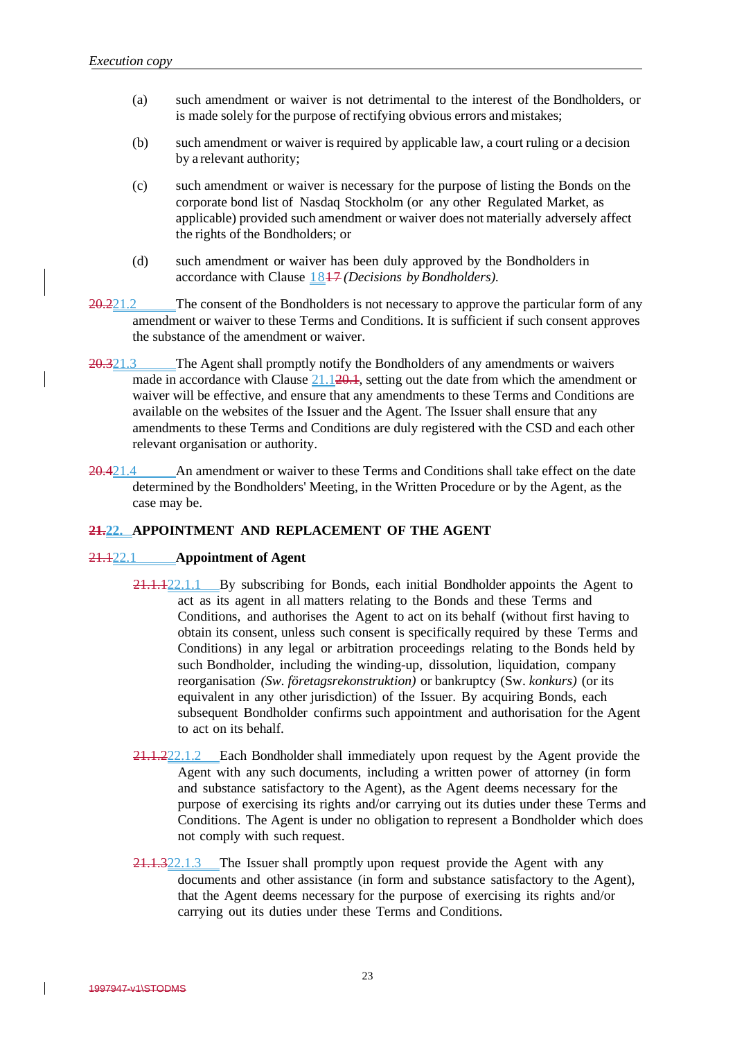(a) such amendment or waiver is not detrimental to the interest of the Bondholders, or is made solely for the purpose of rectifying obvious errors and mistakes;

(b) such amendment or waiver is required by applicable law, a court ruling or a decision by a relevant authority;

(c) such amendment or waiver is necessary for the purpose of listing the Bonds on the corporate bond list of Nasdaq Stockholm (or any other Regulated Market, as applicable) provided such amendment or waiver does not materially adversely affect the rights of the Bondholders; or

(d) such amendment or waiver has been duly approved by the Bondholders in accordance with Clause 18~~17~~ *(Decisions by Bondholders).*

~~20.2~~21.2 The consent of the Bondholders is not necessary to approve the particular form of any amendment or waiver to these Terms and Conditions. It is sufficient if such consent approves the substance of the amendment or waiver.

~~20.3~~21.3 The Agent shall promptly notify the Bondholders of any amendments or waivers made in accordance with Clause 21.1~~20.1~~, setting out the date from which the amendment or waiver will be effective, and ensure that any amendments to these Terms and Conditions are available on the websites of the Issuer and the Agent. The Issuer shall ensure that any amendments to these Terms and Conditions are duly registered with the CSD and each other relevant organisation or authority.

~~20.4~~21.4 An amendment or waiver to these Terms and Conditions shall take effect on the date determined by the Bondholders' Meeting, in the Written Procedure or by the Agent, as the case may be.

## ~~21.~~22. APPOINTMENT AND REPLACEMENT OF THE AGENT

### ~~21.1~~22.1 Appointment of Agent

~~21.1.1~~22.1.1 By subscribing for Bonds, each initial Bondholder appoints the Agent to act as its agent in all matters relating to the Bonds and these Terms and Conditions, and authorises the Agent to act on its behalf (without first having to obtain its consent, unless such consent is specifically required by these Terms and Conditions) in any legal or arbitration proceedings relating to the Bonds held by such Bondholder, including the winding-up, dissolution, liquidation, company reorganisation *(Sw. företagsrekonstruktion)* or bankruptcy (Sw. *konkurs)* (or its equivalent in any other jurisdiction) of the Issuer. By acquiring Bonds, each subsequent Bondholder confirms such appointment and authorisation for the Agent to act on its behalf.

~~21.1.2~~22.1.2 Each Bondholder shall immediately upon request by the Agent provide the Agent with any such documents, including a written power of attorney (in form and substance satisfactory to the Agent), as the Agent deems necessary for the purpose of exercising its rights and/or carrying out its duties under these Terms and Conditions. The Agent is under no obligation to represent a Bondholder which does not comply with such request.

~~21.1.3~~22.1.3 The Issuer shall promptly upon request provide the Agent with any documents and other assistance (in form and substance satisfactory to the Agent), that the Agent deems necessary for the purpose of exercising its rights and/or carrying out its duties under these Terms and Conditions.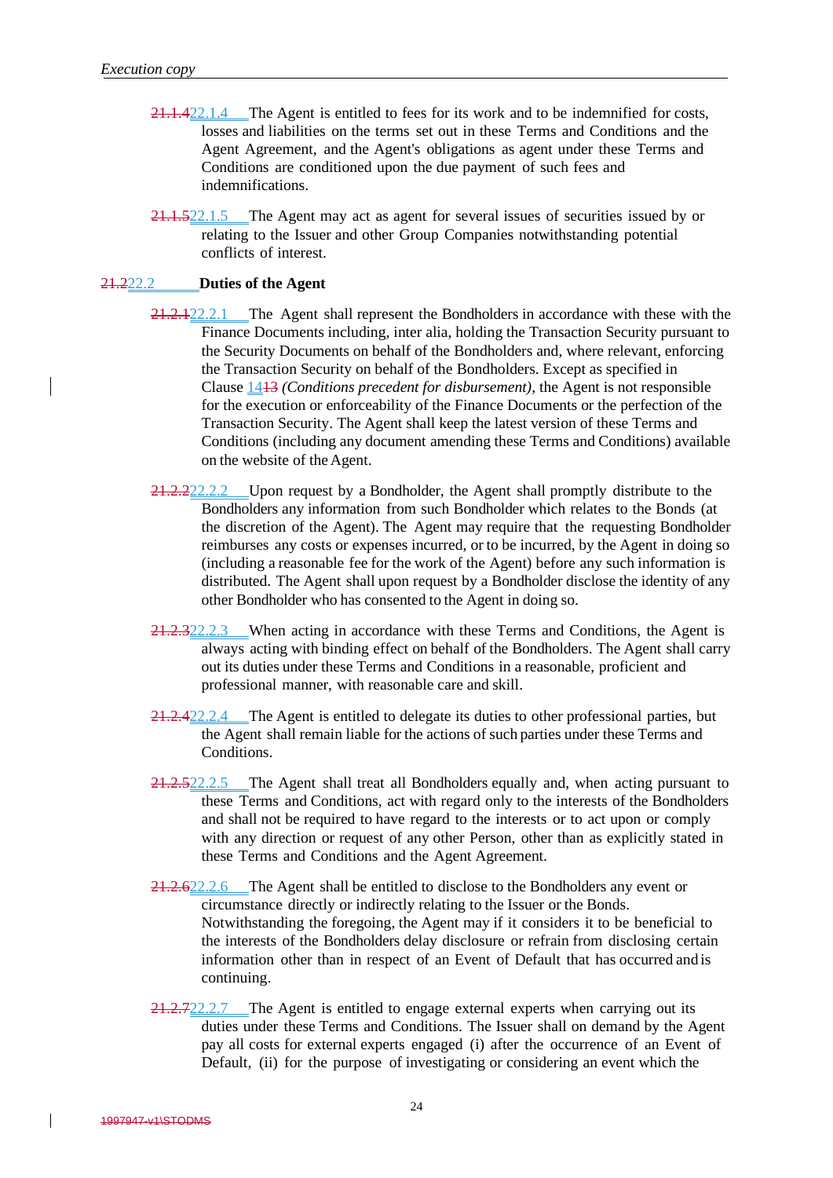21.1.422.1.4 The Agent is entitled to fees for its work and to be indemnified for costs, losses and liabilities on the terms set out in these Terms and Conditions and the Agent Agreement, and the Agent's obligations as agent under these Terms and Conditions are conditioned upon the due payment of such fees and indemnifications.

21.1.522.1.5 The Agent may act as agent for several issues of securities issued by or relating to the Issuer and other Group Companies notwithstanding potential conflicts of interest.

**21.222.2 Duties of the Agent**

21.2.122.2.1 The Agent shall represent the Bondholders in accordance with these with the Finance Documents including, inter alia, holding the Transaction Security pursuant to the Security Documents on behalf of the Bondholders and, where relevant, enforcing the Transaction Security on behalf of the Bondholders. Except as specified in Clause 1413 *(Conditions precedent for disbursement)*, the Agent is not responsible for the execution or enforceability of the Finance Documents or the perfection of the Transaction Security. The Agent shall keep the latest version of these Terms and Conditions (including any document amending these Terms and Conditions) available on the website of the Agent.

21.2.222.2.2 Upon request by a Bondholder, the Agent shall promptly distribute to the Bondholders any information from such Bondholder which relates to the Bonds (at the discretion of the Agent). The Agent may require that the requesting Bondholder reimburses any costs or expenses incurred, or to be incurred, by the Agent in doing so (including a reasonable fee for the work of the Agent) before any such information is distributed. The Agent shall upon request by a Bondholder disclose the identity of any other Bondholder who has consented to the Agent in doing so.

21.2.322.2.3 When acting in accordance with these Terms and Conditions, the Agent is always acting with binding effect on behalf of the Bondholders. The Agent shall carry out its duties under these Terms and Conditions in a reasonable, proficient and professional manner, with reasonable care and skill.

21.2.422.2.4 The Agent is entitled to delegate its duties to other professional parties, but the Agent shall remain liable for the actions of such parties under these Terms and Conditions.

21.2.522.2.5 The Agent shall treat all Bondholders equally and, when acting pursuant to these Terms and Conditions, act with regard only to the interests of the Bondholders and shall not be required to have regard to the interests or to act upon or comply with any direction or request of any other Person, other than as explicitly stated in these Terms and Conditions and the Agent Agreement.

21.2.622.2.6 The Agent shall be entitled to disclose to the Bondholders any event or circumstance directly or indirectly relating to the Issuer or the Bonds. Notwithstanding the foregoing, the Agent may if it considers it to be beneficial to the interests of the Bondholders delay disclosure or refrain from disclosing certain information other than in respect of an Event of Default that has occurred and is continuing.

21.2.722.2.7 The Agent is entitled to engage external experts when carrying out its duties under these Terms and Conditions. The Issuer shall on demand by the Agent pay all costs for external experts engaged (i) after the occurrence of an Event of Default, (ii) for the purpose of investigating or considering an event which the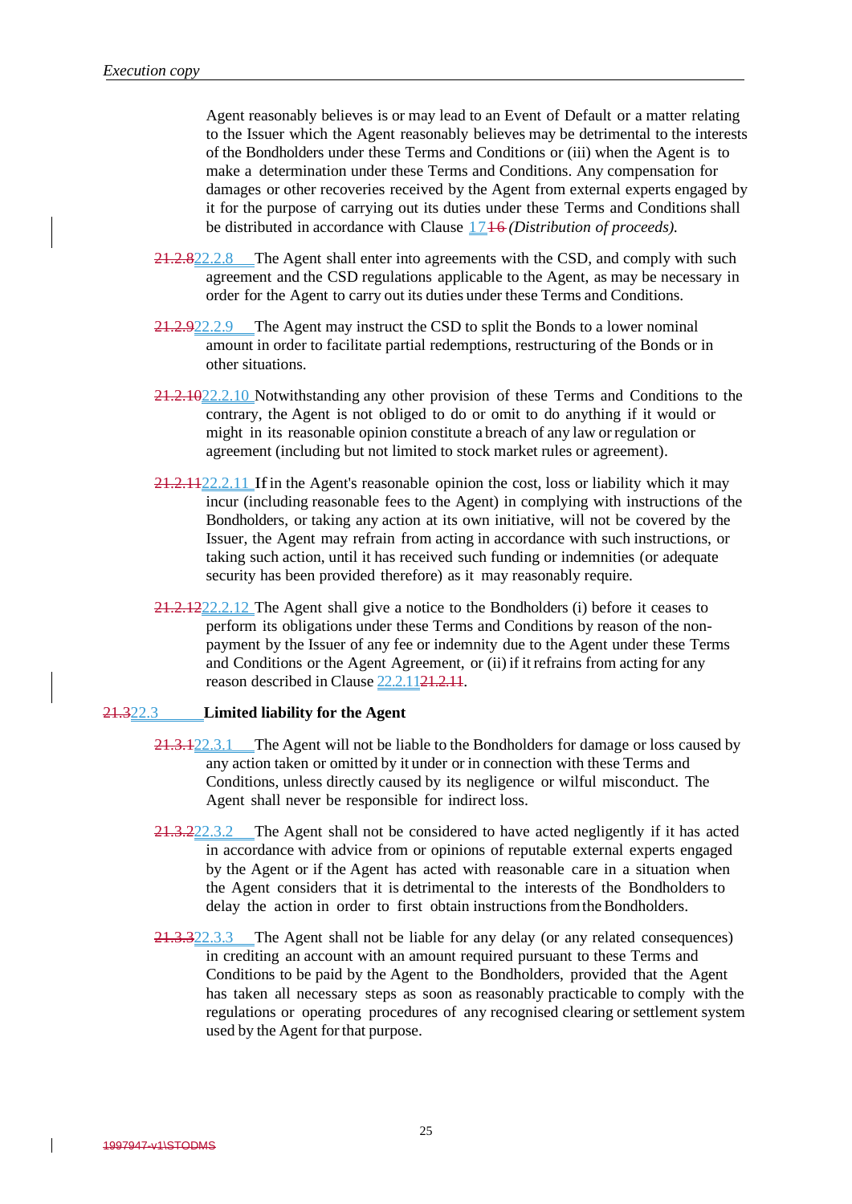Agent reasonably believes is or may lead to an Event of Default or a matter relating to the Issuer which the Agent reasonably believes may be detrimental to the interests of the Bondholders under these Terms and Conditions or (iii) when the Agent is to make a determination under these Terms and Conditions. Any compensation for damages or other recoveries received by the Agent from external experts engaged by it for the purpose of carrying out its duties under these Terms and Conditions shall be distributed in accordance with Clause 1716 *(Distribution of proceeds).*

21.2.822.2.8 The Agent shall enter into agreements with the CSD, and comply with such agreement and the CSD regulations applicable to the Agent, as may be necessary in order for the Agent to carry out its duties under these Terms and Conditions.

21.2.922.2.9 The Agent may instruct the CSD to split the Bonds to a lower nominal amount in order to facilitate partial redemptions, restructuring of the Bonds or in other situations.

21.2.1022.2.10 Notwithstanding any other provision of these Terms and Conditions to the contrary, the Agent is not obliged to do or omit to do anything if it would or might in its reasonable opinion constitute a breach of any law or regulation or agreement (including but not limited to stock market rules or agreement).

21.2.1122.2.11 If in the Agent's reasonable opinion the cost, loss or liability which it may incur (including reasonable fees to the Agent) in complying with instructions of the Bondholders, or taking any action at its own initiative, will not be covered by the Issuer, the Agent may refrain from acting in accordance with such instructions, or taking such action, until it has received such funding or indemnities (or adequate security has been provided therefore) as it may reasonably require.

21.2.1222.2.12 The Agent shall give a notice to the Bondholders (i) before it ceases to perform its obligations under these Terms and Conditions by reason of the non-payment by the Issuer of any fee or indemnity due to the Agent under these Terms and Conditions or the Agent Agreement, or (ii) if it refrains from acting for any reason described in Clause 22.2.1121.2.11.

### 21.322.3 Limited liability for the Agent

21.3.122.3.1 The Agent will not be liable to the Bondholders for damage or loss caused by any action taken or omitted by it under or in connection with these Terms and Conditions, unless directly caused by its negligence or wilful misconduct. The Agent shall never be responsible for indirect loss.

21.3.222.3.2 The Agent shall not be considered to have acted negligently if it has acted in accordance with advice from or opinions of reputable external experts engaged by the Agent or if the Agent has acted with reasonable care in a situation when the Agent considers that it is detrimental to the interests of the Bondholders to delay the action in order to first obtain instructions from the Bondholders.

21.3.322.3.3 The Agent shall not be liable for any delay (or any related consequences) in crediting an account with an amount required pursuant to these Terms and Conditions to be paid by the Agent to the Bondholders, provided that the Agent has taken all necessary steps as soon as reasonably practicable to comply with the regulations or operating procedures of any recognised clearing or settlement system used by the Agent for that purpose.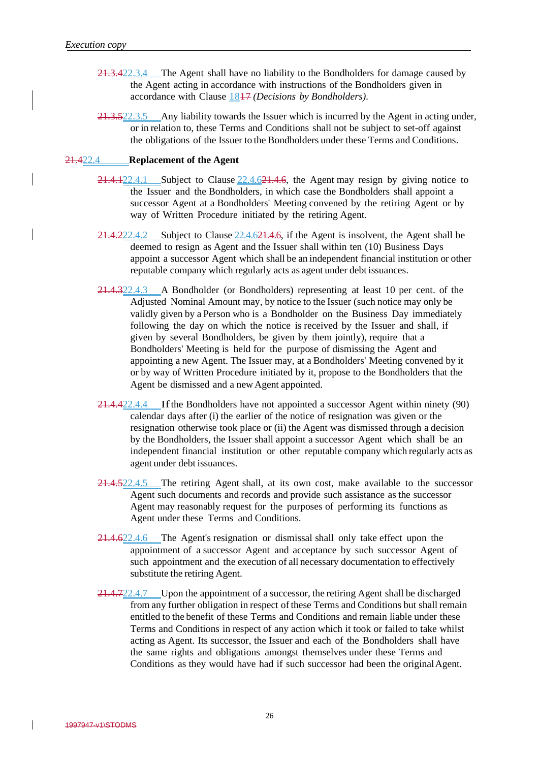~~21.3.4~~22.3.4 The Agent shall have no liability to the Bondholders for damage caused by the Agent acting in accordance with instructions of the Bondholders given in accordance with Clause 18~~17~~ *(Decisions by Bondholders)*.

~~21.3.5~~22.3.5 Any liability towards the Issuer which is incurred by the Agent in acting under, or in relation to, these Terms and Conditions shall not be subject to set-off against the obligations of the Issuer to the Bondholders under these Terms and Conditions.

**~~21.4~~22.4 Replacement of the Agent**

~~21.4.1~~22.4.1 Subject to Clause 22.4.6~~21.4.6~~, the Agent may resign by giving notice to the Issuer and the Bondholders, in which case the Bondholders shall appoint a successor Agent at a Bondholders' Meeting convened by the retiring Agent or by way of Written Procedure initiated by the retiring Agent.

~~21.4.2~~22.4.2 Subject to Clause 22.4.6~~21.4.6~~, if the Agent is insolvent, the Agent shall be deemed to resign as Agent and the Issuer shall within ten (10) Business Days appoint a successor Agent which shall be an independent financial institution or other reputable company which regularly acts as agent under debt issuances.

~~21.4.3~~22.4.3 A Bondholder (or Bondholders) representing at least 10 per cent. of the Adjusted Nominal Amount may, by notice to the Issuer (such notice may only be validly given by a Person who is a Bondholder on the Business Day immediately following the day on which the notice is received by the Issuer and shall, if given by several Bondholders, be given by them jointly), require that a Bondholders' Meeting is held for the purpose of dismissing the Agent and appointing a new Agent. The Issuer may, at a Bondholders' Meeting convened by it or by way of Written Procedure initiated by it, propose to the Bondholders that the Agent be dismissed and a new Agent appointed.

~~21.4.4~~22.4.4 If the Bondholders have not appointed a successor Agent within ninety (90) calendar days after (i) the earlier of the notice of resignation was given or the resignation otherwise took place or (ii) the Agent was dismissed through a decision by the Bondholders, the Issuer shall appoint a successor Agent which shall be an independent financial institution or other reputable company which regularly acts as agent under debt issuances.

~~21.4.5~~22.4.5 The retiring Agent shall, at its own cost, make available to the successor Agent such documents and records and provide such assistance as the successor Agent may reasonably request for the purposes of performing its functions as Agent under these Terms and Conditions.

~~21.4.6~~22.4.6 The Agent's resignation or dismissal shall only take effect upon the appointment of a successor Agent and acceptance by such successor Agent of such appointment and the execution of all necessary documentation to effectively substitute the retiring Agent.

~~21.4.7~~22.4.7 Upon the appointment of a successor, the retiring Agent shall be discharged from any further obligation in respect of these Terms and Conditions but shall remain entitled to the benefit of these Terms and Conditions and remain liable under these Terms and Conditions in respect of any action which it took or failed to take whilst acting as Agent. Its successor, the Issuer and each of the Bondholders shall have the same rights and obligations amongst themselves under these Terms and Conditions as they would have had if such successor had been the original Agent.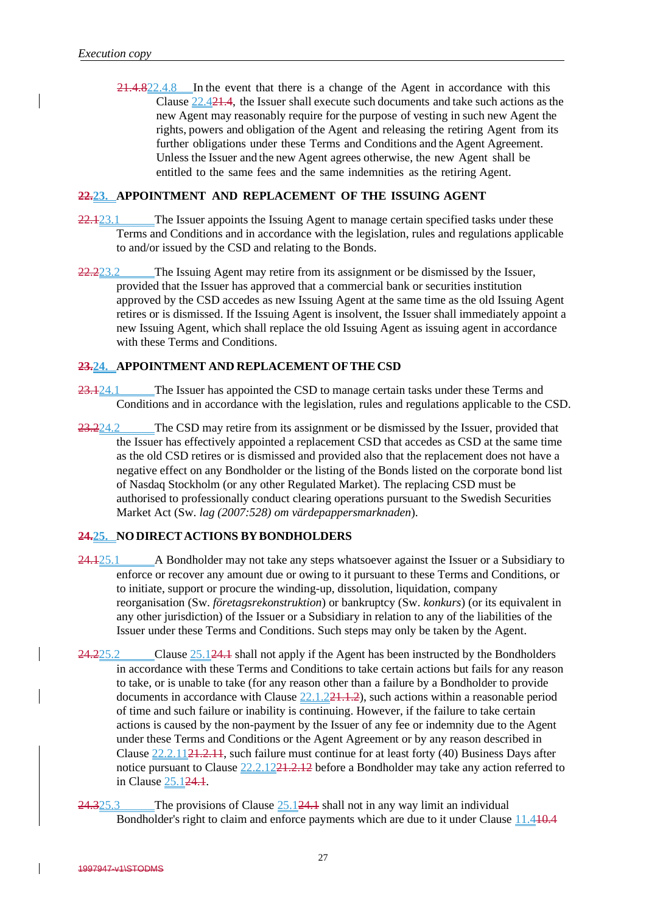~~21.4.8~~22.4.8 In the event that there is a change of the Agent in accordance with this Clause 22.4~~21.4~~, the Issuer shall execute such documents and take such actions as the new Agent may reasonably require for the purpose of vesting in such new Agent the rights, powers and obligation of the Agent and releasing the retiring Agent from its further obligations under these Terms and Conditions and the Agent Agreement. Unless the Issuer and the new Agent agrees otherwise, the new Agent shall be entitled to the same fees and the same indemnities as the retiring Agent.

## ~~22.~~23. APPOINTMENT AND REPLACEMENT OF THE ISSUING AGENT

~~22.1~~23.1 The Issuer appoints the Issuing Agent to manage certain specified tasks under these Terms and Conditions and in accordance with the legislation, rules and regulations applicable to and/or issued by the CSD and relating to the Bonds.

~~22.2~~23.2 The Issuing Agent may retire from its assignment or be dismissed by the Issuer, provided that the Issuer has approved that a commercial bank or securities institution approved by the CSD accedes as new Issuing Agent at the same time as the old Issuing Agent retires or is dismissed. If the Issuing Agent is insolvent, the Issuer shall immediately appoint a new Issuing Agent, which shall replace the old Issuing Agent as issuing agent in accordance with these Terms and Conditions.

## ~~23.~~24. APPOINTMENT AND REPLACEMENT OF THE CSD

~~23.1~~24.1 The Issuer has appointed the CSD to manage certain tasks under these Terms and Conditions and in accordance with the legislation, rules and regulations applicable to the CSD.

~~23.2~~24.2 The CSD may retire from its assignment or be dismissed by the Issuer, provided that the Issuer has effectively appointed a replacement CSD that accedes as CSD at the same time as the old CSD retires or is dismissed and provided also that the replacement does not have a negative effect on any Bondholder or the listing of the Bonds listed on the corporate bond list of Nasdaq Stockholm (or any other Regulated Market). The replacing CSD must be authorised to professionally conduct clearing operations pursuant to the Swedish Securities Market Act (Sw. *lag (2007:528) om värdepappersmarknaden*).

## ~~24.~~25. NO DIRECT ACTIONS BY BONDHOLDERS

~~24.1~~25.1 A Bondholder may not take any steps whatsoever against the Issuer or a Subsidiary to enforce or recover any amount due or owing to it pursuant to these Terms and Conditions, or to initiate, support or procure the winding-up, dissolution, liquidation, company reorganisation (Sw. *företagsrekonstruktion*) or bankruptcy (Sw. *konkurs*) (or its equivalent in any other jurisdiction) of the Issuer or a Subsidiary in relation to any of the liabilities of the Issuer under these Terms and Conditions. Such steps may only be taken by the Agent.

~~24.2~~25.2 Clause 25.1~~24.1~~ shall not apply if the Agent has been instructed by the Bondholders in accordance with these Terms and Conditions to take certain actions but fails for any reason to take, or is unable to take (for any reason other than a failure by a Bondholder to provide documents in accordance with Clause 22.1.2~~21.1.2~~), such actions within a reasonable period of time and such failure or inability is continuing. However, if the failure to take certain actions is caused by the non-payment by the Issuer of any fee or indemnity due to the Agent under these Terms and Conditions or the Agent Agreement or by any reason described in Clause 22.2.11~~21.2.11~~, such failure must continue for at least forty (40) Business Days after notice pursuant to Clause 22.2.12~~21.2.12~~ before a Bondholder may take any action referred to in Clause 25.1~~24.1~~.

~~24.3~~25.3 The provisions of Clause 25.1~~24.1~~ shall not in any way limit an individual Bondholder's right to claim and enforce payments which are due to it under Clause 11.4~~10.4~~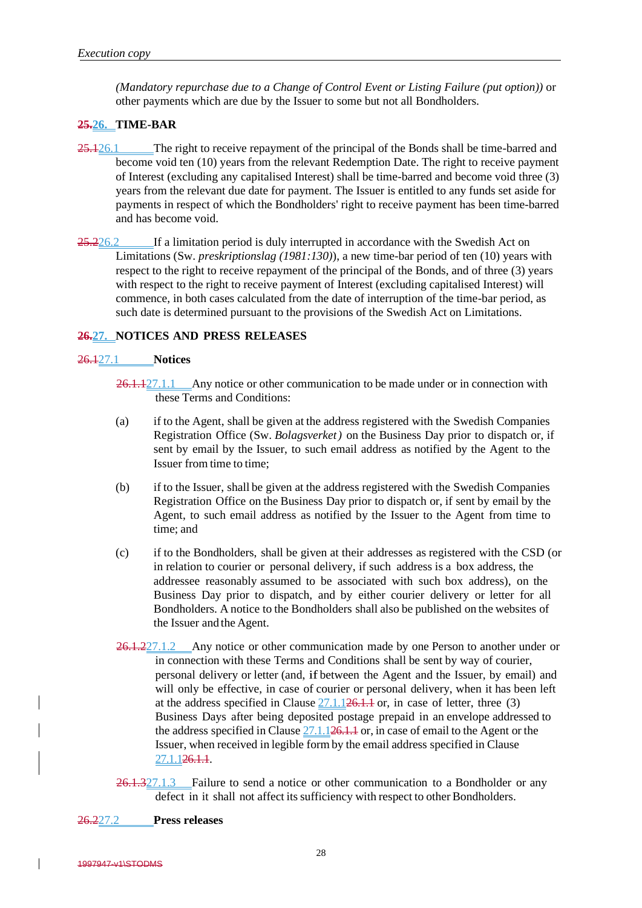*(Mandatory repurchase due to a Change of Control Event or Listing Failure (put option))* or other payments which are due by the Issuer to some but not all Bondholders.

## ~~25.~~26. TIME-BAR

~~25.1~~26.1 The right to receive repayment of the principal of the Bonds shall be time-barred and become void ten (10) years from the relevant Redemption Date. The right to receive payment of Interest (excluding any capitalised Interest) shall be time-barred and become void three (3) years from the relevant due date for payment. The Issuer is entitled to any funds set aside for payments in respect of which the Bondholders' right to receive payment has been time-barred and has become void.

~~25.2~~26.2 If a limitation period is duly interrupted in accordance with the Swedish Act on Limitations (Sw. *preskriptionslag (1981:130)*), a new time-bar period of ten (10) years with respect to the right to receive repayment of the principal of the Bonds, and of three (3) years with respect to the right to receive payment of Interest (excluding capitalised Interest) will commence, in both cases calculated from the date of interruption of the time-bar period, as such date is determined pursuant to the provisions of the Swedish Act on Limitations.

## ~~26.~~27. NOTICES AND PRESS RELEASES

### ~~26.1~~27.1 Notices

~~26.1.1~~27.1.1 Any notice or other communication to be made under or in connection with these Terms and Conditions:

(a) if to the Agent, shall be given at the address registered with the Swedish Companies Registration Office (Sw. *Bolagsverket)* on the Business Day prior to dispatch or, if sent by email by the Issuer, to such email address as notified by the Agent to the Issuer from time to time;

(b) if to the Issuer, shall be given at the address registered with the Swedish Companies Registration Office on the Business Day prior to dispatch or, if sent by email by the Agent, to such email address as notified by the Issuer to the Agent from time to time; and

(c) if to the Bondholders, shall be given at their addresses as registered with the CSD (or in relation to courier or personal delivery, if such address is a box address, the addressee reasonably assumed to be associated with such box address), on the Business Day prior to dispatch, and by either courier delivery or letter for all Bondholders. A notice to the Bondholders shall also be published on the websites of the Issuer and the Agent.

~~26.1.2~~27.1.2 Any notice or other communication made by one Person to another under or in connection with these Terms and Conditions shall be sent by way of courier, personal delivery or letter (and, if between the Agent and the Issuer, by email) and will only be effective, in case of courier or personal delivery, when it has been left at the address specified in Clause 27.1.1~~26.1.1~~ or, in case of letter, three (3) Business Days after being deposited postage prepaid in an envelope addressed to the address specified in Clause 27.1.1~~26.1.1~~ or, in case of email to the Agent or the Issuer, when received in legible form by the email address specified in Clause 27.1.1~~26.1.1~~.

~~26.1.3~~27.1.3 Failure to send a notice or other communication to a Bondholder or any defect in it shall not affect its sufficiency with respect to other Bondholders.

### ~~26.2~~27.2 Press releases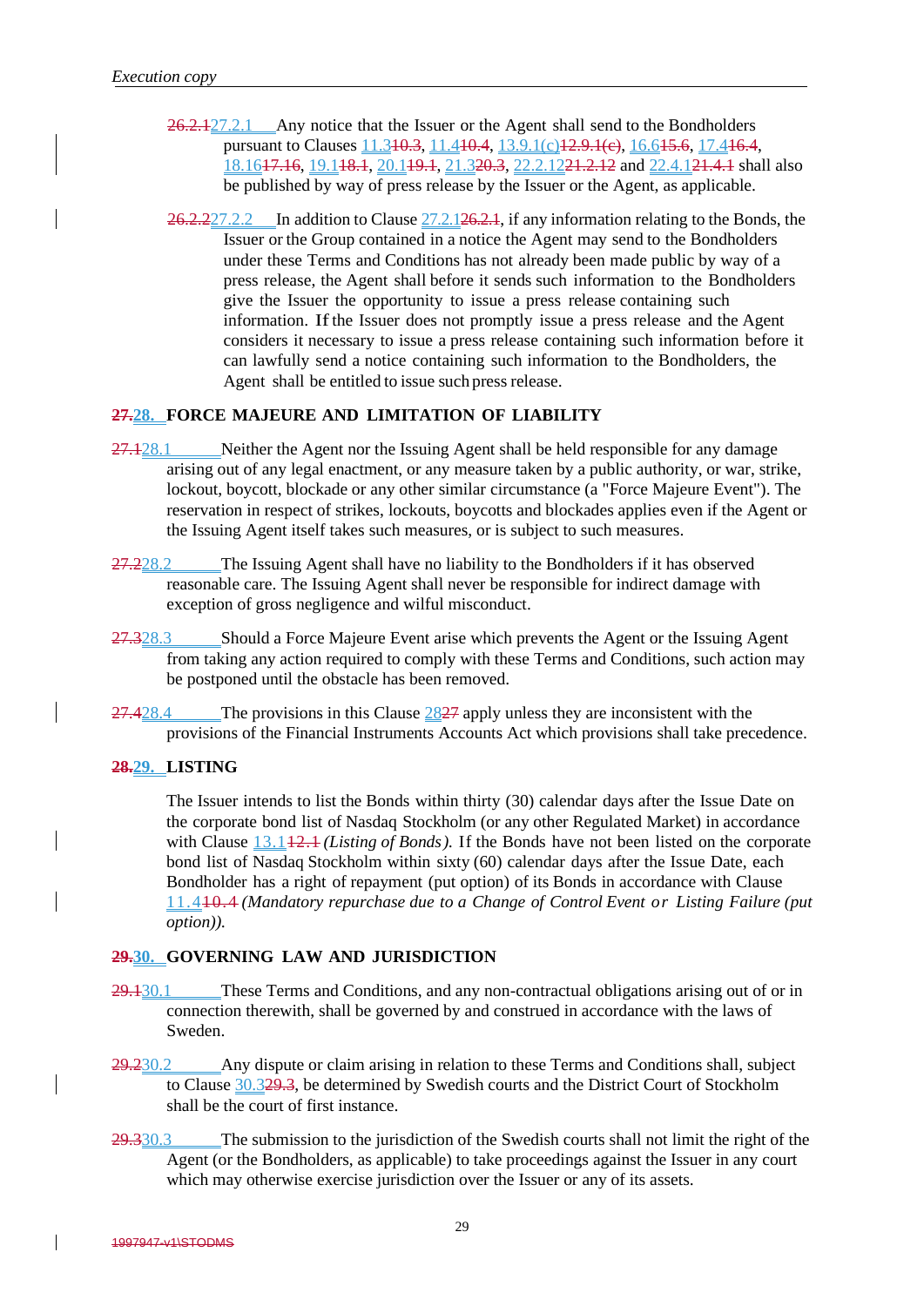~~26.2.1~~27.2.1 Any notice that the Issuer or the Agent shall send to the Bondholders pursuant to Clauses 11.3~~10.3~~, 11.4~~10.4~~, 13.9.1(c)~~12.9.1(c)~~, 16.6~~15.6~~, 17.4~~16.4~~, 18.16~~17.16~~, 19.1~~18.1~~, 20.1~~19.1~~, 21.3~~20.3~~, 22.2.12~~21.2.12~~ and 22.4.1~~21.4.1~~ shall also be published by way of press release by the Issuer or the Agent, as applicable.

~~26.2.2~~27.2.2 In addition to Clause 27.2.1~~26.2.1~~, if any information relating to the Bonds, the Issuer or the Group contained in a notice the Agent may send to the Bondholders under these Terms and Conditions has not already been made public by way of a press release, the Agent shall before it sends such information to the Bondholders give the Issuer the opportunity to issue a press release containing such information. If the Issuer does not promptly issue a press release and the Agent considers it necessary to issue a press release containing such information before it can lawfully send a notice containing such information to the Bondholders, the Agent shall be entitled to issue such press release.

## ~~27.~~28. FORCE MAJEURE AND LIMITATION OF LIABILITY

~~27.1~~28.1 Neither the Agent nor the Issuing Agent shall be held responsible for any damage arising out of any legal enactment, or any measure taken by a public authority, or war, strike, lockout, boycott, blockade or any other similar circumstance (a "Force Majeure Event"). The reservation in respect of strikes, lockouts, boycotts and blockades applies even if the Agent or the Issuing Agent itself takes such measures, or is subject to such measures.

~~27.2~~28.2 The Issuing Agent shall have no liability to the Bondholders if it has observed reasonable care. The Issuing Agent shall never be responsible for indirect damage with exception of gross negligence and wilful misconduct.

~~27.3~~28.3 Should a Force Majeure Event arise which prevents the Agent or the Issuing Agent from taking any action required to comply with these Terms and Conditions, such action may be postponed until the obstacle has been removed.

~~27.4~~28.4 The provisions in this Clause 28~~27~~ apply unless they are inconsistent with the provisions of the Financial Instruments Accounts Act which provisions shall take precedence.

## ~~28.~~29. LISTING

The Issuer intends to list the Bonds within thirty (30) calendar days after the Issue Date on the corporate bond list of Nasdaq Stockholm (or any other Regulated Market) in accordance with Clause 13.1~~12.1~~ *(Listing of Bonds)*. If the Bonds have not been listed on the corporate bond list of Nasdaq Stockholm within sixty (60) calendar days after the Issue Date, each Bondholder has a right of repayment (put option) of its Bonds in accordance with Clause 11.4~~10.4~~ *(Mandatory repurchase due to a Change of Control Event or Listing Failure (put option))*.

## ~~29.~~30. GOVERNING LAW AND JURISDICTION

~~29.1~~30.1 These Terms and Conditions, and any non-contractual obligations arising out of or in connection therewith, shall be governed by and construed in accordance with the laws of Sweden.

~~29.2~~30.2 Any dispute or claim arising in relation to these Terms and Conditions shall, subject to Clause 30.3~~29.3~~, be determined by Swedish courts and the District Court of Stockholm shall be the court of first instance.

~~29.3~~30.3 The submission to the jurisdiction of the Swedish courts shall not limit the right of the Agent (or the Bondholders, as applicable) to take proceedings against the Issuer in any court which may otherwise exercise jurisdiction over the Issuer or any of its assets.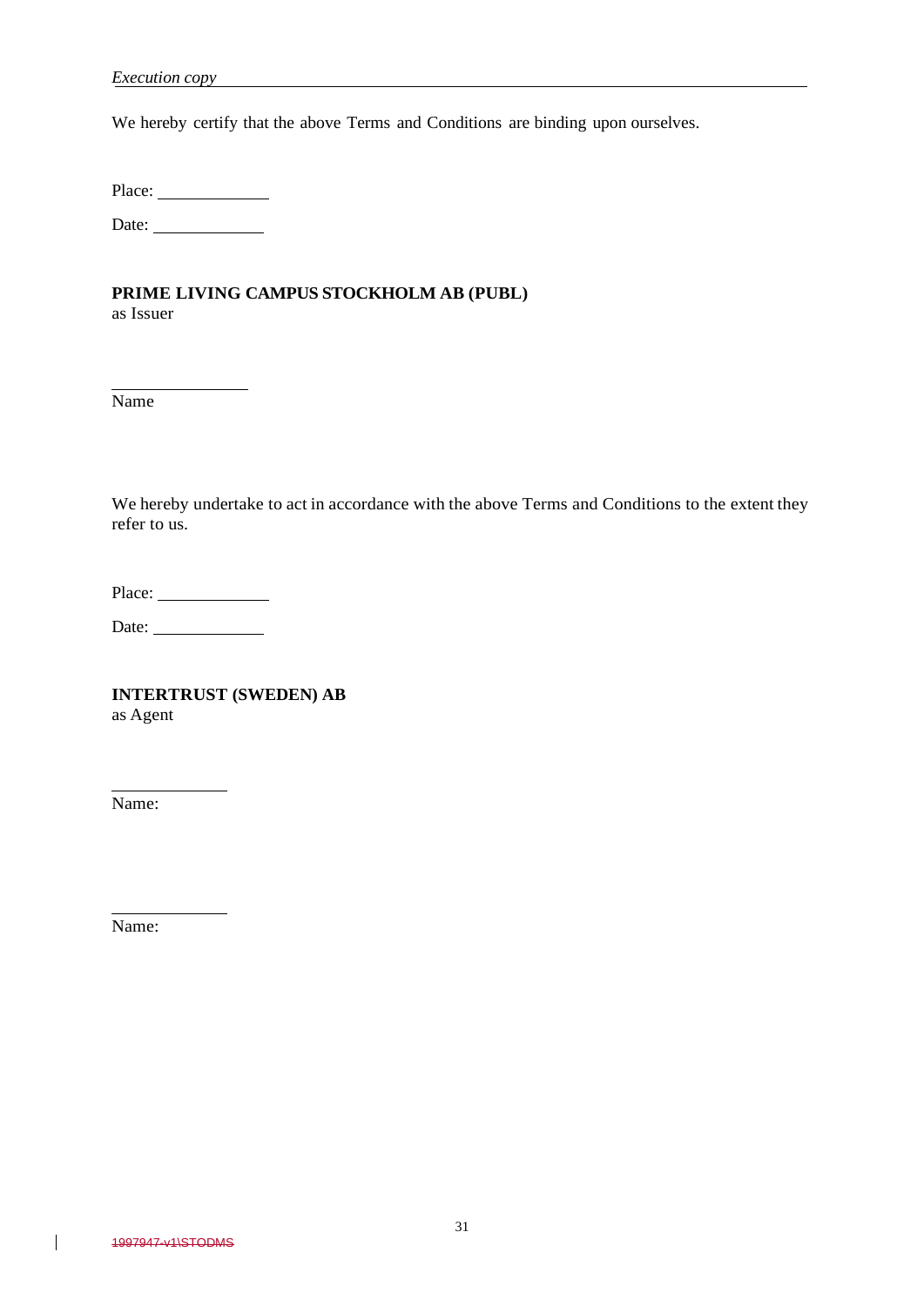We hereby certify that the above Terms and Conditions are binding upon ourselves.

Place: \_\_\_\_\_\_\_\_\_\_\_\_

Date: \_\_\_\_\_\_\_\_\_\_\_\_

**PRIME LIVING CAMPUS STOCKHOLM AB (PUBL)**
as Issuer

\_\_\_\_\_\_\_\_\_\_\_\_\_\_
Name

We hereby undertake to act in accordance with the above Terms and Conditions to the extent they refer to us.

Place: \_\_\_\_\_\_\_\_\_\_\_\_

Date: \_\_\_\_\_\_\_\_\_\_\_\_

**INTERTRUST (SWEDEN) AB**
as Agent

\_\_\_\_\_\_\_\_\_\_\_\_
Name:

\_\_\_\_\_\_\_\_\_\_\_\_
Name: